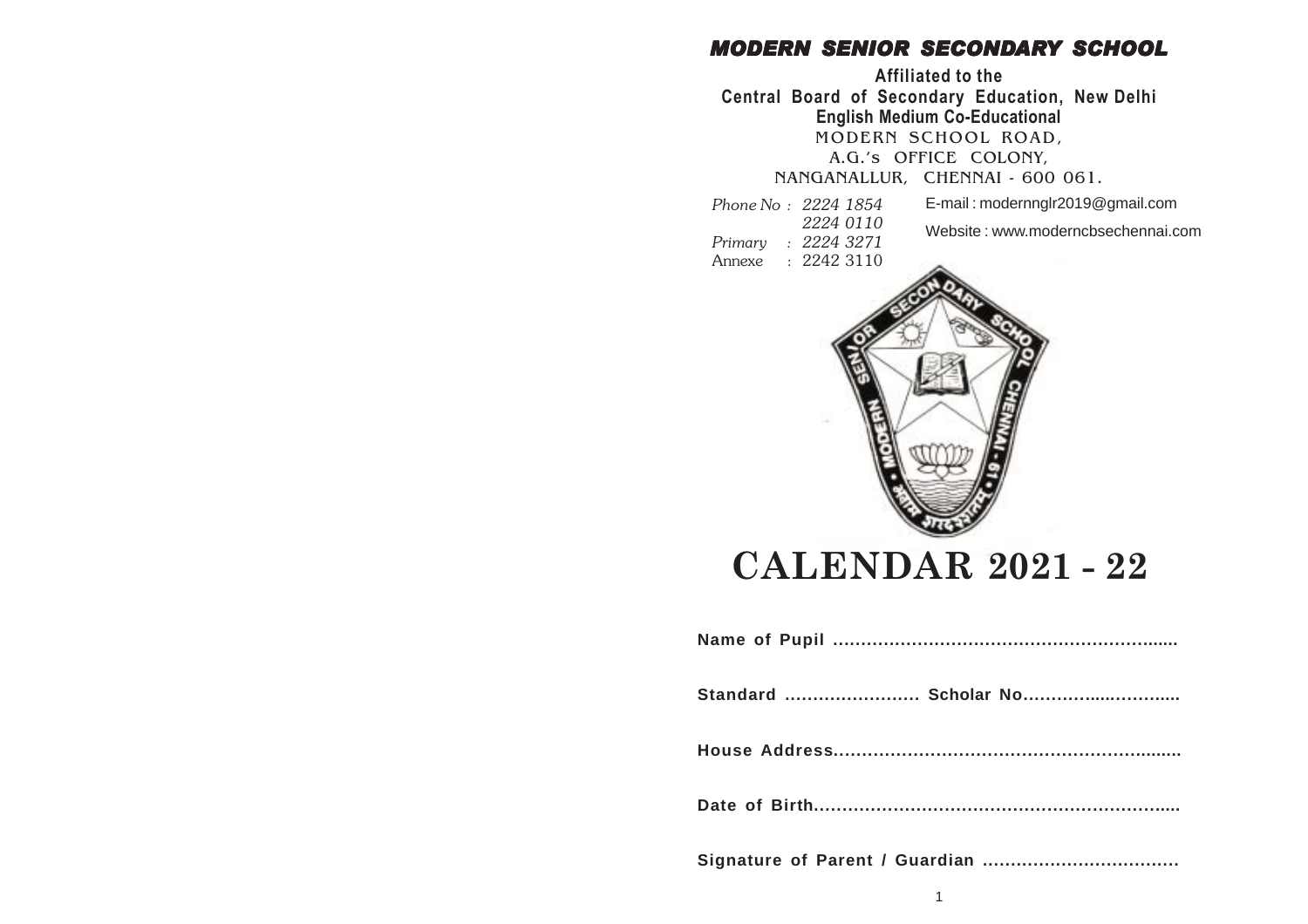# MODERN SENIOR SECONDARY SCHOOL

**Affiliated to the**
**Central Board of Secondary Education, New Delhi**
**English Medium Co-Educational**

MODERN SCHOOL ROAD,
A.G.'s OFFICE COLONY,
NANGANALLUR, CHENNAI - 600 061.

*Phone No :* *2224 1854*
*2224 0110*
*Primary :* *2224 3271*
Annexe : 2242 3110

E-mail : modernnglr2019@gmail.com
Website : www.moderncbsechennai.com

# CALENDAR 2021 - 22

**Name of Pupil ..............................................................**

**Standard ........................ Scholar No............................**

**House Address...............................................................**

**Date of Birth...................................................................**

**Signature of Parent / Guardian ....................................**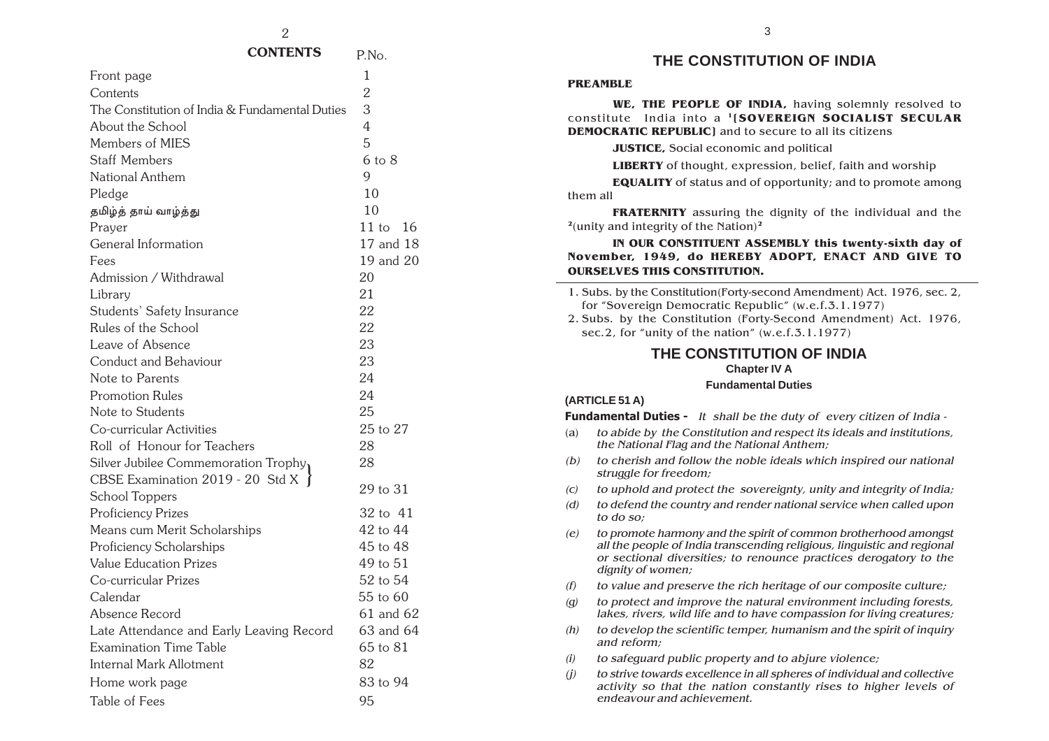## CONTENTS

| | P.No. |
|---|---|
| Front page | 1 |
| Contents | 2 |
| The Constitution of India & Fundamental Duties | 3 |
| About the School | 4 |
| Members of MIES | 5 |
| Staff Members | 6 to 8 |
| National Anthem | 9 |
| Pledge | 10 |
| தமிழ்த் தாய் வாழ்த்து | 10 |
| Prayer | 11 to 16 |
| General Information | 17 and 18 |
| Fees | 19 and 20 |
| Admission / Withdrawal | 20 |
| Library | 21 |
| Students' Safety Insurance | 22 |
| Rules of the School | 22 |
| Leave of Absence | 23 |
| Conduct and Behaviour | 23 |
| Note to Parents | 24 |
| Promotion Rules | 24 |
| Note to Students | 25 |
| Co-curricular Activities | 25 to 27 |
| Roll of Honour for Teachers | 28 |
| Silver Jubilee Commemoration Trophy | 28 |
| CBSE Examination 2019 - 20 Std X / School Toppers | 29 to 31 |
| Proficiency Prizes | 32 to 41 |
| Means cum Merit Scholarships | 42 to 44 |
| Proficiency Scholarships | 45 to 48 |
| Value Education Prizes | 49 to 51 |
| Co-curricular Prizes | 52 to 54 |
| Calendar | 55 to 60 |
| Absence Record | 61 and 62 |
| Late Attendance and Early Leaving Record | 63 and 64 |
| Examination Time Table | 65 to 81 |
| Internal Mark Allotment | 82 |
| Home work page | 83 to 94 |
| Table of Fees | 95 |

# THE CONSTITUTION OF INDIA

**PREAMBLE**

**WE, THE PEOPLE OF INDIA,** having solemnly resolved to constitute India into a [1]**[SOVEREIGN SOCIALIST SECULAR DEMOCRATIC REPUBLIC]** and to secure to all its citizens

**JUSTICE,** Social economic and political

**LIBERTY** of thought, expression, belief, faith and worship

**EQUALITY** of status and of opportunity; and to promote among them all

**FRATERNITY** assuring the dignity of the individual and the [2](unity and integrity of the Nation)[2]

**IN OUR CONSTITUENT ASSEMBLY this twenty-sixth day of November, 1949, do HEREBY ADOPT, ENACT AND GIVE TO OURSELVES THIS CONSTITUTION.**

---

1. Subs. by the Constitution(Forty-second Amendment) Act. 1976, sec. 2, for "Sovereign Democratic Republic" (w.e.f.3.1.1977)
2. Subs. by the Constitution (Forty-Second Amendment) Act. 1976, sec.2, for "unity of the nation" (w.e.f.3.1.1977)

## THE CONSTITUTION OF INDIA

### Chapter IV A

### Fundamental Duties

**(ARTICLE 51 A)**

**Fundamental Duties -** *It shall be the duty of every citizen of India -*

(a) *to abide by the Constitution and respect its ideals and institutions, the National Flag and the National Anthem;*

(b) *to cherish and follow the noble ideals which inspired our national struggle for freedom;*

(c) *to uphold and protect the sovereignty, unity and integrity of India;*

(d) *to defend the country and render national service when called upon to do so;*

(e) *to promote harmony and the spirit of common brotherhood amongst all the people of India transcending religious, linguistic and regional or sectional diversities; to renounce practices derogatory to the dignity of women;*

(f) *to value and preserve the rich heritage of our composite culture;*

(g) *to protect and improve the natural environment including forests, lakes, rivers, wild life and to have compassion for living creatures;*

(h) *to develop the scientific temper, humanism and the spirit of inquiry and reform;*

(i) *to safeguard public property and to abjure violence;*

(j) *to strive towards excellence in all spheres of individual and collective activity so that the nation constantly rises to higher levels of endeavour and achievement.*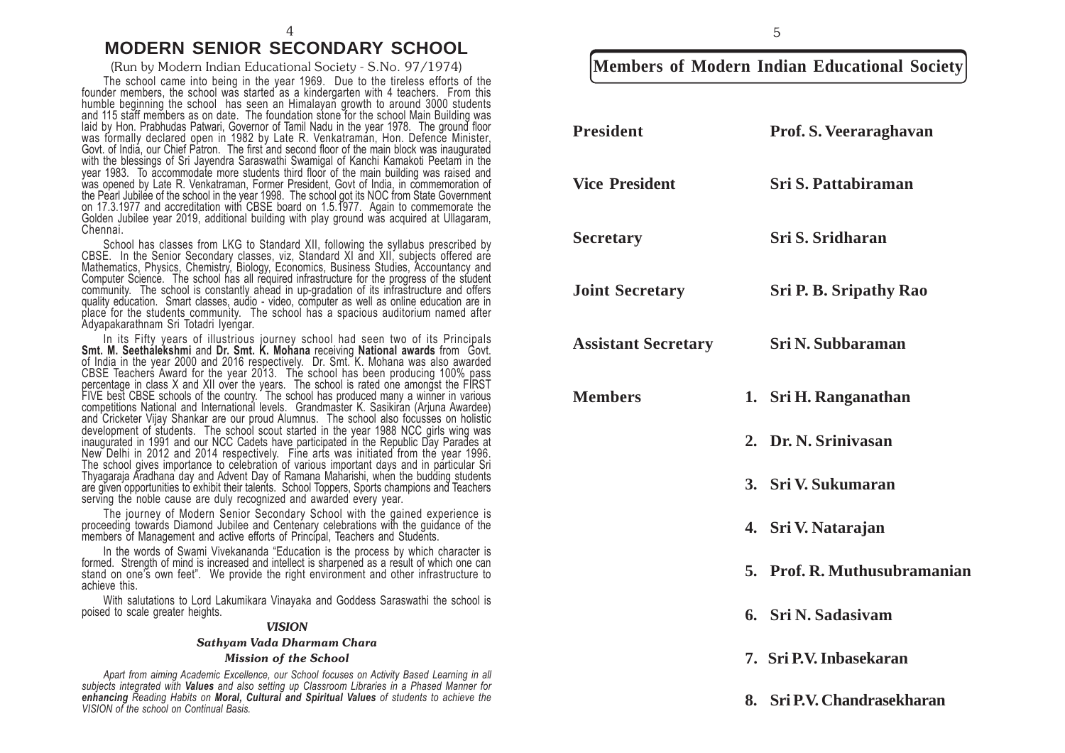# MODERN SENIOR SECONDARY SCHOOL

(Run by Modern Indian Educational Society - S.No. 97/1974)

The school came into being in the year 1969. Due to the tireless efforts of the founder members, the school was started as a kindergarten with 4 teachers. From this humble beginning the school has seen an Himalayan growth to around 3000 students and 115 staff members as on date. The foundation stone for the school Main Building was laid by Hon. Prabhudas Patwari, Governor of Tamil Nadu in the year 1978. The ground floor was formally declared open in 1982 by Late R. Venkatraman, Hon. Defence Minister, Govt. of India, our Chief Patron. The first and second floor of the main block was inaugurated with the blessings of Sri Jayendra Saraswathi Swamigal of Kanchi Kamakoti Peetam in the year 1983. To accommodate more students third floor of the main building was raised and was opened by Late R. Venkatraman, Former President, Govt of India, in commemoration of the Pearl Jubilee of the school in the year 1998. The school got its NOC from State Government on 17.3.1977 and accreditation with CBSE board on 1.5.1977. Again to commemorate the Golden Jubilee year 2019, additional building with play ground was acquired at Ullagaram, Chennai.

School has classes from LKG to Standard XII, following the syllabus prescribed by CBSE. In the Senior Secondary classes, viz, Standard XI and XII, subjects offered are Mathematics, Physics, Chemistry, Biology, Economics, Business Studies, Accountancy and Computer Science. The school has all required infrastructure for the progress of the student community. The school is constantly ahead in up-gradation of its infrastructure and offers quality education. Smart classes, audio - video, computer as well as online education are in place for the students community. The school has a spacious auditorium named after Adyapakarathnam Sri Totadri Iyengar.

In its Fifty years of illustrious journey school had seen two of its Principals **Smt. M. Seethalekshmi** and **Dr. Smt. K. Mohana** receiving **National awards** from Govt. of India in the year 2000 and 2016 respectively. Dr. Smt. K. Mohana was also awarded CBSE Teachers Award for the year 2013. The school has been producing 100% pass percentage in class X and XII over the years. The school is rated one amongst the FIRST FIVE best CBSE schools of the country. The school has produced many a winner in various competitions National and International levels. Grandmaster K. Sasikiran (Arjuna Awardee) and Cricketer Vijay Shankar are our proud Alumnus. The school also focusses on holistic development of students. The school scout started in the year 1988 NCC girls wing was inaugurated in 1991 and our NCC Cadets have participated in the Republic Day Parades at New Delhi in 2012 and 2014 respectively. Fine arts was initiated from the year 1996. The school gives importance to celebration of various important days and in particular Sri Thyagaraja Aradhana day and Advent Day of Ramana Maharishi, when the budding students are given opportunities to exhibit their talents. School Toppers, Sports champions and Teachers serving the noble cause are duly recognized and awarded every year.

The journey of Modern Senior Secondary School with the gained experience is proceeding towards Diamond Jubilee and Centenary celebrations with the guidance of the members of Management and active efforts of Principal, Teachers and Students.

In the words of Swami Vivekananda "Education is the process by which character is formed. Strength of mind is increased and intellect is sharpened as a result of which one can stand on one's own feet". We provide the right environment and other infrastructure to achieve this.

With salutations to Lord Lakumikara Vinayaka and Goddess Saraswathi the school is poised to scale greater heights.

***VISION***

***Sathyam Vada Dharmam Chara***

***Mission of the School***

*Apart from aiming Academic Excellence, our School focuses on Activity Based Learning in all subjects integrated with **Values** and also setting up Classroom Libraries in a Phased Manner for **enhancing** Reading Habits on **Moral, Cultural and Spiritual Values** of students to achieve the VISION of the school on Continual Basis.*

## Members of Modern Indian Educational Society

| | |
|---|---|
| **President** | **Prof. S. Veeraraghavan** |
| **Vice President** | **Sri S. Pattabiraman** |
| **Secretary** | **Sri S. Sridharan** |
| **Joint Secretary** | **Sri P. B. Sripathy Rao** |
| **Assistant Secretary** | **Sri N. Subbaraman** |
| **Members** | **1. Sri H. Ranganathan** |
| | **2. Dr. N. Srinivasan** |
| | **3. Sri V. Sukumaran** |
| | **4. Sri V. Natarajan** |
| | **5. Prof. R. Muthusubramanian** |
| | **6. Sri N. Sadasivam** |
| | **7. Sri P.V. Inbasekaran** |
| | **8. Sri P.V. Chandrasekharan** |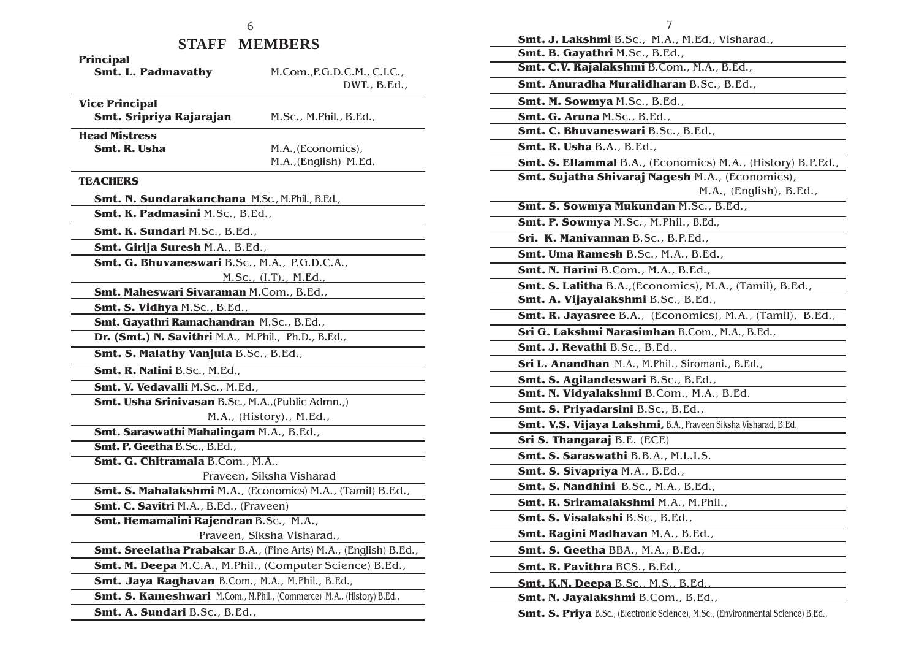# STAFF MEMBERS

**Principal**
**Smt. L. Padmavathy** M.Com.,P.G.D.C.M., C.I.C., DWT., B.Ed.,

**Vice Principal**
**Smt. Sripriya Rajarajan** M.Sc., M.Phil., B.Ed.,

**Head Mistress**
**Smt. R. Usha** M.A.,(Economics), M.A.,(English) M.Ed.

**TEACHERS**

**Smt. N. Sundarakanchana** M.Sc., M.Phil., B.Ed.,

**Smt. K. Padmasini** M.Sc., B.Ed.,

**Smt. K. Sundari** M.Sc., B.Ed.,

**Smt. Girija Suresh** M.A., B.Ed.,

**Smt. G. Bhuvaneswari** B.Sc., M.A., P.G.D.C.A., M.Sc., (I.T)., M.Ed.,

**Smt. Maheswari Sivaraman** M.Com., B.Ed.,

**Smt. S. Vidhya** M.Sc., B.Ed.,

**Smt. Gayathri Ramachandran** M.Sc., B.Ed.,

**Dr. (Smt.) N. Savithri** M.A., M.Phil., Ph.D., B.Ed.,

**Smt. S. Malathy Vanjula** B.Sc., B.Ed.,

**Smt. R. Nalini** B.Sc., M.Ed.,

**Smt. V. Vedavalli** M.Sc., M.Ed.,

**Smt. Usha Srinivasan** B.Sc., M.A.,(Public Admn.,) M.A., (History)., M.Ed.,

**Smt. Saraswathi Mahalingam** M.A., B.Ed.,

**Smt. P. Geetha** B.Sc., B.Ed.,

**Smt. G. Chitramala** B.Com., M.A., Praveen, Siksha Visharad

**Smt. S. Mahalakshmi** M.A., (Economics) M.A., (Tamil) B.Ed.,

**Smt. C. Savitri** M.A., B.Ed., (Praveen)

**Smt. Hemamalini Rajendran** B.Sc., M.A., Praveen, Siksha Visharad.,

**Smt. Sreelatha Prabakar** B.A., (Fine Arts) M.A., (English) B.Ed.,

**Smt. M. Deepa** M.C.A., M.Phil., (Computer Science) B.Ed.,

**Smt. Jaya Raghavan** B.Com., M.A., M.Phil., B.Ed.,

**Smt. S. Kameshwari** M.Com., M.Phil., (Commerce) M.A., (History) B.Ed.,

**Smt. A. Sundari** B.Sc., B.Ed.,

**Smt. J. Lakshmi** B.Sc., M.A., M.Ed., Visharad.,

**Smt. B. Gayathri** M.Sc., B.Ed.,

**Smt. C.V. Rajalakshmi** B.Com., M.A., B.Ed.,

**Smt. Anuradha Muralidharan** B.Sc., B.Ed.,

**Smt. M. Sowmya** M.Sc., B.Ed.,

**Smt. G. Aruna** M.Sc., B.Ed.,

**Smt. C. Bhuvaneswari** B.Sc., B.Ed.,

**Smt. R. Usha** B.A., B.Ed.,

**Smt. S. Ellammal** B.A., (Economics) M.A., (History) B.P.Ed.,

**Smt. Sujatha Shivaraj Nagesh** M.A., (Economics), M.A., (English), B.Ed.,

**Smt. S. Sowmya Mukundan** M.Sc., B.Ed.,

**Smt. P. Sowmya** M.Sc., M.Phil., B.Ed.,

**Sri. K. Manivannan** B.Sc., B.P.Ed.,

**Smt. Uma Ramesh** B.Sc., M.A., B.Ed.,

**Smt. N. Harini** B.Com., M.A., B.Ed.,

**Smt. S. Lalitha** B.A.,(Economics), M.A., (Tamil), B.Ed.,

**Smt. A. Vijayalakshmi** B.Sc., B.Ed.,

**Smt. R. Jayasree** B.A., (Economics), M.A., (Tamil), B.Ed.,

**Sri G. Lakshmi Narasimhan** B.Com., M.A., B.Ed.,

**Smt. J. Revathi** B.Sc., B.Ed.,

**Sri L. Anandhan** M.A., M.Phil., Siromani., B.Ed.,

**Smt. S. Agilandeswari** B.Sc., B.Ed.,

**Smt. N. Vidyalakshmi** B.Com., M.A., B.Ed.

**Smt. S. Priyadarsini** B.Sc., B.Ed.,

**Smt. V.S. Vijaya Lakshmi,** B.A., Praveen Siksha Visharad, B.Ed.,

**Sri S. Thangaraj** B.E. (ECE)

**Smt. S. Saraswathi** B.B.A., M.L.I.S.

**Smt. S. Sivapriya** M.A., B.Ed.,

**Smt. S. Nandhini** B.Sc., M.A., B.Ed.,

**Smt. R. Sriramalakshmi** M.A., M.Phil.,

**Smt. S. Visalakshi** B.Sc., B.Ed.,

**Smt. Ragini Madhavan** M.A., B.Ed.,

**Smt. S. Geetha** BBA., M.A., B.Ed.,

**Smt. R. Pavithra** BCS., B.Ed.,

**Smt. K.N. Deepa** B.Sc., M.S., B.Ed.,

**Smt. N. Jayalakshmi** B.Com., B.Ed.,

**Smt. S. Priya** B.Sc., (Electronic Science), M.Sc., (Environmental Science) B.Ed.,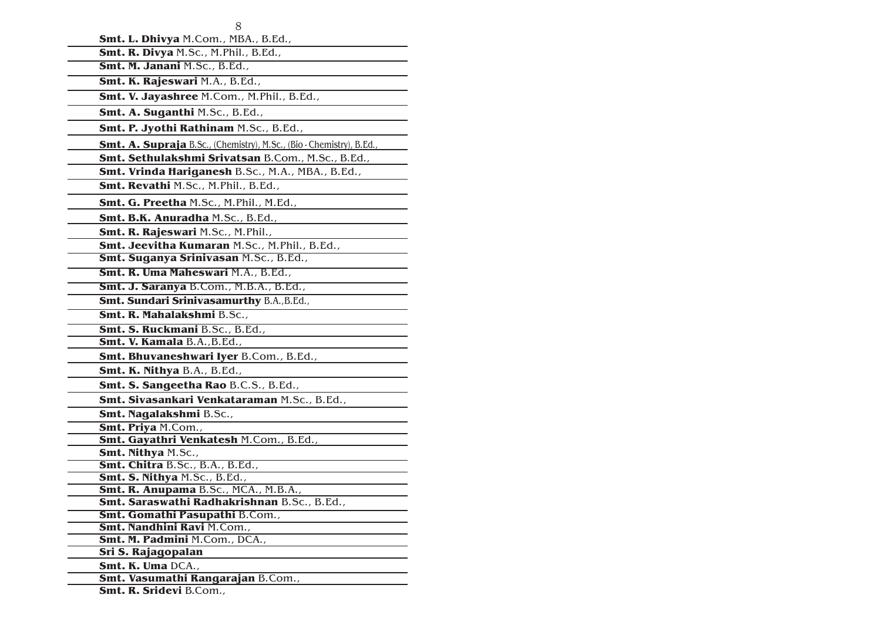**Smt. L. Dhivya** M.Com., MBA., B.Ed.,

**Smt. R. Divya** M.Sc., M.Phil., B.Ed.,

**Smt. M. Janani** M.Sc., B.Ed.,

**Smt. K. Rajeswari** M.A., B.Ed.,

**Smt. V. Jayashree** M.Com., M.Phil., B.Ed.,

**Smt. A. Suganthi** M.Sc., B.Ed.,

**Smt. P. Jyothi Rathinam** M.Sc., B.Ed.,

**Smt. A. Supraja** B.Sc., (Chemistry), M.Sc., (Bio - Chemistry), B.Ed.,

**Smt. Sethulakshmi Srivatsan** B.Com., M.Sc., B.Ed.,

**Smt. Vrinda Hariganesh** B.Sc., M.A., MBA., B.Ed.,

**Smt. Revathi** M.Sc., M.Phil., B.Ed.,

**Smt. G. Preetha** M.Sc., M.Phil., M.Ed.,

**Smt. B.K. Anuradha** M.Sc., B.Ed.,

**Smt. R. Rajeswari** M.Sc., M.Phil.,

**Smt. Jeevitha Kumaran** M.Sc., M.Phil., B.Ed.,

**Smt. Suganya Srinivasan** M.Sc., B.Ed.,

**Smt. R. Uma Maheswari** M.A., B.Ed.,

**Smt. J. Saranya** B.Com., M.B.A., B.Ed.,

**Smt. Sundari Srinivasamurthy** B.A.,B.Ed.,

**Smt. R. Mahalakshmi** B.Sc.,

**Smt. S. Ruckmani** B.Sc., B.Ed.,

**Smt. V. Kamala** B.A.,B.Ed.,

**Smt. Bhuvaneshwari Iyer** B.Com., B.Ed.,

**Smt. K. Nithya** B.A., B.Ed.,

**Smt. S. Sangeetha Rao** B.C.S., B.Ed.,

**Smt. Sivasankari Venkataraman** M.Sc., B.Ed.,

**Smt. Nagalakshmi** B.Sc.,

**Smt. Priya** M.Com.,

**Smt. Gayathri Venkatesh** M.Com., B.Ed.,

**Smt. Nithya** M.Sc.,

**Smt. Chitra** B.Sc., B.A., B.Ed.,

**Smt. S. Nithya** M.Sc., B.Ed.,

**Smt. R. Anupama** B.Sc., MCA., M.B.A.,

**Smt. Saraswathi Radhakrishnan** B.Sc., B.Ed.,

**Smt. Gomathi Pasupathi** B.Com.,

**Smt. Nandhini Ravi** M.Com.,

**Smt. M. Padmini** M.Com., DCA.,

**Sri S. Rajagopalan**

**Smt. K. Uma** DCA.,

**Smt. Vasumathi Rangarajan** B.Com.,

**Smt. R. Sridevi** B.Com.,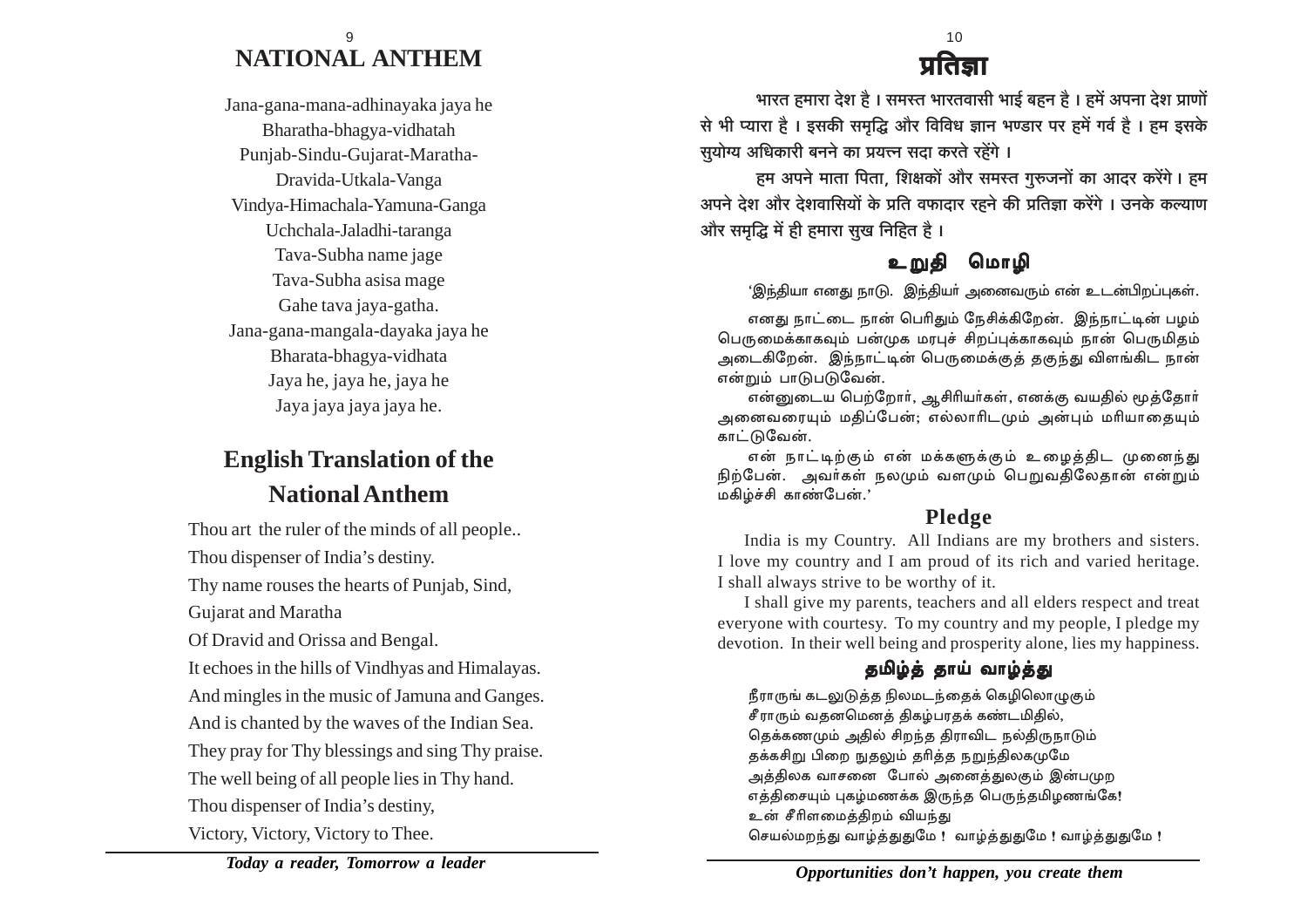# NATIONAL ANTHEM

Jana-gana-mana-adhinayaka jaya he
Bharatha-bhagya-vidhatah
Punjab-Sindu-Gujarat-Maratha-
Dravida-Utkala-Vanga
Vindya-Himachala-Yamuna-Ganga
Uchchala-Jaladhi-taranga
Tava-Subha name jage
Tava-Subha asisa mage
Gahe tava jaya-gatha.
Jana-gana-mangala-dayaka jaya he
Bharata-bhagya-vidhata
Jaya he, jaya he, jaya he
Jaya jaya jaya jaya he.

## English Translation of the National Anthem

Thou art the ruler of the minds of all people..
Thou dispenser of India's destiny.
Thy name rouses the hearts of Punjab, Sind,
Gujarat and Maratha
Of Dravid and Orissa and Bengal.
It echoes in the hills of Vindhyas and Himalayas.
And mingles in the music of Jamuna and Ganges.
And is chanted by the waves of the Indian Sea.
They pray for Thy blessings and sing Thy praise.
The well being of all people lies in Thy hand.
Thou dispenser of India's destiny,
Victory, Victory, Victory to Thee.

*Today a reader, Tomorrow a leader*

# प्रतिज्ञा

भारत हमारा देश है । समस्त भारतवासी भाई बहन है । हमें अपना देश प्राणों से भी प्यारा है । इसकी समृद्धि और विविध ज्ञान भण्डार पर हमें गर्व है । हम इसके सुयोग्य अधिकारी बनने का प्रयत्न सदा करते रहेंगे ।

हम अपने माता पिता, शिक्षकों और समस्त गुरुजनों का आदर करेंगे । हम अपने देश और देशवासियों के प्रति वफादार रहने की प्रतिज्ञा करेंगे । उनके कल्याण और समृद्धि में ही हमारा सुख निहित है ।

## உறுதி மொழி

'இந்தியா எனது நாடு. இந்தியர் அனைவரும் என் உடன்பிறப்புகள்.

எனது நாட்டை நான் பெரிதும் நேசிக்கிறேன். இந்நாட்டின் பழம் பெருமைக்காகவும் பன்முக மரபுச் சிறப்புக்காகவும் நான் பெருமிதம் அடைகிறேன். இந்நாட்டின் பெருமைக்குத் தகுந்து விளங்கிட நான் என்றும் பாடுபடுவேன்.

என்னுடைய பெற்றோர், ஆசிரியர்கள், எனக்கு வயதில் மூத்தோர் அனைவரையும் மதிப்பேன்; எல்லாரிடமும் அன்பும் மரியாதையும் காட்டுவேன்.

என் நாட்டிற்கும் என் மக்களுக்கும் உழைத்திட முனைந்து நிற்பேன். அவர்கள் நலமும் வளமும் பெறுவதிலேதான் என்றும் மகிழ்ச்சி காண்பேன்.'

## Pledge

India is my Country. All Indians are my brothers and sisters. I love my country and I am proud of its rich and varied heritage. I shall always strive to be worthy of it.

I shall give my parents, teachers and all elders respect and treat everyone with courtesy. To my country and my people, I pledge my devotion. In their well being and prosperity alone, lies my happiness.

## தமிழ்த் தாய் வாழ்த்து

நீராருங் கடலுடுத்த நிலமடந்தைக் கெழிலொழுகும்
சீராரும் வதனமெனத் திகழ்பரதக் கண்டமிதில்,
தெக்கணமும் அதில் சிறந்த திராவிட நல்திருநாடும்
தக்கசிறு பிறை நுதலும் தரித்த நறுந்திலகமுமே
அத்திலக வாசனை போல் அனைத்துலகும் இன்பமுற
எத்திசையும் புகழ்மணக்க இருந்த பெருந்தமிழணங்கே!
உன் சீரிளமைத்திறம் வியந்து
செயல்மறந்து வாழ்த்துதுமே ! வாழ்த்துதுமே ! வாழ்த்துதுமே !

*Opportunities don't happen, you create them*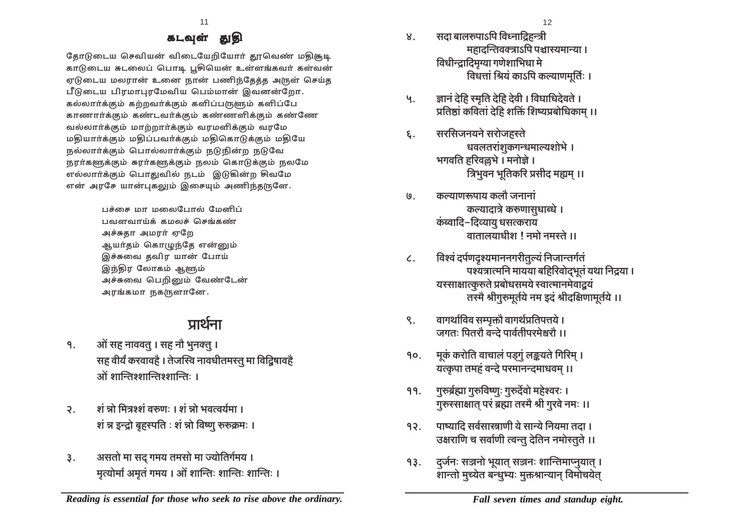## கடவுள் துதி

தோடுடைய செவியன் விடையேறியோர் தூவெண் மதிசூடி
காடுடைய சுடலைப் பொடி பூசியென் உள்ளங்கவர் கள்வன்
ஏடுடைய மலரான் உனை நான் பணிந்தேத்த அருள் செய்த
பீடுடைய பிரமாபுரமேவிய பெம்மான் இவனன்றோ.
கல்லார்க்கும் கற்றவர்க்கும் களிப்பருளும் களிப்பே
காணார்க்கும் கண்டவர்க்கும் கண்ணளிக்கும் கண்ணே
வல்லார்க்கும் மாற்றார்க்கும் வரமளிக்கும் வரமே
மதியார்க்கும் மதிப்பவர்க்கும் மதிகொடுக்கும் மதியே
நல்லார்க்கும் பொல்லார்க்கும் நடுநின்ற நடுவே
நரர்களுக்கும் சுரர்களுக்கும் நலம் கொடுக்கும் நலமே
எல்லார்க்கும் பொதுவில் நடம் இடுகின்ற சிவமே
என் அரசே யான்புகலும் இசையும் அணிந்தருளே.

பச்சை மா மலைபோல் மேனிப்
பவளவாய்க் கமலச் செங்கண்
அச்சுதா அமரர் ஏறே
ஆயர்தம் கொழுந்தே என்னும்
இச்சுவை தவிர யான் போய்
இந்திர லோகம் ஆளும்
அச்சுவை பெறினும் வேண்டேன்
அரங்கமா நகருளானே.

## प्रार्थना

१. ओं सह नाववतु । सह नौ भुनक्तु ।
सह वीर्यं करवावहै । तेजस्वि नावधीतमस्तु मा विद्विषावहै
ओं शान्तिश्शान्तिश्शान्तिः ।

२. शं न्नो मित्रश्शं वरुणः । शं न्नो भवत्वर्यमा ।
शं न्न इन्द्रो बृहस्पति : शं न्नो विष्णु रुरुक्रमः ।

३. असतो मा सद् गमय तमसो मा ज्योतिर्गमय ।
मृत्योर्मा अमृतं गमय । ओं शान्तिः शान्तिः शान्तिः ।

४. सदा बालरूपाऽपि विघ्नाद्रिहन्त्री
महादन्तिवक्त्राऽपि पञ्चास्यमान्या ।
विधीन्द्रादिमृग्या गणेशाभिधा मे
विधत्तां श्रियं काऽपि कल्याणमूर्तिः ।

५. ज्ञानं देहि स्मृति देहि देवी । विद्याधिदेवते ।
प्रतिष्ठां कवितां देहि शक्तिं शिष्यप्रबोधिकाम् ।।

६. सरसिजनयने सरोजहस्ते
धवलतरांशुकगन्धमाल्यशोभे ।
भगवति हरिवल्लभे । मनोज्ञे ।
त्रिभुवन भूतिकरि प्रसीद मह्यम् ।।

७. कल्याणरूपाय कलौ जनानां
कल्यादात्रे करुणासुधाब्धे ।
कंब्वादि-दिव्यायु धसत्कराय
वातालयाधीश ! नमो नमस्ते ।।

८. विश्वं दर्पणदृश्यमाननगरीतुल्यं निजान्तर्गतं
पश्यत्रात्मनि मायया बहिरिवोद्भूतं यथा निद्रया ।
यस्साक्षात्कुरुते प्रबोधसमये स्वात्मानमेवाद्वयं
तस्मै श्रीगुरुमूर्तये नम इदं श्रीदक्षिणामूर्तये ।।

९. वागर्थाविव सम्पृक्तौ वागर्थप्रतिपत्तये ।
जगतः पितरौ वन्दे पार्वतीपरमेश्वरौ ।।

१०. मूकं करोति वाचालं पङ्गुं लङ्घयते गिरिम् ।
यत्कृपा तमहं वन्दे परमानन्दमाधवम् ।।

११. गुरुर्ब्रह्मा गुरुविष्णुः गुरुर्देवो महेश्वरः ।
गुरुस्साक्षात् परं ब्रह्मा तस्मै श्री गुरवे नमः ।।

१२. पाष्यादि सर्वसास्त्राणी ये सान्ये नियमा तदा ।
उक्षराणि च सर्वाणी त्वन्तु देतिन नमोस्तुते ।।

१३. दुर्जनः सज्जनो भूयात् सज्जनः शान्तिमाप्नुयात् ।
शान्तो मुच्येत बन्धुभ्यः मुक्तश्चान्यान् विमोचयेत्

*Reading is essential for those who seek to rise above the ordinary.*

*Fall seven times and standup eight.*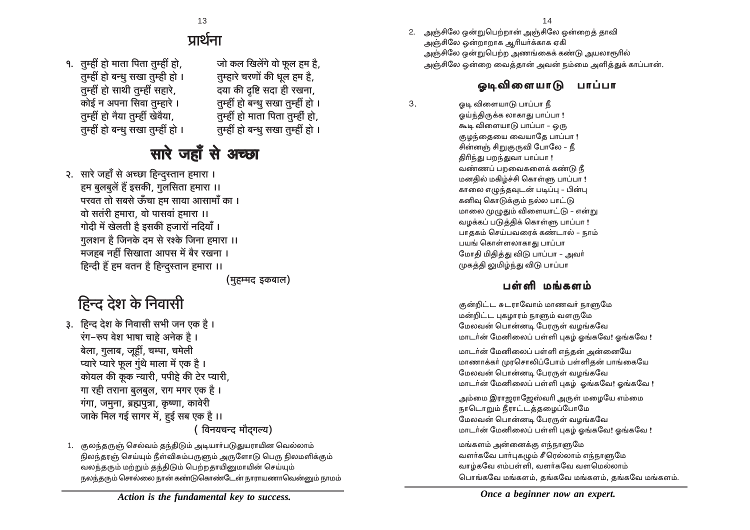# प्रार्थना

१. तुम्हीं हो माता पिता तुम्हीं हो,
तुम्हीं हो बन्धु सखा तुम्ही हो ।
तुम्हीं हो साथी तुम्हीं सहारे,
कोई न अपना सिवा तुम्हारे ।
तुम्हीं हो नैया तुम्हीं खेवैया,
तुम्हीं हो बन्धु सखा तुम्हीं हो ।
जो कल खिलेंगे वो फूल हम है,
तुम्हारे चरणों की धूल हम है,
दया की दृष्टि सदा ही रखना,
तुम्हीं हो बन्धु सखा तुम्हीं हो ।
तुम्हीं हो माता पिता तुम्हीं हो,
तुम्हीं हो बन्धु सखा तुम्हीं हो ।

# सारे जहाँ से अच्छा

२. सारे जहाँ से अच्छा हिन्दुस्तान हमारा ।
हम बुलबुलें हैं इसकी, गुलसिता हमारा ।।
परवत तो सबसे ऊँचा हम साया आसामाँ का ।
वो सतंरी हमारा, वो पासवां हमारा ।।
गोदी में खेलती है इसकी हजारों नदियाँ ।
गुलशन है जिनके दम से रश्के जिना हमारा ।।
मजहब नहीं सिखाता आपस में बैर रखना ।
हिन्दी हैं हम वतन है हिन्दुस्तान हमारा ।।

(मुहम्मद इकबाल)

# हिन्द देश के निवासी

३. हिन्द देश के निवासी सभी जन एक है ।
रंग–रुप वेश भाषा चाहे अनेक है ।
बेला, गुलाब, जूहीं, चम्पा, चमेली
प्यारे प्यारे फूल गुंथे माला में एक है ।
कोयल की कूक न्यारी, पपीहे की टेर प्यारी,
गा रही तराना बुलबुल, राग मगर एक है ।
गंगा, जमुना, ब्रह्मपुत्रा, कृष्णा, कावेरी
जाके मिल गई सागर में, हुई सब एक है ।।

( विनयचन्द मौद्गल्य)

1. குலந்தருஞ் செல்வம் தந்திடும் அடியார்படுதுயராயின வெல்லாம்
நிலந்தரஞ் செய்யும் நீள்விசும்பருளும் அருளோடு பெரு நிலமளிக்கும்
வலந்தரும் மற்றும் தந்திடும் பெற்றதாயினுமாயின் செய்யும்
நலந்தரும் சொல்லை நான் கண்டுகொண்டேன் நாராயணாவென்னும் நாமம்

*Action is the fundamental key to success.*

2. அஞ்சிலே ஒன்றுபெற்றான் அஞ்சிலே ஒன்றைத் தாவி
அஞ்சிலே ஒன்றாறாக ஆரியர்க்காக ஏகி
அஞ்சிலே ஒன்றுபெற்ற அணங்கைக் கண்டு அயலாரூரில்
அஞ்சிலே ஒன்றை வைத்தான் அவன் நம்மை அளித்துக் காப்பான்.

## ஓடிவிளையாடு பாப்பா

3. ஓடி விளையாடு பாப்பா நீ
ஓய்ந்திருக்க லாகாது பாப்பா !
கூடி விளையாடு பாப்பா – ஒரு
குழந்தையை வையாதே பாப்பா !
சின்னஞ் சிறுகுருவி போலே – நீ
திரிந்து பறந்துவா பாப்பா !
வண்ணப் பறவைகளைக் கண்டு நீ
மனதில் மகிழ்ச்சி கொள்ளு பாப்பா !
காலை எழுந்தவுடன் படிப்பு – பின்பு
கனிவு கொடுக்கும் நல்ல பாட்டு
மாலை முழுதும் விளையாட்டு – என்று
வழக்கப் படுத்திக் கொள்ளு பாப்பா !
பாதகம் செய்பவரைக் கண்டால் – நாம்
பயங் கொள்ளலாகாது பாப்பா
மோதி மிதித்து விடு பாப்பா – அவர்
முகத்தி லுமிழ்ந்து விடு பாப்பா

## பள்ளி மங்களம்

குன்றிட்ட சுடராவோம் மாணவர் நாளுமே
மன்றிட்ட புகழாரம் நாளும் வளருமே
மேலவன் பொன்னடி பேரருள் வழங்கவே
மாடர்ன் மேனிலைப் பள்ளி புகழ் ஓங்கவே! ஓங்கவே !

மாடர்ன் மேனிலைப் பள்ளி எந்தன் அன்னையே
மாணாக்கர் முரசொலிப்போம் பள்ளிதன் பாங்கையே
மேலவன் பொன்னடி பேரருள் வழங்கவே
மாடர்ன் மேனிலைப் பள்ளி புகழ் ஓங்கவே! ஓங்கவே !

அம்மை இராஜராஜேஸ்வரி அருள் மழையே எம்மை
நாடொறும் நீராட்டத்தழைப்போமே
மேலவன் பொன்னடி பேரருள் வழங்கவே
மாடர்ன் மேனிலைப் பள்ளி புகழ் ஓங்கவே! ஓங்கவே !

மங்களம் அன்னைக்கு எந்நாளுமே
வளர்கவே பார்புகழும் சீரெல்லாம் எந்நாளுமே
வாழ்கவே எம்பள்ளி, வளர்கவே வளமெல்லாம்
பொங்கவே மங்களம், தங்கவே மங்களம், தங்கவே மங்களம்.

*Once a beginner now an expert.*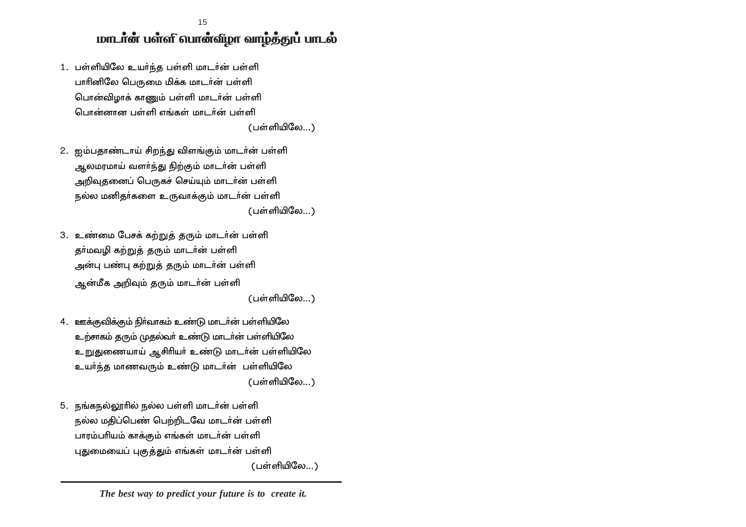# மாடர்ன் பள்ளி பொன்விழா வாழ்த்துப் பாடல்

1. பள்ளியிலே உயர்ந்த பள்ளி மாடர்ன் பள்ளி
   பாரினிலே பெருமை மிக்க மாடர்ன் பள்ளி
   பொன்விழாக் காணும் பள்ளி மாடர்ன் பள்ளி
   பொன்னான பள்ளி எங்கள் மாடர்ன் பள்ளி
   (பள்ளியிலே...)

2. ஐம்பதாண்டாய் சிறந்து விளங்கும் மாடர்ன் பள்ளி
   ஆலமரமாய் வளர்ந்து நிற்கும் மாடர்ன் பள்ளி
   அறிவுதனைப் பெருகச் செய்யும் மாடர்ன் பள்ளி
   நல்ல மனிதர்களை உருவாக்கும் மாடர்ன் பள்ளி
   (பள்ளியிலே...)

3. உண்மை பேசக் கற்றுத் தரும் மாடர்ன் பள்ளி
   தர்மவழி கற்றுத் தரும் மாடர்ன் பள்ளி
   அன்பு பண்பு கற்றுத் தரும் மாடர்ன் பள்ளி
   ஆன்மீக அறிவும் தரும் மாடர்ன் பள்ளி
   (பள்ளியிலே...)

4. ஊக்குவிக்கும் நிர்வாகம் உண்டு மாடர்ன் பள்ளியிலே
   உற்சாகம் தரும் முதல்வர் உண்டு மாடர்ன் பள்ளியிலே
   உறுதுணையாய் ஆசிரியர் உண்டு மாடர்ன் பள்ளியிலே
   உயர்ந்த மாணவரும் உண்டு மாடர்ன் பள்ளியிலே
   (பள்ளியிலே...)

5. நங்கநல்லூரில் நல்ல பள்ளி மாடர்ன் பள்ளி
   நல்ல மதிப்பெண் பெற்றிடவே மாடர்ன் பள்ளி
   பாரம்பரியம் காக்கும் எங்கள் மாடர்ன் பள்ளி
   புதுமையைப் புகுத்தும் எங்கள் மாடர்ன் பள்ளி
   (பள்ளியிலே...)

---

***The best way to predict your future is to create it.***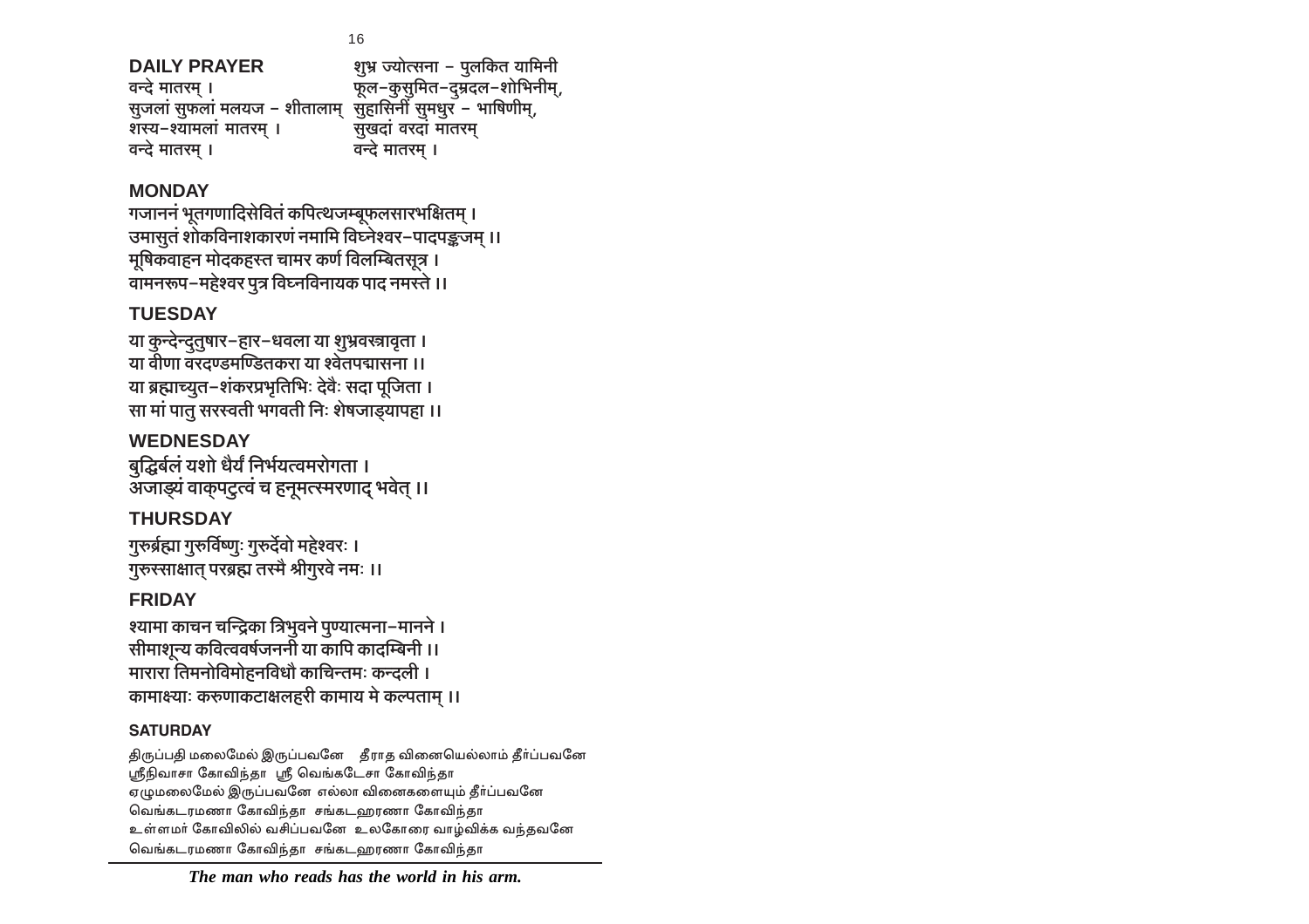## DAILY PRAYER

वन्दे मातरम् ।
सुजलां सुफलां मलयज – शीतालाम्
शस्य–श्यामलां मातरम् ।
वन्दे मातरम् ।

शुभ्र ज्योत्सना – पुलकित यामिनी
फूल–कुसुमित–दुम्रदल–शोभिनीम्,
सुहासिनीं सुमधुर – भाषिणीम्,
सुखदां वरदां मातरम्
वन्दे मातरम् ।

## MONDAY

गजाननं भूतगणादिसेवितं कपित्थजम्बूफलसारभक्षितम् ।
उमासुतं शोकविनाशकारणं नमामि विघ्नेश्वर–पादपङ्कजम् ।।
मूषिकवाहन मोदकहस्त चामर कर्ण विलम्बितसूत्र ।
वामनरूप–महेश्वर पुत्र विघ्नविनायक पाद नमस्ते ।।

## TUESDAY

या कुन्देन्दुतुषार–हार–धवला या शुभ्रवस्त्रावृता ।
या वीणा वरदण्डमण्डितकरा या श्वेतपद्मासना ।।
या ब्रह्माच्युत–शंकरप्रभृतिभिः देवैः सदा पूजिता ।
सा मां पातु सरस्वती भगवती निः शेषजाड्यापहा ।।

## WEDNESDAY

बुद्धिर्बलं यशो धैर्यं निर्भयत्वमरोगता ।
अजाड्यं वाक्पटुत्वं च हनूमत्स्मरणाद् भवेत् ।।

## THURSDAY

गुरुर्ब्रह्मा गुरुर्विष्णुः गुरुर्देवो महेश्वरः ।
गुरुस्साक्षात् परब्रह्म तस्मै श्रीगुरवे नमः ।।

## FRIDAY

श्यामा काचन चन्द्रिका त्रिभुवने पुण्यात्मना–मानने ।
सीमाशून्य कवित्ववर्षजननी या कापि कादम्बिनी ।।
मारारा तिमनोविमोहनविधौ काचिन्तमः कन्दली ।
कामाक्ष्याः करुणाकटाक्षलहरी कामाय मे कल्पताम् ।।

### SATURDAY

திருப்பதி மலைமேல் இருப்பவனே தீராத வினையெல்லாம் தீர்ப்பவனே
ஸ்ரீநிவாசா கோவிந்தா ஸ்ரீ வெங்கடேசா கோவிந்தா
ஏழுமலைமேல் இருப்பவனே எல்லா வினைகளையும் தீர்ப்பவனே
வெங்கடரமணா கோவிந்தா சங்கடஹரணா கோவிந்தா
உள்ளமா் கோவிலில் வசிப்பவனே உலகோரை வாழ்விக்க வந்தவனே
வெங்கடரமணா கோவிந்தா சங்கடஹரணா கோவிந்தா

---

***The man who reads has the world in his arm.***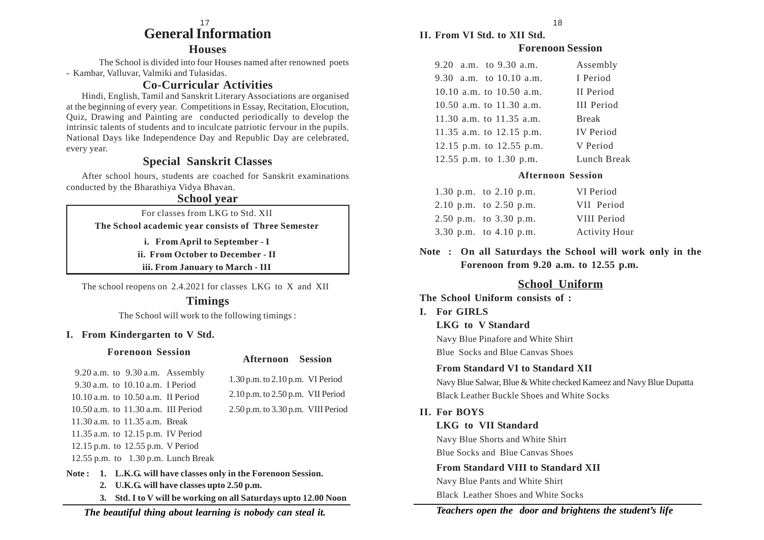# General Information

## Houses

The School is divided into four Houses named after renowned poets - Kambar, Valluvar, Valmiki and Tulasidas.

## Co-Curricular Activities

Hindi, English, Tamil and Sanskrit Literary Associations are organised at the beginning of every year. Competitions in Essay, Recitation, Elocution, Quiz, Drawing and Painting are conducted periodically to develop the intrinsic talents of students and to inculcate patriotic fervour in the pupils. National Days like Independence Day and Republic Day are celebrated, every year.

## Special Sanskrit Classes

After school hours, students are coached for Sanskrit examinations conducted by the Bharathiya Vidya Bhavan.

## School year

For classes from LKG to Std. XII

**The School academic year consists of Three Semester**

**i. From April to September - I**

**ii. From October to December - II**

**iii. From January to March - III**

The school reopens on 2.4.2021 for classes LKG to X and XII

## Timings

The School will work to the following timings :

### I. From Kindergarten to V Std.

**Forenoon Session**

| Time | Period |
|---|---|
| 9.20 a.m. to 9.30 a.m. | Assembly |
| 9.30 a.m. to 10.10 a.m. | I Period |
| 10.10 a.m. to 10.50 a.m. | II Period |
| 10.50 a.m. to 11.30 a.m. | III Period |
| 11.30 a.m. to 11.35 a.m. | Break |
| 11.35 a.m. to 12.15 p.m. | IV Period |
| 12.15 p.m. to 12.55 p.m. | V Period |
| 12.55 p.m. to 1.30 p.m. | Lunch Break |

**Afternoon Session**

| Time | Period |
|---|---|
| 1.30 p.m. to 2.10 p.m. | VI Period |
| 2.10 p.m. to 2.50 p.m. | VII Period |
| 2.50 p.m. to 3.30 p.m. | VIII Period |

**Note :**
1. **L.K.G. will have classes only in the Forenoon Session.**
2. **U.K.G. will have classes upto 2.50 p.m.**
3. **Std. I to V will be working on all Saturdays upto 12.00 Noon**

***The beautiful thing about learning is nobody can steal it.***

### II. From VI Std. to XII Std.

**Forenoon Session**

| Time | Period |
|---|---|
| 9.20 a.m. to 9.30 a.m. | Assembly |
| 9.30 a.m. to 10.10 a.m. | I Period |
| 10.10 a.m. to 10.50 a.m. | II Period |
| 10.50 a.m. to 11.30 a.m. | III Period |
| 11.30 a.m. to 11.35 a.m. | Break |
| 11.35 a.m. to 12.15 p.m. | IV Period |
| 12.15 p.m. to 12.55 p.m. | V Period |
| 12.55 p.m. to 1.30 p.m. | Lunch Break |

**Afternoon Session**

| Time | Period |
|---|---|
| 1.30 p.m. to 2.10 p.m. | VI Period |
| 2.10 p.m. to 2.50 p.m. | VII Period |
| 2.50 p.m. to 3.30 p.m. | VIII Period |
| 3.30 p.m. to 4.10 p.m. | Activity Hour |

**Note : On all Saturdays the School will work only in the Forenoon from 9.20 a.m. to 12.55 p.m.**

## School Uniform

**The School Uniform consists of :**

**I. For GIRLS**

**LKG to V Standard**

Navy Blue Pinafore and White Shirt

Blue Socks and Blue Canvas Shoes

**From Standard VI to Standard XII**

Navy Blue Salwar, Blue & White checked Kameez and Navy Blue Dupatta

Black Leather Buckle Shoes and White Socks

**II. For BOYS**

**LKG to VII Standard**

Navy Blue Shorts and White Shirt

Blue Socks and Blue Canvas Shoes

**From Standard VIII to Standard XII**

Navy Blue Pants and White Shirt

Black Leather Shoes and White Socks

***Teachers open the door and brightens the student's life***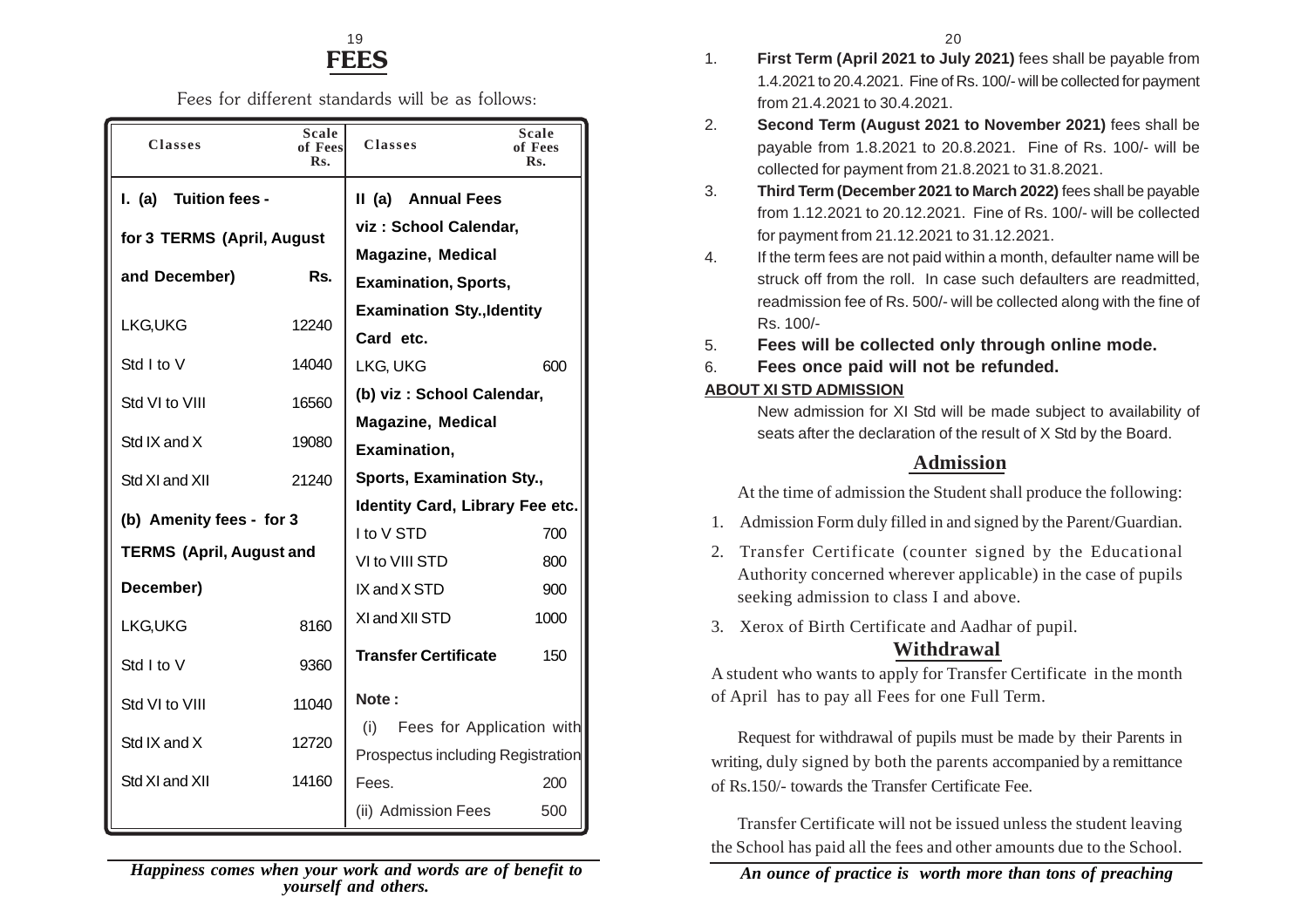# FEES

Fees for different standards will be as follows:

| Classes | Scale of Fees Rs. | Classes | Scale of Fees Rs. |
|---|---|---|---|
| **I. (a) Tuition fees - for 3 TERMS (April, August and December)** | **Rs.** | **II (a) Annual Fees viz : School Calendar, Magazine, Medical Examination, Sports, Examination Sty.,Identity Card etc.** | |
| LKG,UKG | 12240 | LKG, UKG | 600 |
| Std I to V | 14040 | **(b) viz : School Calendar, Magazine, Medical Examination, Sports, Examination Sty., Identity Card, Library Fee etc.** | |
| Std VI to VIII | 16560 | I to V STD | 700 |
| Std IX and X | 19080 | VI to VIII STD | 800 |
| Std XI and XII | 21240 | IX and X STD | 900 |
| **(b) Amenity fees - for 3 TERMS (April, August and December)** | | XI and XII STD | 1000 |
| LKG,UKG | 8160 | **Transfer Certificate** | 150 |
| Std I to V | 9360 | **Note :** | |
| Std VI to VIII | 11040 | (i) Fees for Application with Prospectus including Registration Fees. | 200 |
| Std IX and X | 12720 | (ii) Admission Fees | 500 |
| Std XI and XII | 14160 | | |

*Happiness comes when your work and words are of benefit to yourself and others.*

1. **First Term (April 2021 to July 2021)** fees shall be payable from 1.4.2021 to 20.4.2021. Fine of Rs. 100/- will be collected for payment from 21.4.2021 to 30.4.2021.
2. **Second Term (August 2021 to November 2021)** fees shall be payable from 1.8.2021 to 20.8.2021. Fine of Rs. 100/- will be collected for payment from 21.8.2021 to 31.8.2021.
3. **Third Term (December 2021 to March 2022)** fees shall be payable from 1.12.2021 to 20.12.2021. Fine of Rs. 100/- will be collected for payment from 21.12.2021 to 31.12.2021.
4. If the term fees are not paid within a month, defaulter name will be struck off from the roll. In case such defaulters are readmitted, readmission fee of Rs. 500/- will be collected along with the fine of Rs. 100/-
5. **Fees will be collected only through online mode.**
6. **Fees once paid will not be refunded.**

**ABOUT XI STD ADMISSION**

New admission for XI Std will be made subject to availability of seats after the declaration of the result of X Std by the Board.

## Admission

At the time of admission the Student shall produce the following:

1. Admission Form duly filled in and signed by the Parent/Guardian.
2. Transfer Certificate (counter signed by the Educational Authority concerned wherever applicable) in the case of pupils seeking admission to class I and above.
3. Xerox of Birth Certificate and Aadhar of pupil.

## Withdrawal

A student who wants to apply for Transfer Certificate in the month of April has to pay all Fees for one Full Term.

Request for withdrawal of pupils must be made by their Parents in writing, duly signed by both the parents accompanied by a remittance of Rs.150/- towards the Transfer Certificate Fee.

Transfer Certificate will not be issued unless the student leaving the School has paid all the fees and other amounts due to the School.

*An ounce of practice is worth more than tons of preaching*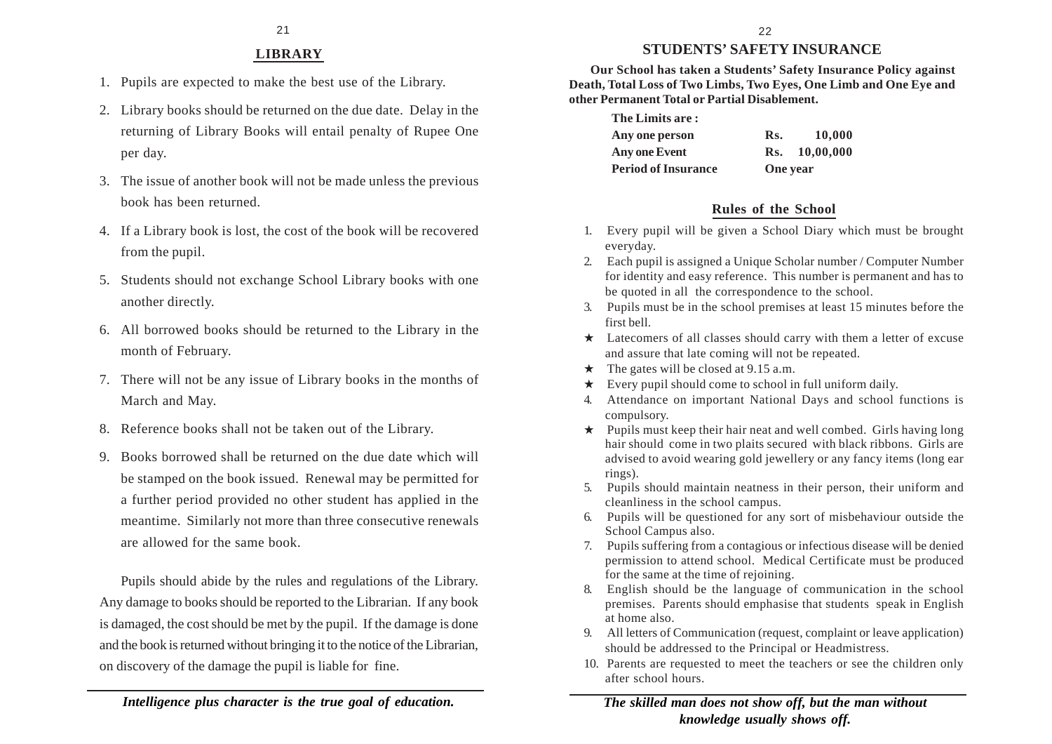## LIBRARY

1. Pupils are expected to make the best use of the Library.
2. Library books should be returned on the due date. Delay in the returning of Library Books will entail penalty of Rupee One per day.
3. The issue of another book will not be made unless the previous book has been returned.
4. If a Library book is lost, the cost of the book will be recovered from the pupil.
5. Students should not exchange School Library books with one another directly.
6. All borrowed books should be returned to the Library in the month of February.
7. There will not be any issue of Library books in the months of March and May.
8. Reference books shall not be taken out of the Library.
9. Books borrowed shall be returned on the due date which will be stamped on the book issued. Renewal may be permitted for a further period provided no other student has applied in the meantime. Similarly not more than three consecutive renewals are allowed for the same book.

Pupils should abide by the rules and regulations of the Library. Any damage to books should be reported to the Librarian. If any book is damaged, the cost should be met by the pupil. If the damage is done and the book is returned without bringing it to the notice of the Librarian, on discovery of the damage the pupil is liable for fine.

*Intelligence plus character is the true goal of education.*

## STUDENTS' SAFETY INSURANCE

**Our School has taken a Students' Safety Insurance Policy against Death, Total Loss of Two Limbs, Two Eyes, One Limb and One Eye and other Permanent Total or Partial Disablement.**

**The Limits are :**

| | |
|---|---|
| **Any one person** | **Rs. 10,000** |
| **Any one Event** | **Rs. 10,00,000** |
| **Period of Insurance** | **One year** |

## Rules of the School

1. Every pupil will be given a School Diary which must be brought everyday.
2. Each pupil is assigned a Unique Scholar number / Computer Number for identity and easy reference. This number is permanent and has to be quoted in all the correspondence to the school.
3. Pupils must be in the school premises at least 15 minutes before the first bell.

★ Latecomers of all classes should carry with them a letter of excuse and assure that late coming will not be repeated.

★ The gates will be closed at 9.15 a.m.

★ Every pupil should come to school in full uniform daily.

4. Attendance on important National Days and school functions is compulsory.

★ Pupils must keep their hair neat and well combed. Girls having long hair should come in two plaits secured with black ribbons. Girls are advised to avoid wearing gold jewellery or any fancy items (long ear rings).

5. Pupils should maintain neatness in their person, their uniform and cleanliness in the school campus.
6. Pupils will be questioned for any sort of misbehaviour outside the School Campus also.
7. Pupils suffering from a contagious or infectious disease will be denied permission to attend school. Medical Certificate must be produced for the same at the time of rejoining.
8. English should be the language of communication in the school premises. Parents should emphasise that students speak in English at home also.
9. All letters of Communication (request, complaint or leave application) should be addressed to the Principal or Headmistress.
10. Parents are requested to meet the teachers or see the children only after school hours.

*The skilled man does not show off, but the man without knowledge usually shows off.*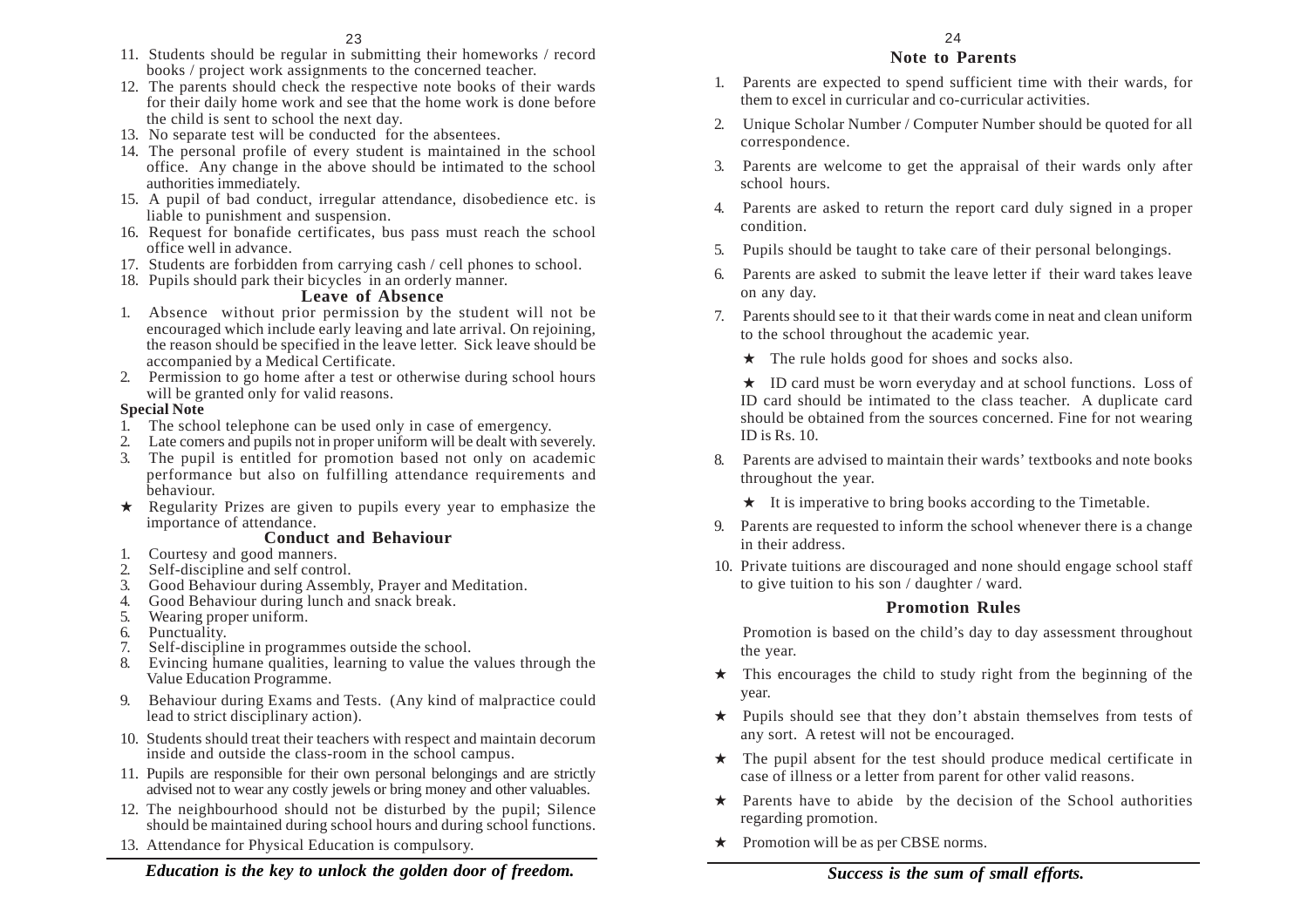11. Students should be regular in submitting their homeworks / record books / project work assignments to the concerned teacher.
12. The parents should check the respective note books of their wards for their daily home work and see that the home work is done before the child is sent to school the next day.
13. No separate test will be conducted for the absentees.
14. The personal profile of every student is maintained in the school office. Any change in the above should be intimated to the school authorities immediately.
15. A pupil of bad conduct, irregular attendance, disobedience etc. is liable to punishment and suspension.
16. Request for bonafide certificates, bus pass must reach the school office well in advance.
17. Students are forbidden from carrying cash / cell phones to school.
18. Pupils should park their bicycles in an orderly manner.

## Leave of Absence

1. Absence without prior permission by the student will not be encouraged which include early leaving and late arrival. On rejoining, the reason should be specified in the leave letter. Sick leave should be accompanied by a Medical Certificate.
2. Permission to go home after a test or otherwise during school hours will be granted only for valid reasons.

**Special Note**

1. The school telephone can be used only in case of emergency.
2. Late comers and pupils not in proper uniform will be dealt with severely.
3. The pupil is entitled for promotion based not only on academic performance but also on fulfilling attendance requirements and behaviour.

★ Regularity Prizes are given to pupils every year to emphasize the importance of attendance.

## Conduct and Behaviour

1. Courtesy and good manners.
2. Self-discipline and self control.
3. Good Behaviour during Assembly, Prayer and Meditation.
4. Good Behaviour during lunch and snack break.
5. Wearing proper uniform.
6. Punctuality.
7. Self-discipline in programmes outside the school.
8. Evincing humane qualities, learning to value the values through the Value Education Programme.
9. Behaviour during Exams and Tests. (Any kind of malpractice could lead to strict disciplinary action).
10. Students should treat their teachers with respect and maintain decorum inside and outside the class-room in the school campus.
11. Pupils are responsible for their own personal belongings and are strictly advised not to wear any costly jewels or bring money and other valuables.
12. The neighbourhood should not be disturbed by the pupil; Silence should be maintained during school hours and during school functions.
13. Attendance for Physical Education is compulsory.

*Education is the key to unlock the golden door of freedom.*

## Note to Parents

1. Parents are expected to spend sufficient time with their wards, for them to excel in curricular and co-curricular activities.
2. Unique Scholar Number / Computer Number should be quoted for all correspondence.
3. Parents are welcome to get the appraisal of their wards only after school hours.
4. Parents are asked to return the report card duly signed in a proper condition.
5. Pupils should be taught to take care of their personal belongings.
6. Parents are asked to submit the leave letter if their ward takes leave on any day.
7. Parents should see to it that their wards come in neat and clean uniform to the school throughout the academic year.

   ★ The rule holds good for shoes and socks also.

   ★ ID card must be worn everyday and at school functions. Loss of ID card should be intimated to the class teacher. A duplicate card should be obtained from the sources concerned. Fine for not wearing ID is Rs. 10.
8. Parents are advised to maintain their wards' textbooks and note books throughout the year.

   ★ It is imperative to bring books according to the Timetable.
9. Parents are requested to inform the school whenever there is a change in their address.
10. Private tuitions are discouraged and none should engage school staff to give tuition to his son / daughter / ward.

## Promotion Rules

Promotion is based on the child's day to day assessment throughout the year.

★ This encourages the child to study right from the beginning of the year.

★ Pupils should see that they don't abstain themselves from tests of any sort. A retest will not be encouraged.

★ The pupil absent for the test should produce medical certificate in case of illness or a letter from parent for other valid reasons.

★ Parents have to abide by the decision of the School authorities regarding promotion.

★ Promotion will be as per CBSE norms.

*Success is the sum of small efforts.*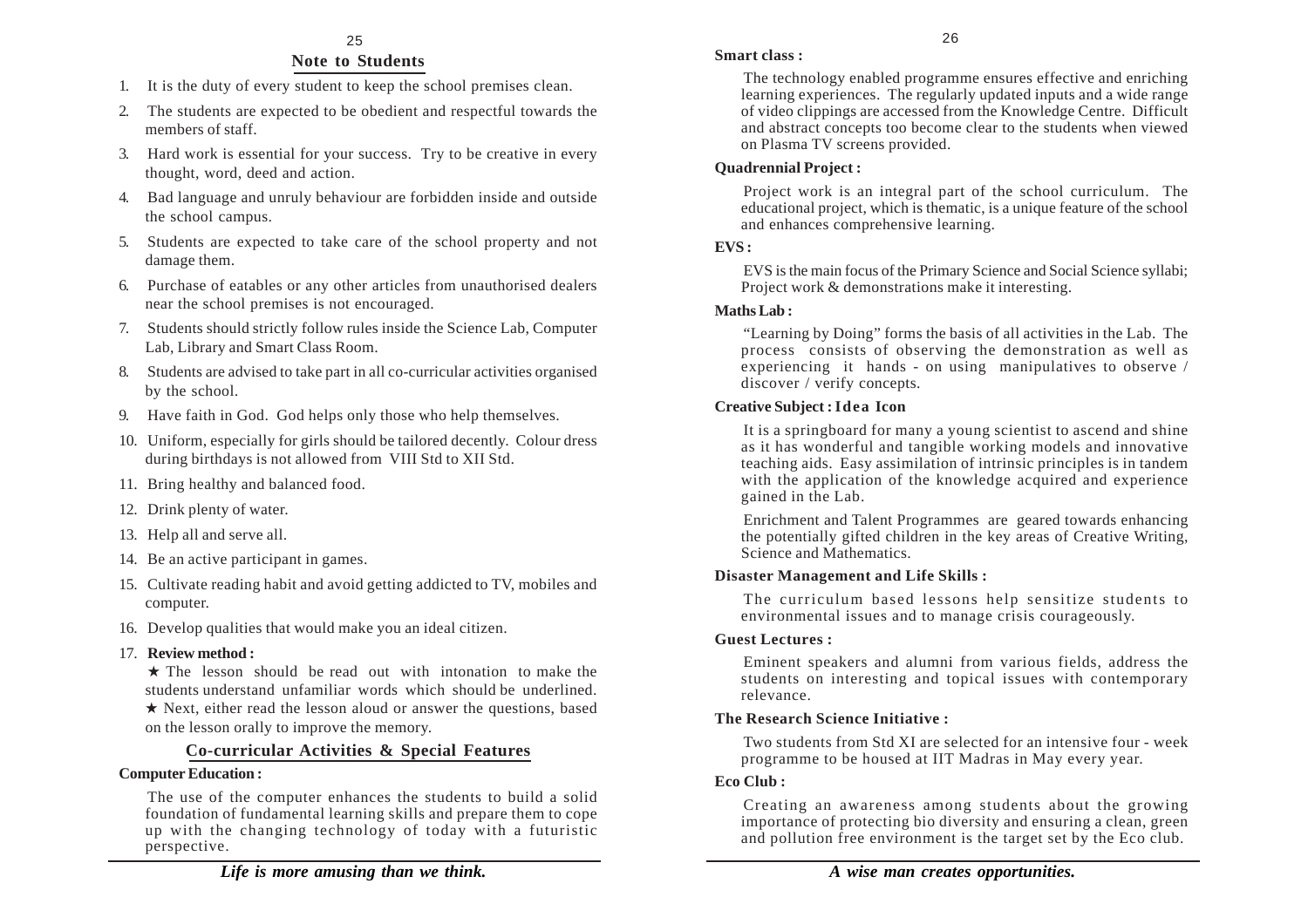## Note to Students

1. It is the duty of every student to keep the school premises clean.
2. The students are expected to be obedient and respectful towards the members of staff.
3. Hard work is essential for your success. Try to be creative in every thought, word, deed and action.
4. Bad language and unruly behaviour are forbidden inside and outside the school campus.
5. Students are expected to take care of the school property and not damage them.
6. Purchase of eatables or any other articles from unauthorised dealers near the school premises is not encouraged.
7. Students should strictly follow rules inside the Science Lab, Computer Lab, Library and Smart Class Room.
8. Students are advised to take part in all co-curricular activities organised by the school.
9. Have faith in God. God helps only those who help themselves.
10. Uniform, especially for girls should be tailored decently. Colour dress during birthdays is not allowed from VIII Std to XII Std.
11. Bring healthy and balanced food.
12. Drink plenty of water.
13. Help all and serve all.
14. Be an active participant in games.
15. Cultivate reading habit and avoid getting addicted to TV, mobiles and computer.
16. Develop qualities that would make you an ideal citizen.
17. **Review method :**

    ★ The lesson should be read out with intonation to make the students understand unfamiliar words which should be underlined.

    ★ Next, either read the lesson aloud or answer the questions, based on the lesson orally to improve the memory.

## Co-curricular Activities & Special Features

**Computer Education :**

The use of the computer enhances the students to build a solid foundation of fundamental learning skills and prepare them to cope up with the changing technology of today with a futuristic perspective.

*Life is more amusing than we think.*

**Smart class :**

The technology enabled programme ensures effective and enriching learning experiences. The regularly updated inputs and a wide range of video clippings are accessed from the Knowledge Centre. Difficult and abstract concepts too become clear to the students when viewed on Plasma TV screens provided.

**Quadrennial Project :**

Project work is an integral part of the school curriculum. The educational project, which is thematic, is a unique feature of the school and enhances comprehensive learning.

**EVS :**

EVS is the main focus of the Primary Science and Social Science syllabi; Project work & demonstrations make it interesting.

**Maths Lab :**

"Learning by Doing" forms the basis of all activities in the Lab. The process consists of observing the demonstration as well as experiencing it hands - on using manipulatives to observe / discover / verify concepts.

**Creative Subject : Idea Icon**

It is a springboard for many a young scientist to ascend and shine as it has wonderful and tangible working models and innovative teaching aids. Easy assimilation of intrinsic principles is in tandem with the application of the knowledge acquired and experience gained in the Lab.

Enrichment and Talent Programmes are geared towards enhancing the potentially gifted children in the key areas of Creative Writing, Science and Mathematics.

**Disaster Management and Life Skills :**

The curriculum based lessons help sensitize students to environmental issues and to manage crisis courageously.

**Guest Lectures :**

Eminent speakers and alumni from various fields, address the students on interesting and topical issues with contemporary relevance.

**The Research Science Initiative :**

Two students from Std XI are selected for an intensive four - week programme to be housed at IIT Madras in May every year.

**Eco Club :**

Creating an awareness among students about the growing importance of protecting bio diversity and ensuring a clean, green and pollution free environment is the target set by the Eco club.

*A wise man creates opportunities.*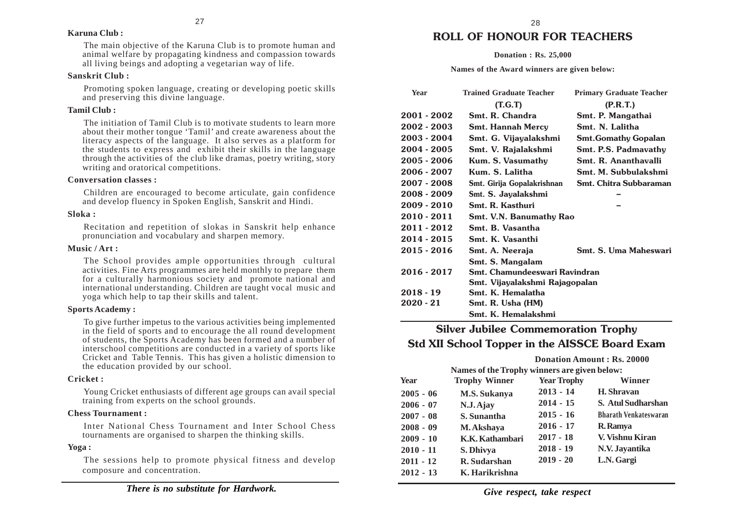**Karuna Club :**

The main objective of the Karuna Club is to promote human and animal welfare by propagating kindness and compassion towards all living beings and adopting a vegetarian way of life.

**Sanskrit Club :**

Promoting spoken language, creating or developing poetic skills and preserving this divine language.

**Tamil Club :**

The initiation of Tamil Club is to motivate students to learn more about their mother tongue 'Tamil' and create awareness about the literacy aspects of the language. It also serves as a platform for the students to express and exhibit their skills in the language through the activities of the club like dramas, poetry writing, story writing and oratorical competitions.

**Conversation classes :**

Children are encouraged to become articulate, gain confidence and develop fluency in Spoken English, Sanskrit and Hindi.

**Sloka :**

Recitation and repetition of slokas in Sanskrit help enhance pronunciation and vocabulary and sharpen memory.

**Music / Art :**

The School provides ample opportunities through cultural activities. Fine Arts programmes are held monthly to prepare them for a culturally harmonious society and promote national and international understanding. Children are taught vocal music and yoga which help to tap their skills and talent.

**Sports Academy :**

To give further impetus to the various activities being implemented in the field of sports and to encourage the all round development of students, the Sports Academy has been formed and a number of interschool competitions are conducted in a variety of sports like Cricket and Table Tennis. This has given a holistic dimension to the education provided by our school.

**Cricket :**

Young Cricket enthusiasts of different age groups can avail special training from experts on the school grounds.

**Chess Tournament :**

Inter National Chess Tournament and Inter School Chess tournaments are organised to sharpen the thinking skills.

**Yoga :**

The sessions help to promote physical fitness and develop composure and concentration.

***There is no substitute for Hardwork.***

## ROLL OF HONOUR FOR TEACHERS

**Donation : Rs. 25,000**

**Names of the Award winners are given below:**

| Year | Trained Graduate Teacher (T.G.T) | Primary Graduate Teacher (P.R.T.) |
|---|---|---|
| 2001 - 2002 | Smt. R. Chandra | Smt. P. Mangathai |
| 2002 - 2003 | Smt. Hannah Mercy | Smt. N. Lalitha |
| 2003 - 2004 | Smt. G. Vijayalakshmi | Smt.Gomathy Gopalan |
| 2004 - 2005 | Smt. V. Rajalakshmi | Smt. P.S. Padmavathy |
| 2005 - 2006 | Kum. S. Vasumathy | Smt. R. Ananthavalli |
| 2006 - 2007 | Kum. S. Lalitha | Smt. M. Subbulakshmi |
| 2007 - 2008 | Smt. Girija Gopalakrishnan | Smt. Chitra Subbaraman |
| 2008 - 2009 | Smt. S. Jayalakshmi | – |
| 2009 - 2010 | Smt. R. Kasthuri | – |
| 2010 - 2011 | Smt. V.N. Banumathy Rao | |
| 2011 - 2012 | Smt. B. Vasantha | |
| 2014 - 2015 | Smt. K. Vasanthi | |
| 2015 - 2016 | Smt. A. Neeraja | Smt. S. Uma Maheswari |
| | Smt. S. Mangalam | |
| 2016 - 2017 | Smt. Chamundeeswari Ravindran | |
| | Smt. Vijayalakshmi Rajagopalan | |
| 2018 - 19 | Smt. K. Hemalatha | |
| 2020 - 21 | Smt. R. Usha (HM) | |
| | Smt. K. Hemalakshmi | |

## Silver Jubilee Commemoration Trophy
## Std XII School Topper in the AISSCE Board Exam

**Donation Amount : Rs. 20000**

**Names of the Trophy winners are given below:**

| Year | Trophy Winner | Year Trophy | Winner |
|---|---|---|---|
| 2005 - 06 | M.S. Sukanya | 2013 - 14 | H. Shravan |
| 2006 - 07 | N.J. Ajay | 2014 - 15 | S. Atul Sudharshan |
| 2007 - 08 | S. Sunantha | 2015 - 16 | Bharath Venkateswaran |
| 2008 - 09 | M. Akshaya | 2016 - 17 | R. Ramya |
| 2009 - 10 | K.K. Kathambari | 2017 - 18 | V. Vishnu Kiran |
| 2010 - 11 | S. Dhivya | 2018 - 19 | N.V. Jayantika |
| 2011 - 12 | R. Sudarshan | 2019 - 20 | L.N. Gargi |
| 2012 - 13 | K. Harikrishna | | |

***Give respect, take respect***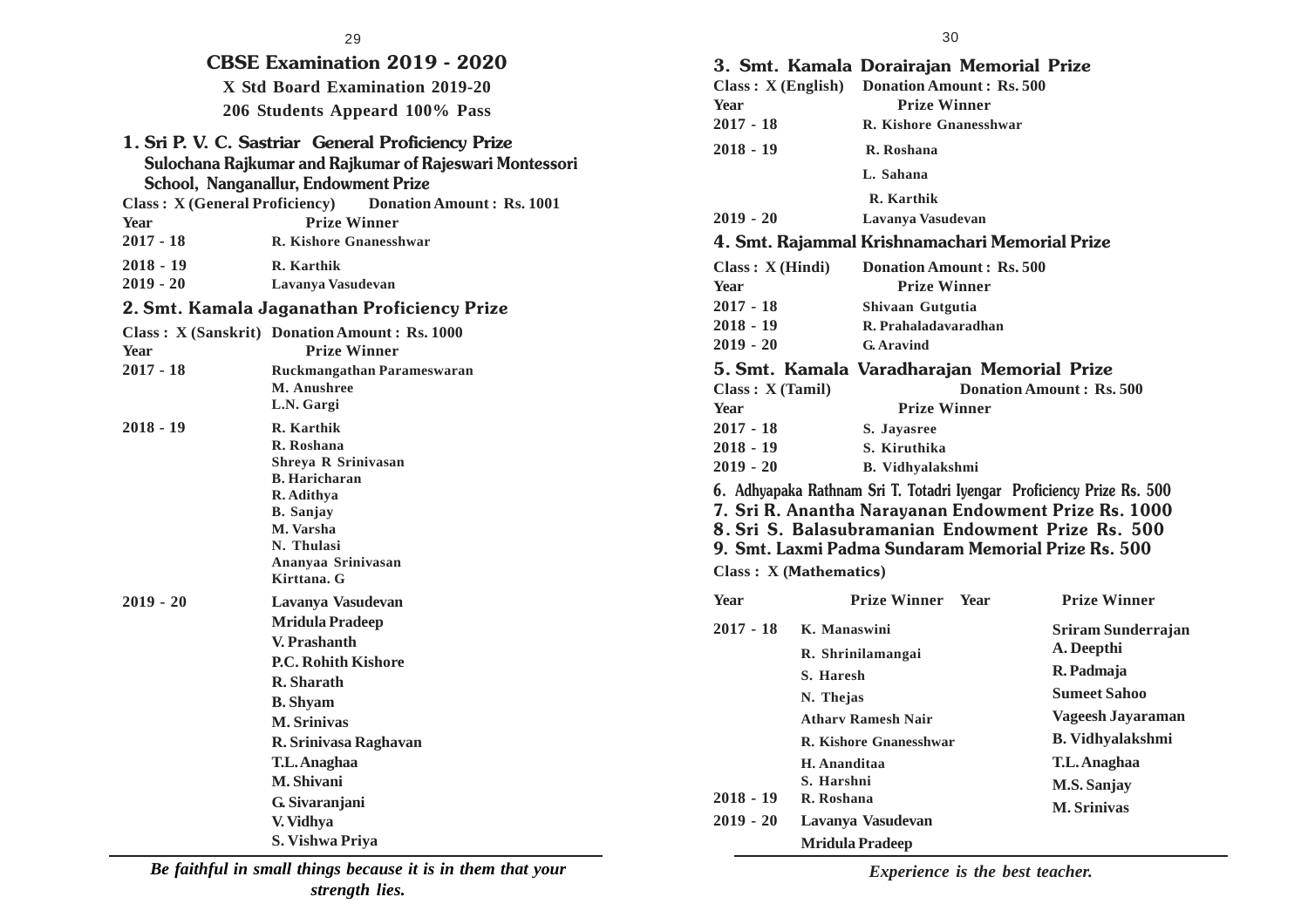## CBSE Examination 2019 - 2020

**X Std Board Examination 2019-20**

**206 Students Appeard 100% Pass**

### 1. Sri P. V. C. Sastriar General Proficiency Prize Sulochana Rajkumar and Rajkumar of Rajeswari Montessori School, Nanganallur, Endowment Prize

**Class : X (General Proficiency) Donation Amount : Rs. 1001**

| Year | Prize Winner |
|---|---|
| 2017 - 18 | R. Kishore Gnanesshwar |
| 2018 - 19 | R. Karthik |
| 2019 - 20 | Lavanya Vasudevan |

### 2. Smt. Kamala Jaganathan Proficiency Prize

**Class : X (Sanskrit) Donation Amount : Rs. 1000**

| Year | Prize Winner |
|---|---|
| 2017 - 18 | Ruckmangathan Parameswaran<br>M. Anushree<br>L.N. Gargi |
| 2018 - 19 | R. Karthik<br>R. Roshana<br>Shreya R Srinivasan<br>B. Haricharan<br>R. Adithya<br>B. Sanjay<br>M. Varsha<br>N. Thulasi<br>Ananyaa Srinivasan<br>Kirttana. G |
| 2019 - 20 | Lavanya Vasudevan<br>Mridula Pradeep<br>V. Prashanth<br>P.C. Rohith Kishore<br>R. Sharath<br>B. Shyam<br>M. Srinivas<br>R. Srinivasa Raghavan<br>T.L. Anaghaa<br>M. Shivani<br>G. Sivaranjani<br>V. Vidhya<br>S. Vishwa Priya |

*Be faithful in small things because it is in them that your strength lies.*

### 3. Smt. Kamala Dorairajan Memorial Prize

**Class : X (English) Donation Amount : Rs. 500**

| Year | Prize Winner |
|---|---|
| 2017 - 18 | R. Kishore Gnanesshwar |
| 2018 - 19 | R. Roshana<br>L. Sahana<br>R. Karthik |
| 2019 - 20 | Lavanya Vasudevan |

### 4. Smt. Rajammal Krishnamachari Memorial Prize

**Class : X (Hindi) Donation Amount : Rs. 500**

| Year | Prize Winner |
|---|---|
| 2017 - 18 | Shivaan Gutgutia |
| 2018 - 19 | R. Prahaladavaradhan |
| 2019 - 20 | G. Aravind |

### 5. Smt. Kamala Varadharajan Memorial Prize

**Class : X (Tamil) Donation Amount : Rs. 500**

| Year | Prize Winner |
|---|---|
| 2017 - 18 | S. Jayasree |
| 2018 - 19 | S. Kiruthika |
| 2019 - 20 | B. Vidhyalakshmi |

### 6. Adhyapaka Rathnam Sri T. Totadri Iyengar Proficiency Prize Rs. 500
### 7. Sri R. Anantha Narayanan Endowment Prize Rs. 1000
### 8. Sri S. Balasubramanian Endowment Prize Rs. 500
### 9. Smt. Laxmi Padma Sundaram Memorial Prize Rs. 500

**Class : X (Mathematics)**

| Year | Prize Winner | Year | Prize Winner |
|---|---|---|---|
| 2017 - 18 | K. Manaswini<br>R. Shrinilamangai<br>S. Haresh<br>N. Thejas<br>Atharv Ramesh Nair<br>R. Kishore Gnanesshwar<br>H. Ananditaa<br>S. Harshni | | Sriram Sunderrajan<br>A. Deepthi<br>R. Padmaja<br>Sumeet Sahoo<br>Vageesh Jayaraman<br>B. Vidhyalakshmi<br>T.L. Anaghaa<br>M.S. Sanjay<br>M. Srinivas |
| 2018 - 19 | R. Roshana | | |
| 2019 - 20 | Lavanya Vasudevan<br>Mridula Pradeep | | |

*Experience is the best teacher.*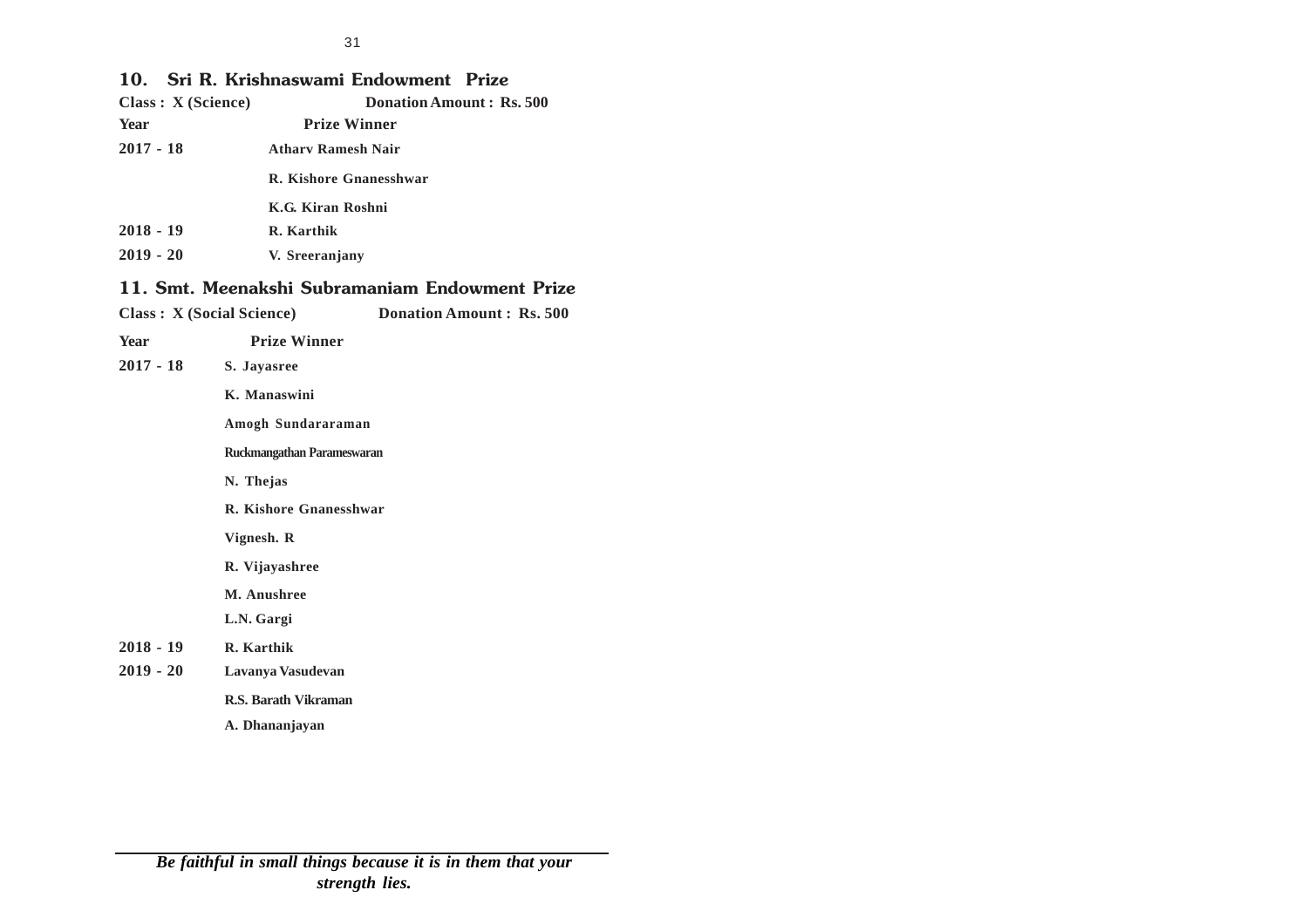## 10. Sri R. Krishnaswami Endowment Prize

**Class : X (Science)** **Donation Amount : Rs. 500**

| Year | Prize Winner |
|---|---|
| 2017 - 18 | Atharv Ramesh Nair |
| | R. Kishore Gnanesshwar |
| | K.G. Kiran Roshni |
| 2018 - 19 | R. Karthik |
| 2019 - 20 | V. Sreeranjany |

## 11. Smt. Meenakshi Subramaniam Endowment Prize

**Class : X (Social Science)** **Donation Amount : Rs. 500**

| Year | Prize Winner |
|---|---|
| 2017 - 18 | S. Jayasree |
| | K. Manaswini |
| | Amogh Sundararaman |
| | Ruckmangathan Parameswaran |
| | N. Thejas |
| | R. Kishore Gnanesshwar |
| | Vignesh. R |
| | R. Vijayashree |
| | M. Anushree |
| | L.N. Gargi |
| 2018 - 19 | R. Karthik |
| 2019 - 20 | Lavanya Vasudevan |
| | R.S. Barath Vikraman |
| | A. Dhananjayan |

*Be faithful in small things because it is in them that your strength lies.*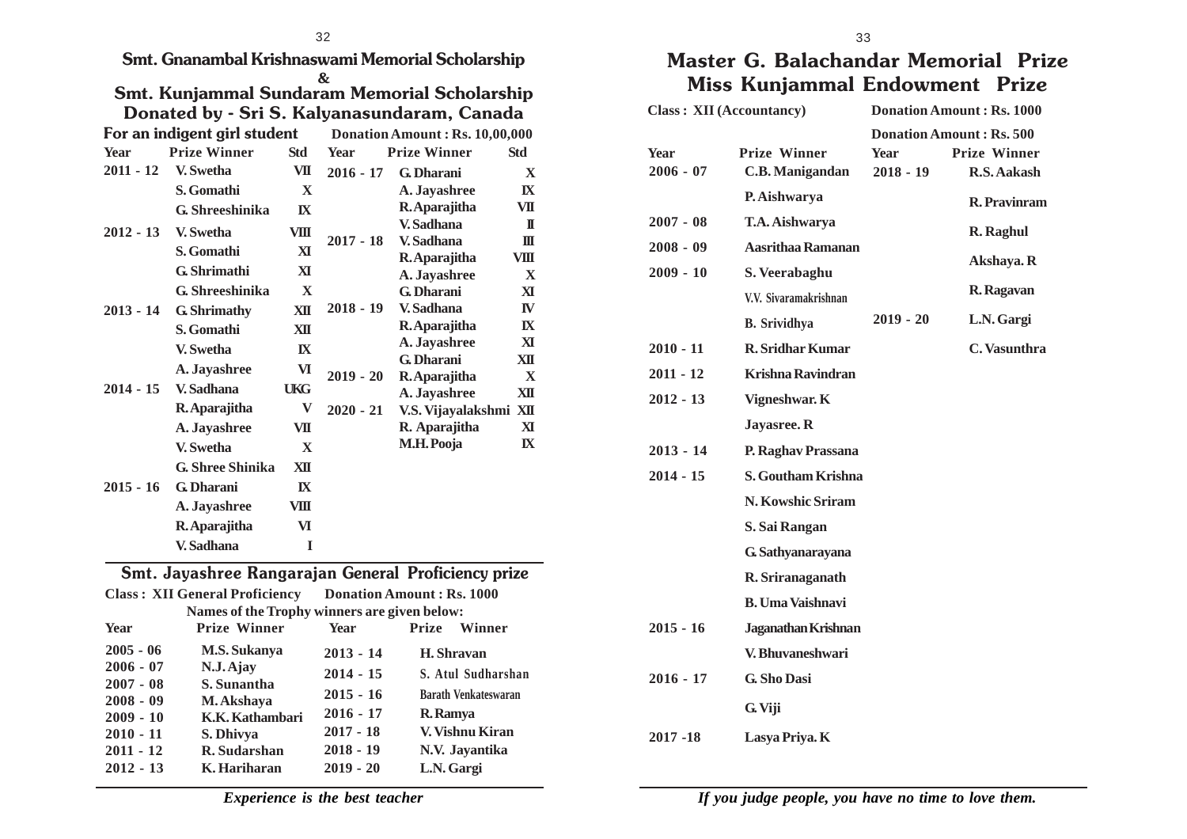## Smt. Gnanambal Krishnaswami Memorial Scholarship
## &
## Smt. Kunjammal Sundaram Memorial Scholarship
## Donated by - Sri S. Kalyanasundaram, Canada

**For an indigent girl student** **Donation Amount : Rs. 10,00,000**

| Year | Prize Winner | Std |
|---|---|---|
| 2011 - 12 | V. Swetha | VII |
| | S. Gomathi | X |
| | G. Shreeshinika | IX |
| 2012 - 13 | V. Swetha | VIII |
| | S. Gomathi | XI |
| | G. Shrimathi | XI |
| | G. Shreeshinika | X |
| 2013 - 14 | G. Shrimathy | XII |
| | S. Gomathi | XII |
| | V. Swetha | IX |
| | A. Jayashree | VI |
| 2014 - 15 | V. Sadhana | UKG |
| | R. Aparajitha | V |
| | A. Jayashree | VII |
| | V. Swetha | X |
| | G. Shree Shinika | XII |
| 2015 - 16 | G. Dharani | IX |
| | A. Jayashree | VIII |
| | R. Aparajitha | VI |
| | V. Sadhana | I |
| 2016 - 17 | G. Dharani | X |
| | A. Jayashree | IX |
| | R. Aparajitha | VII |
| | V. Sadhana | II |
| 2017 - 18 | V. Sadhana | III |
| | R. Aparajitha | VIII |
| | A. Jayashree | X |
| | G. Dharani | XI |
| 2018 - 19 | V. Sadhana | IV |
| | R. Aparajitha | IX |
| | A. Jayashree | XI |
| | G. Dharani | XII |
| 2019 - 20 | R. Aparajitha | X |
| | A. Jayashree | XII |
| 2020 - 21 | V.S. Vijayalakshmi | XII |
| | R. Aparajitha | XI |
| | M.H. Pooja | IX |

## Smt. Jayashree Rangarajan General Proficiency prize

**Class : XII General Proficiency** **Donation Amount : Rs. 1000**

**Names of the Trophy winners are given below:**

| Year | Prize Winner |
|---|---|
| 2005 - 06 | M.S. Sukanya |
| 2006 - 07 | N.J. Ajay |
| 2007 - 08 | S. Sunantha |
| 2008 - 09 | M. Akshaya |
| 2009 - 10 | K.K. Kathambari |
| 2010 - 11 | S. Dhivya |
| 2011 - 12 | R. Sudarshan |
| 2012 - 13 | K. Hariharan |
| 2013 - 14 | H. Shravan |
| 2014 - 15 | S. Atul Sudharshan |
| 2015 - 16 | Barath Venkateswaran |
| 2016 - 17 | R. Ramya |
| 2017 - 18 | V. Vishnu Kiran |
| 2018 - 19 | N.V. Jayantika |
| 2019 - 20 | L.N. Gargi |

*Experience is the best teacher*

## Master G. Balachandar Memorial Prize
## Miss Kunjammal Endowment Prize

**Class : XII (Accountancy)** **Donation Amount : Rs. 1000**

| Year | Prize Winner |
|---|---|
| 2006 - 07 | C.B. Manigandan |
| | P. Aishwarya |
| 2007 - 08 | T.A. Aishwarya |
| 2008 - 09 | Aasrithaa Ramanan |
| 2009 - 10 | S. Veerabaghu |
| | V.V. Sivaramakrishnan |
| | B. Srividhya |
| 2010 - 11 | R. Sridhar Kumar |
| 2011 - 12 | Krishna Ravindran |
| 2012 - 13 | Vigneshwar. K |
| | Jayasree. R |
| 2013 - 14 | P. Raghav Prassana |
| 2014 - 15 | S. Goutham Krishna |
| | N. Kowshic Sriram |
| | S. Sai Rangan |
| | G. Sathyanarayana |
| | R. Sriranaganath |
| | B. Uma Vaishnavi |
| 2015 - 16 | Jaganathan Krishnan |
| | V. Bhuvaneshwari |
| 2016 - 17 | G. Sho Dasi |
| | G. Viji |
| 2017 -18 | Lasya Priya. K |

**Donation Amount : Rs. 500**

| Year | Prize Winner |
|---|---|
| 2018 - 19 | R.S. Aakash |
| | R. Pravinram |
| | R. Raghul |
| | Akshaya. R |
| | R. Ragavan |
| 2019 - 20 | L.N. Gargi |
| | C. Vasunthra |

*If you judge people, you have no time to love them.*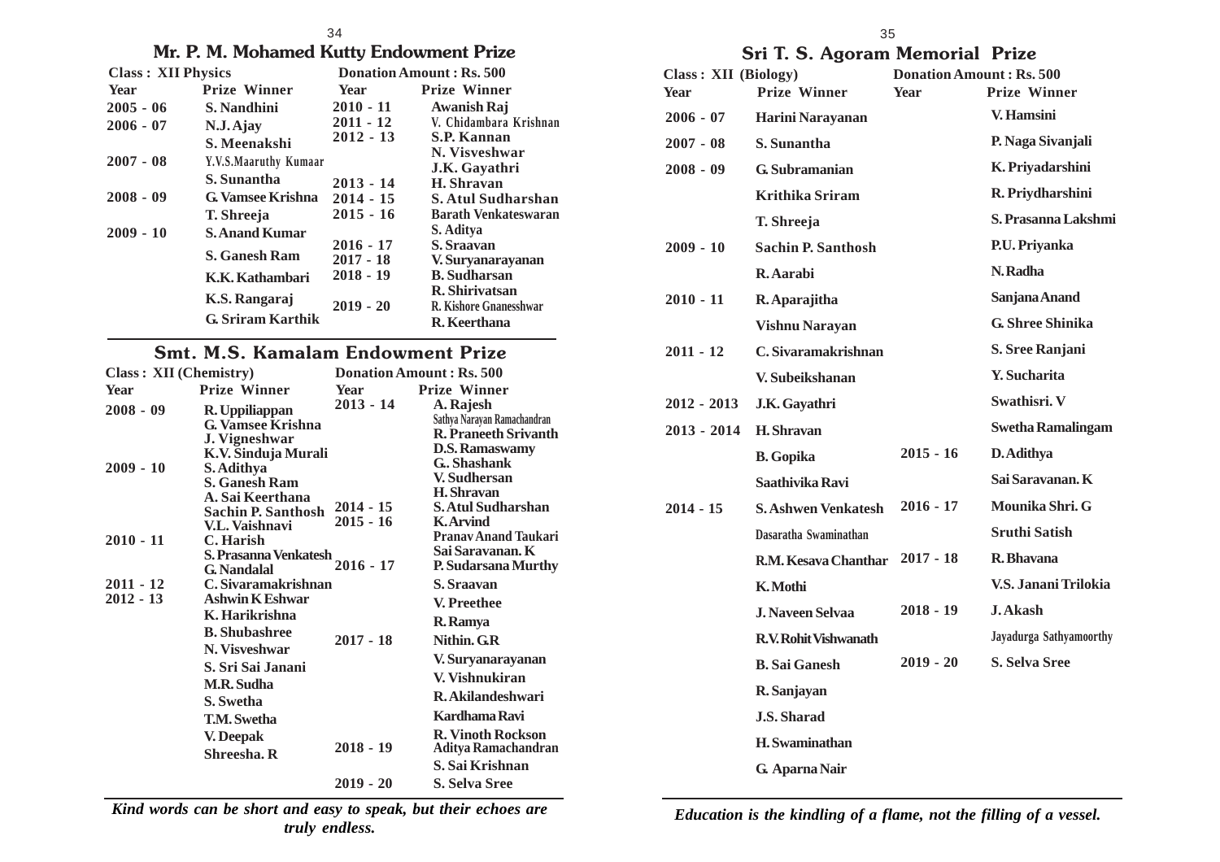## Mr. P. M. Mohamed Kutty Endowment Prize

**Class : XII Physics** — **Donation Amount : Rs. 500**

| Year | Prize Winner | Year | Prize Winner |
|---|---|---|---|
| 2005 - 06 | S. Nandhini | 2010 - 11 | Awanish Raj |
| 2006 - 07 | N.J. Ajay | 2011 - 12 | V. Chidambara Krishnan |
| | S. Meenakshi | 2012 - 13 | S.P. Kannan |
| 2007 - 08 | Y.V.S.Maaruthy Kumaar | | N. Visveshwar |
| | S. Sunantha | | J.K. Gayathri |
| 2008 - 09 | G. Vamsee Krishna | 2013 - 14 | H. Shravan |
| | T. Shreeja | 2014 - 15 | S. Atul Sudharshan |
| 2009 - 10 | S. Anand Kumar | 2015 - 16 | Barath Venkateswaran |
| | S. Ganesh Ram | | S. Aditya |
| | K.K. Kathambari | 2016 - 17 | S. Sraavan |
| | K.S. Rangaraj | 2017 - 18 | V. Suryanarayanan |
| | G. Sriram Karthik | 2018 - 19 | B. Sudharsan |
| | | | R. Shirivatsan |
| | | 2019 - 20 | R. Kishore Gnanesshwar |
| | | | R. Keerthana |

## Smt. M.S. Kamalam Endowment Prize

**Class : XII (Chemistry)** — **Donation Amount : Rs. 500**

| Year | Prize Winner | Year | Prize Winner |
|---|---|---|---|
| 2008 - 09 | R. Uppiliappan | 2013 - 14 | A. Rajesh |
| | G. Vamsee Krishna | | Sathya Narayan Ramachandran |
| | J. Vigneshwar | | R. Praneeth Srivanth |
| | K.V. Sinduja Murali | | D.S. Ramaswamy |
| 2009 - 10 | S. Adithya | | G.. Shashank |
| | S. Ganesh Ram | | V. Sudhersan |
| | A. Sai Keerthana | | H. Shravan |
| | Sachin P. Santhosh | 2014 - 15 | S. Atul Sudharshan |
| | V.L. Vaishnavi | 2015 - 16 | K. Arvind |
| 2010 - 11 | C. Harish | | Pranav Anand Taukari |
| | S. Prasanna Venkatesh | | Sai Saravanan. K |
| | G. Nandalal | 2016 - 17 | P. Sudarsana Murthy |
| 2011 - 12 | C. Sivaramakrishnan | | S. Sraavan |
| 2012 - 13 | Ashwin K Eshwar | | V. Preethee |
| | K. Harikrishna | | R. Ramya |
| | B. Shubashree | 2017 - 18 | Nithin. G.R |
| | N. Visveshwar | | V. Suryanarayanan |
| | S. Sri Sai Janani | | V. Vishnukiran |
| | M.R. Sudha | | R. Akilandeshwari |
| | S. Swetha | | Kardhama Ravi |
| | T.M. Swetha | | R. Vinoth Rockson |
| | V. Deepak | 2018 - 19 | Aditya Ramachandran |
| | Shreesha. R | | S. Sai Krishnan |
| | | 2019 - 20 | S. Selva Sree |

*Kind words can be short and easy to speak, but their echoes are truly endless.*

## Sri T. S. Agoram Memorial Prize

**Class : XII (Biology)** — **Donation Amount : Rs. 500**

| Year | Prize Winner | Year | Prize Winner |
|---|---|---|---|
| 2006 - 07 | Harini Narayanan | | V. Hamsini |
| 2007 - 08 | S. Sunantha | | P. Naga Sivanjali |
| 2008 - 09 | G. Subramanian | | K. Priyadarshini |
| | Krithika Sriram | | R. Priydharshini |
| | T. Shreeja | | S. Prasanna Lakshmi |
| 2009 - 10 | Sachin P. Santhosh | | P.U. Priyanka |
| | R. Aarabi | | N. Radha |
| 2010 - 11 | R. Aparajitha | | Sanjana Anand |
| | Vishnu Narayan | | G. Shree Shinika |
| 2011 - 12 | C. Sivaramakrishnan | | S. Sree Ranjani |
| | V. Subeikshanan | | Y. Sucharita |
| 2012 - 2013 | J.K. Gayathri | | Swathisri. V |
| 2013 - 2014 | H. Shravan | | Swetha Ramalingam |
| | B. Gopika | 2015 - 16 | D. Adithya |
| | Saathivika Ravi | | Sai Saravanan. K |
| 2014 - 15 | S. Ashwen Venkatesh | 2016 - 17 | Mounika Shri. G |
| | Dasaratha Swaminathan | | Sruthi Satish |
| | R.M. Kesava Chanthar | 2017 - 18 | R. Bhavana |
| | K. Mothi | | V.S. Janani Trilokia |
| | J. Naveen Selvaa | 2018 - 19 | J. Akash |
| | R.V. Rohit Vishwanath | | Jayadurga Sathyamoorthy |
| | B. Sai Ganesh | 2019 - 20 | S. Selva Sree |
| | R. Sanjayan | | |
| | J.S. Sharad | | |
| | H. Swaminathan | | |
| | G. Aparna Nair | | |

*Education is the kindling of a flame, not the filling of a vessel.*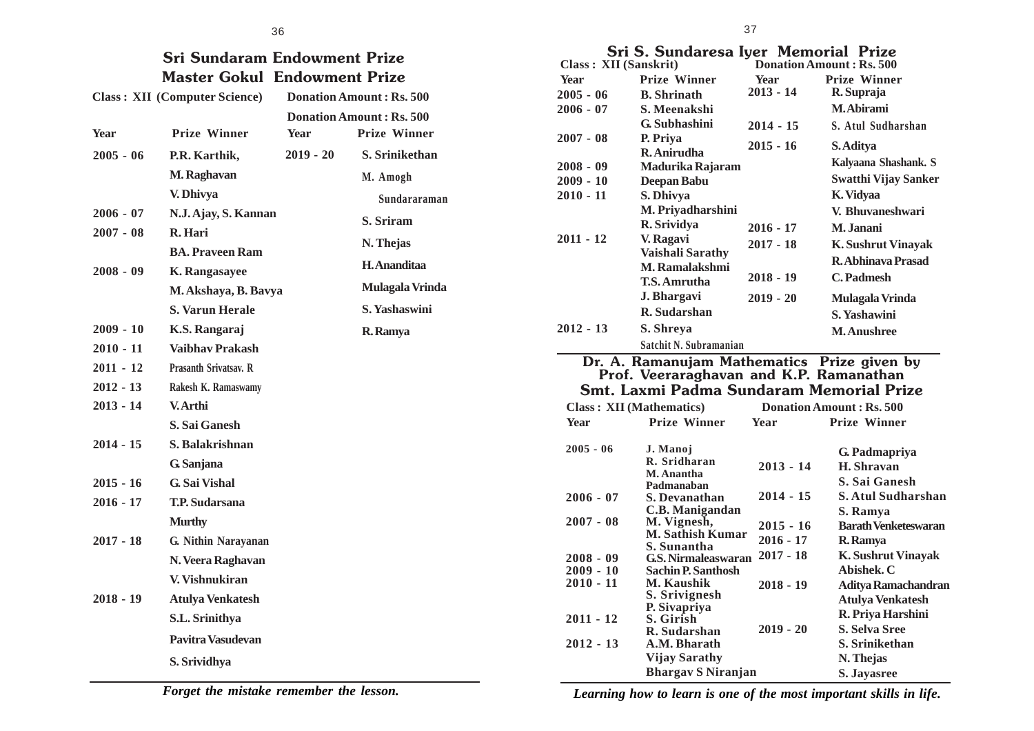## Sri Sundaram Endowment Prize

## Master Gokul Endowment Prize

**Class : XII (Computer Science)** | **Donation Amount : Rs. 500**

**Donation Amount : Rs. 500**

| Year | Prize Winner | Year | Prize Winner |
|---|---|---|---|
| 2005 - 06 | P.R. Karthik, | 2019 - 20 | S. Srinikethan |
| | M. Raghavan | | M. Amogh Sundararaman |
| | V. Dhivya | | S. Sriram |
| 2006 - 07 | N.J. Ajay, S. Kannan | | N. Thejas |
| 2007 - 08 | R. Hari | | H. Ananditaa |
| | BA. Praveen Ram | | Mulagala Vrinda |
| 2008 - 09 | K. Rangasayee | | S. Yashaswini |
| | M. Akshaya, B. Bavya | | R. Ramya |
| | S. Varun Herale | | |
| 2009 - 10 | K.S. Rangaraj | | |
| 2010 - 11 | Vaibhav Prakash | | |
| 2011 - 12 | Prasanth Srivatsav. R | | |
| 2012 - 13 | Rakesh K. Ramaswamy | | |
| 2013 - 14 | V. Arthi | | |
| | S. Sai Ganesh | | |
| 2014 - 15 | S. Balakrishnan | | |
| | G. Sanjana | | |
| 2015 - 16 | G. Sai Vishal | | |
| 2016 - 17 | T.P. Sudarsana Murthy | | |
| 2017 - 18 | G. Nithin Narayanan | | |
| | N. Veera Raghavan | | |
| | V. Vishnukiran | | |
| 2018 - 19 | Atulya Venkatesh | | |
| | S.L. Srinithya | | |
| | Pavitra Vasudevan | | |
| | S. Srividhya | | |

*Forget the mistake remember the lesson.*

## Sri S. Sundaresa Iyer Memorial Prize

**Class : XII (Sanskrit)** | **Donation Amount : Rs. 500**

| Year | Prize Winner | Year | Prize Winner |
|---|---|---|---|
| 2005 - 06 | B. Shrinath | 2013 - 14 | R. Supraja |
| 2006 - 07 | S. Meenakshi | | M. Abirami |
| | G. Subhashini | 2014 - 15 | S. Atul Sudharshan |
| 2007 - 08 | P. Priya | 2015 - 16 | S. Aditya |
| | R. Anirudha | | Kalyaana Shashank. S |
| 2008 - 09 | Madurika Rajaram | | Swatthi Vijay Sanker |
| 2009 - 10 | Deepan Babu | | K. Vidyaa |
| 2010 - 11 | S. Dhivya | | V. Bhuvaneshwari |
| | M. Priyadharshini | 2016 - 17 | M. Janani |
| | R. Srividya | 2017 - 18 | K. Sushrut Vinayak |
| 2011 - 12 | V. Ragavi | | R. Abhinava Prasad |
| | Vaishali Sarathy | 2018 - 19 | C. Padmesh |
| | M. Ramalakshmi | 2019 - 20 | Mulagala Vrinda |
| | T.S. Amrutha | | S. Yashawini |
| | J. Bhargavi | | M. Anushree |
| | R. Sudarshan | | |
| 2012 - 13 | S. Shreya | | |
| | Satchit N. Subramanian | | |

## Dr. A. Ramanujam Mathematics Prize given by Prof. Veeraraghavan and K.P. Ramanathan

## Smt. Laxmi Padma Sundaram Memorial Prize

**Class : XII (Mathematics)** | **Donation Amount : Rs. 500**

| Year | Prize Winner | Year | Prize Winner |
|---|---|---|---|
| 2005 - 06 | J. Manoj | | G. Padmapriya |
| | R. Sridharan | 2013 - 14 | H. Shravan |
| | M. Anantha Padmanaban | | S. Sai Ganesh |
| 2006 - 07 | S. Devanathan | 2014 - 15 | S. Atul Sudharshan |
| | C.B. Manigandan | | S. Ramya |
| 2007 - 08 | M. Vignesh, | 2015 - 16 | Barath Venketeswaran |
| | M. Sathish Kumar | 2016 - 17 | R. Ramya |
| | S. Sunantha | | |
| 2008 - 09 | G.S. Nirmaleaswaran | 2017 - 18 | K. Sushrut Vinayak |
| 2009 - 10 | Sachin P. Santhosh | | Abishek. C |
| 2010 - 11 | M. Kaushik | 2018 - 19 | Aditya Ramachandran |
| | S. Srivignesh | | Atulya Venkatesh |
| | P. Sivapriya | | R. Priya Harshini |
| 2011 - 12 | S. Girish | | |
| | R. Sudarshan | 2019 - 20 | S. Selva Sree |
| 2012 - 13 | A.M. Bharath | | S. Srinikethan |
| | Vijay Sarathy | | N. Thejas |
| | Bhargav S Niranjan | | S. Jayasree |

*Learning how to learn is one of the most important skills in life.*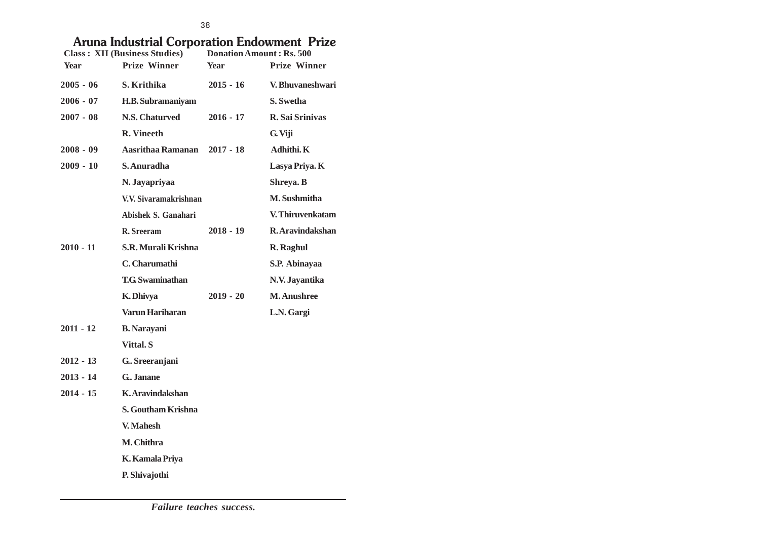## Aruna Industrial Corporation Endowment Prize

**Class : XII (Business Studies)** **Donation Amount : Rs. 500**

| Year | Prize Winner | Year | Prize Winner |
|---|---|---|---|
| 2005 - 06 | S. Krithika | 2015 - 16 | V. Bhuvaneshwari |
| 2006 - 07 | H.B. Subramaniyam | | S. Swetha |
| 2007 - 08 | N.S. Chaturved | 2016 - 17 | R. Sai Srinivas |
| | R. Vineeth | | G. Viji |
| 2008 - 09 | Aasrithaa Ramanan | 2017 - 18 | Adhithi. K |
| 2009 - 10 | S. Anuradha | | Lasya Priya. K |
| | N. Jayapriyaa | | Shreya. B |
| | V.V. Sivaramakrishnan | | M. Sushmitha |
| | Abishek S. Ganahari | | V. Thiruvenkatam |
| | R. Sreeram | 2018 - 19 | R. Aravindakshan |
| 2010 - 11 | S.R. Murali Krishna | | R. Raghul |
| | C. Charumathi | | S.P. Abinayaa |
| | T.G. Swaminathan | | N.V. Jayantika |
| | K. Dhivya | 2019 - 20 | M. Anushree |
| | Varun Hariharan | | L.N. Gargi |
| 2011 - 12 | B. Narayani | | |
| | Vittal. S | | |
| 2012 - 13 | G.. Sreeranjani | | |
| 2013 - 14 | G.. Janane | | |
| 2014 - 15 | K. Aravindakshan | | |
| | S. Goutham Krishna | | |
| | V. Mahesh | | |
| | M. Chithra | | |
| | K. Kamala Priya | | |
| | P. Shivajothi | | |

*Failure teaches success.*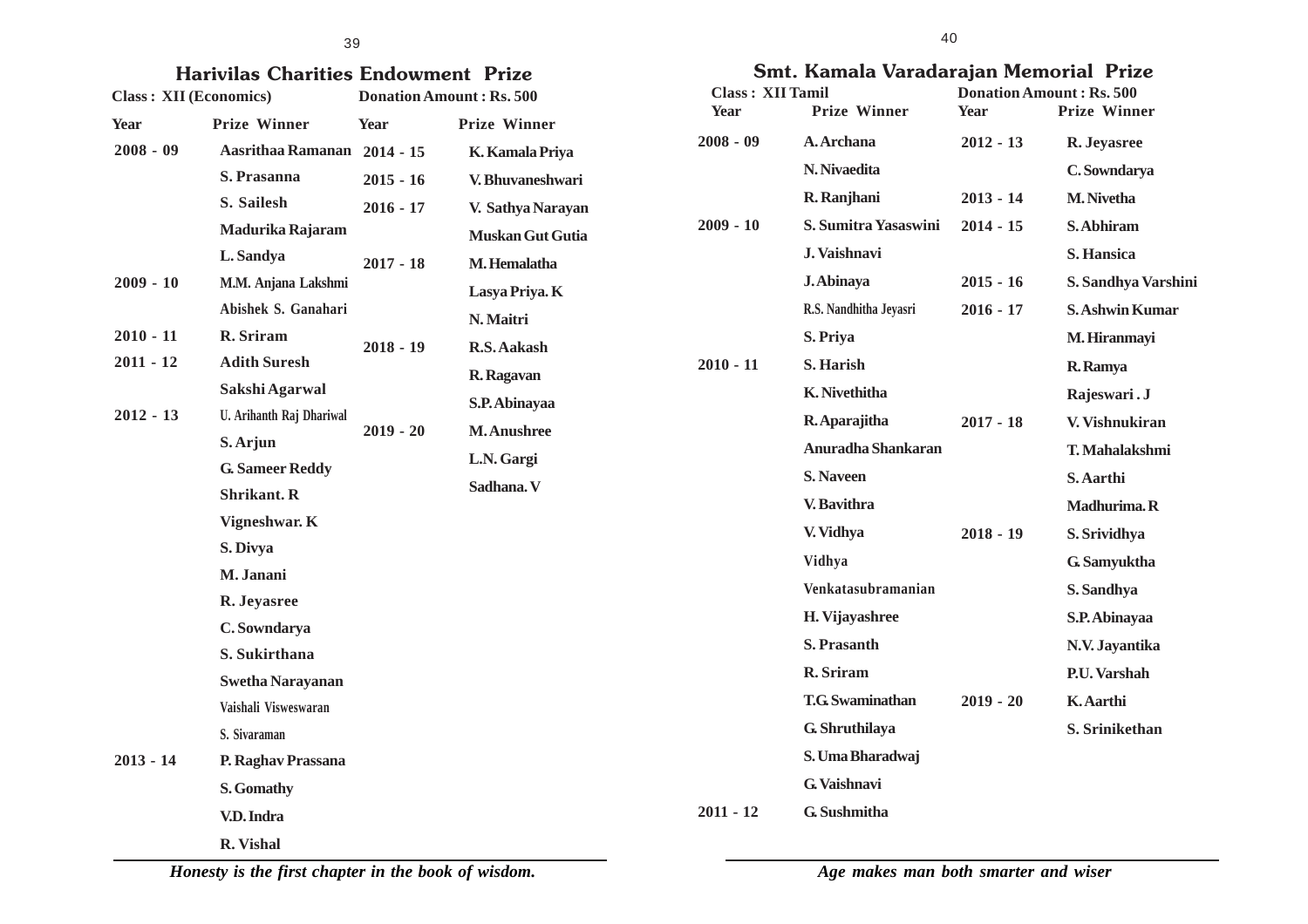## Harivilas Charities Endowment Prize

**Class : XII (Economics)** **Donation Amount : Rs. 500**

| Year | Prize Winner | Year | Prize Winner |
|---|---|---|---|
| 2008 - 09 | Aasrithaa Ramanan | 2014 - 15 | K. Kamala Priya |
| | S. Prasanna | 2015 - 16 | V. Bhuvaneshwari |
| | S. Sailesh | 2016 - 17 | V. Sathya Narayan |
| | Madurika Rajaram | | Muskan Gut Gutia |
| | L. Sandya | 2017 - 18 | M. Hemalatha |
| 2009 - 10 | M.M. Anjana Lakshmi | | Lasya Priya. K |
| | Abishek S. Ganahari | | N. Maitri |
| 2010 - 11 | R. Sriram | 2018 - 19 | R.S. Aakash |
| 2011 - 12 | Adith Suresh | | R. Ragavan |
| | Sakshi Agarwal | | S.P. Abinayaa |
| 2012 - 13 | U. Arihanth Raj Dhariwal | 2019 - 20 | M. Anushree |
| | S. Arjun | | L.N. Gargi |
| | G. Sameer Reddy | | Sadhana. V |
| | Shrikant. R | | |
| | Vigneshwar. K | | |
| | S. Divya | | |
| | M. Janani | | |
| | R. Jeyasree | | |
| | C. Sowndarya | | |
| | S. Sukirthana | | |
| | Swetha Narayanan | | |
| | Vaishali Visweswaran | | |
| | S. Sivaraman | | |
| 2013 - 14 | P. Raghav Prassana | | |
| | S. Gomathy | | |
| | V.D. Indra | | |
| | R. Vishal | | |

*Honesty is the first chapter in the book of wisdom.*

## Smt. Kamala Varadarajan Memorial Prize

**Class : XII Tamil** **Donation Amount : Rs. 500**

| Year | Prize Winner | Year | Prize Winner |
|---|---|---|---|
| 2008 - 09 | A. Archana | 2012 - 13 | R. Jeyasree |
| | N. Nivaedita | | C. Sowndarya |
| | R. Ranjhani | 2013 - 14 | M. Nivetha |
| 2009 - 10 | S. Sumitra Yasaswini | 2014 - 15 | S. Abhiram |
| | J. Vaishnavi | | S. Hansica |
| | J. Abinaya | 2015 - 16 | S. Sandhya Varshini |
| | R.S. Nandhitha Jeyasri | 2016 - 17 | S. Ashwin Kumar |
| | S. Priya | | M. Hiranmayi |
| 2010 - 11 | S. Harish | | R. Ramya |
| | K. Nivethitha | | Rajeswari . J |
| | R. Aparajitha | 2017 - 18 | V. Vishnukiran |
| | Anuradha Shankaran | | T. Mahalakshmi |
| | S. Naveen | | S. Aarthi |
| | V. Bavithra | | Madhurima. R |
| | V. Vidhya | 2018 - 19 | S. Srividhya |
| | Vidhya | | G. Samyuktha |
| | Venkatasubramanian | | S. Sandhya |
| | H. Vijayashree | | S.P. Abinayaa |
| | S. Prasanth | | N.V. Jayantika |
| | R. Sriram | | P.U. Varshah |
| | T.G. Swaminathan | 2019 - 20 | K. Aarthi |
| | G. Shruthilaya | | S. Srinikethan |
| | S. Uma Bharadwaj | | |
| | G. Vaishnavi | | |
| 2011 - 12 | G. Sushmitha | | |

*Age makes man both smarter and wiser*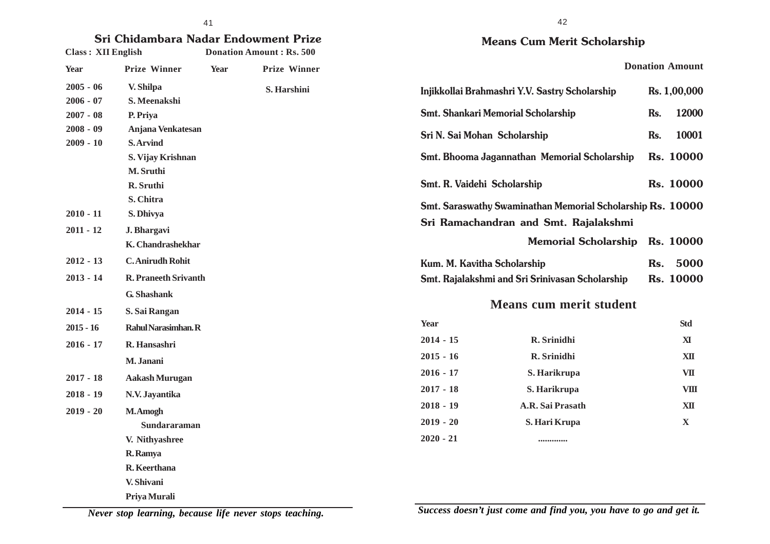## Sri Chidambara Nadar Endowment Prize

**Class : XII English** **Donation Amount : Rs. 500**

| Year | Prize Winner | Year | Prize Winner |
|---|---|---|---|
| 2005 - 06 | V. Shilpa | | S. Harshini |
| 2006 - 07 | S. Meenakshi | | |
| 2007 - 08 | P. Priya | | |
| 2008 - 09 | Anjana Venkatesan | | |
| 2009 - 10 | S. Arvind | | |
| | S. Vijay Krishnan | | |
| | M. Sruthi | | |
| | R. Sruthi | | |
| | S. Chitra | | |
| 2010 - 11 | S. Dhivya | | |
| 2011 - 12 | J. Bhargavi | | |
| | K. Chandrashekhar | | |
| 2012 - 13 | C. Anirudh Rohit | | |
| 2013 - 14 | R. Praneeth Srivanth | | |
| | G. Shashank | | |
| 2014 - 15 | S. Sai Rangan | | |
| 2015 - 16 | Rahul Narasimhan. R | | |
| 2016 - 17 | R. Hansashri | | |
| | M. Janani | | |
| 2017 - 18 | Aakash Murugan | | |
| 2018 - 19 | N.V. Jayantika | | |
| 2019 - 20 | M. Amogh Sundararaman | | |
| | V. Nithyashree | | |
| | R. Ramya | | |
| | R. Keerthana | | |
| | V. Shivani | | |
| | Priya Murali | | |

*Never stop learning, because life never stops teaching.*

## Means Cum Merit Scholarship

| | Donation Amount |
|---|---|
| Injikkollai Brahmashri Y.V. Sastry Scholarship | Rs. 1,00,000 |
| Smt. Shankari Memorial Scholarship | Rs. 12000 |
| Sri N. Sai Mohan Scholarship | Rs. 10001 |
| Smt. Bhooma Jagannathan Memorial Scholarship | Rs. 10000 |
| Smt. R. Vaidehi Scholarship | Rs. 10000 |
| Smt. Saraswathy Swaminathan Memorial Scholarship | Rs. 10000 |
| Sri Ramachandran and Smt. Rajalakshmi Memorial Scholarship | Rs. 10000 |
| Kum. M. Kavitha Scholarship | Rs. 5000 |
| Smt. Rajalakshmi and Sri Srinivasan Scholarship | Rs. 10000 |

## Means cum merit student

| Year | | Std |
|---|---|---|
| 2014 - 15 | R. Srinidhi | XI |
| 2015 - 16 | R. Srinidhi | XII |
| 2016 - 17 | S. Harikrupa | VII |
| 2017 - 18 | S. Harikrupa | VIII |
| 2018 - 19 | A.R. Sai Prasath | XII |
| 2019 - 20 | S. Hari Krupa | X |
| 2020 - 21 | ............ | |

*Success doesn't just come and find you, you have to go and get it.*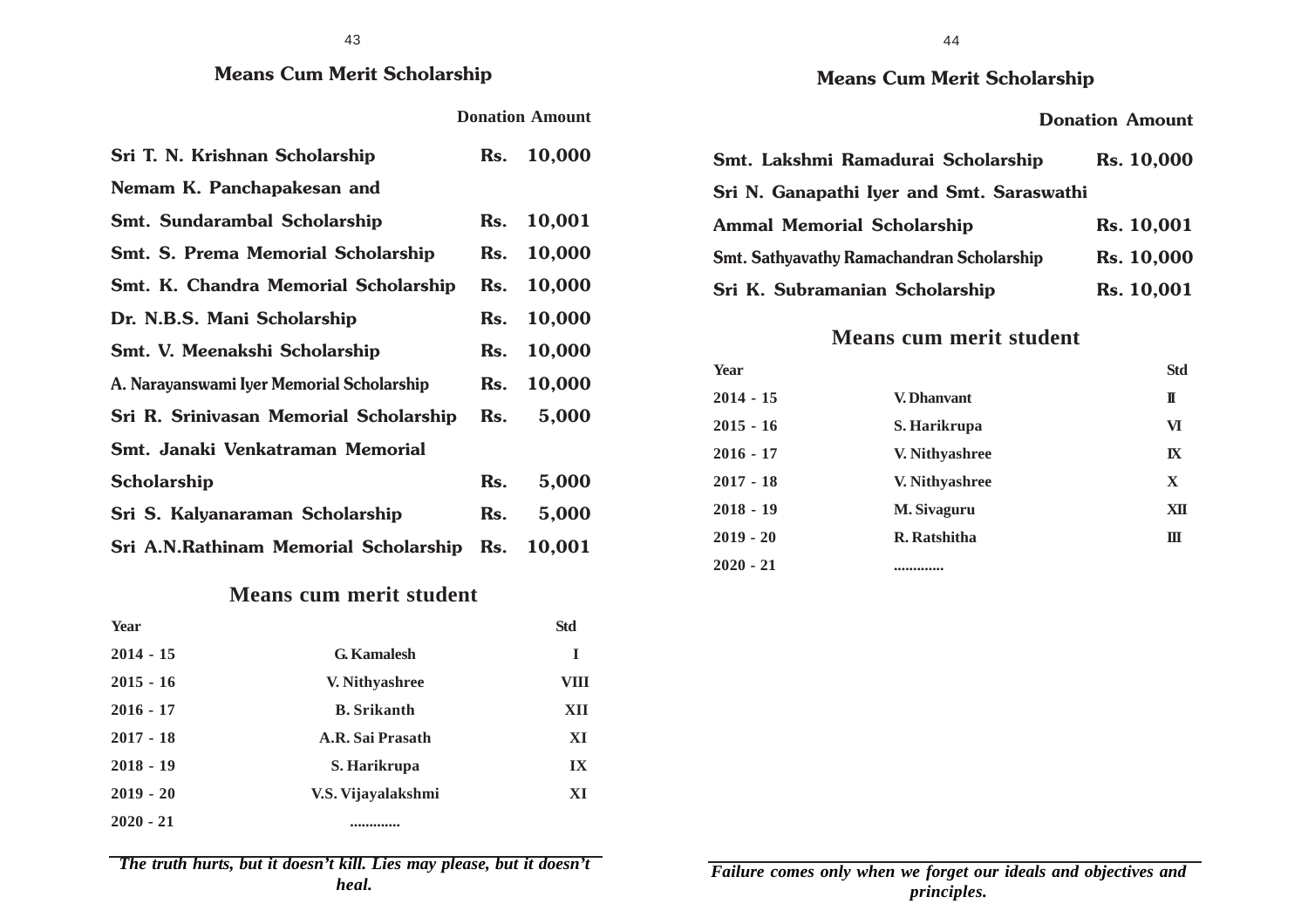## Means Cum Merit Scholarship

| | Donation Amount |
|---|---|
| Sri T. N. Krishnan Scholarship | Rs. 10,000 |
| Nemam K. Panchapakesan and Smt. Sundarambal Scholarship | Rs. 10,001 |
| Smt. S. Prema Memorial Scholarship | Rs. 10,000 |
| Smt. K. Chandra Memorial Scholarship | Rs. 10,000 |
| Dr. N.B.S. Mani Scholarship | Rs. 10,000 |
| Smt. V. Meenakshi Scholarship | Rs. 10,000 |
| A. Narayanswami Iyer Memorial Scholarship | Rs. 10,000 |
| Sri R. Srinivasan Memorial Scholarship | Rs. 5,000 |
| Smt. Janaki Venkatraman Memorial Scholarship | Rs. 5,000 |
| Sri S. Kalyanaraman Scholarship | Rs. 5,000 |
| Sri A.N.Rathinam Memorial Scholarship | Rs. 10,001 |

### Means cum merit student

| Year | | Std |
|---|---|---|
| 2014 - 15 | G. Kamalesh | I |
| 2015 - 16 | V. Nithyashree | VIII |
| 2016 - 17 | B. Srikanth | XII |
| 2017 - 18 | A.R. Sai Prasath | XI |
| 2018 - 19 | S. Harikrupa | IX |
| 2019 - 20 | V.S. Vijayalakshmi | XI |
| 2020 - 21 | ............ | |

*The truth hurts, but it doesn't kill. Lies may please, but it doesn't heal.*

## Means Cum Merit Scholarship

| | Donation Amount |
|---|---|
| Smt. Lakshmi Ramadurai Scholarship | Rs. 10,000 |
| Sri N. Ganapathi Iyer and Smt. Saraswathi Ammal Memorial Scholarship | Rs. 10,001 |
| Smt. Sathyavathy Ramachandran Scholarship | Rs. 10,000 |
| Sri K. Subramanian Scholarship | Rs. 10,001 |

### Means cum merit student

| Year | | Std |
|---|---|---|
| 2014 - 15 | V. Dhanvant | II |
| 2015 - 16 | S. Harikrupa | VI |
| 2016 - 17 | V. Nithyashree | IX |
| 2017 - 18 | V. Nithyashree | X |
| 2018 - 19 | M. Sivaguru | XII |
| 2019 - 20 | R. Ratshitha | III |
| 2020 - 21 | ............ | |

*Failure comes only when we forget our ideals and objectives and principles.*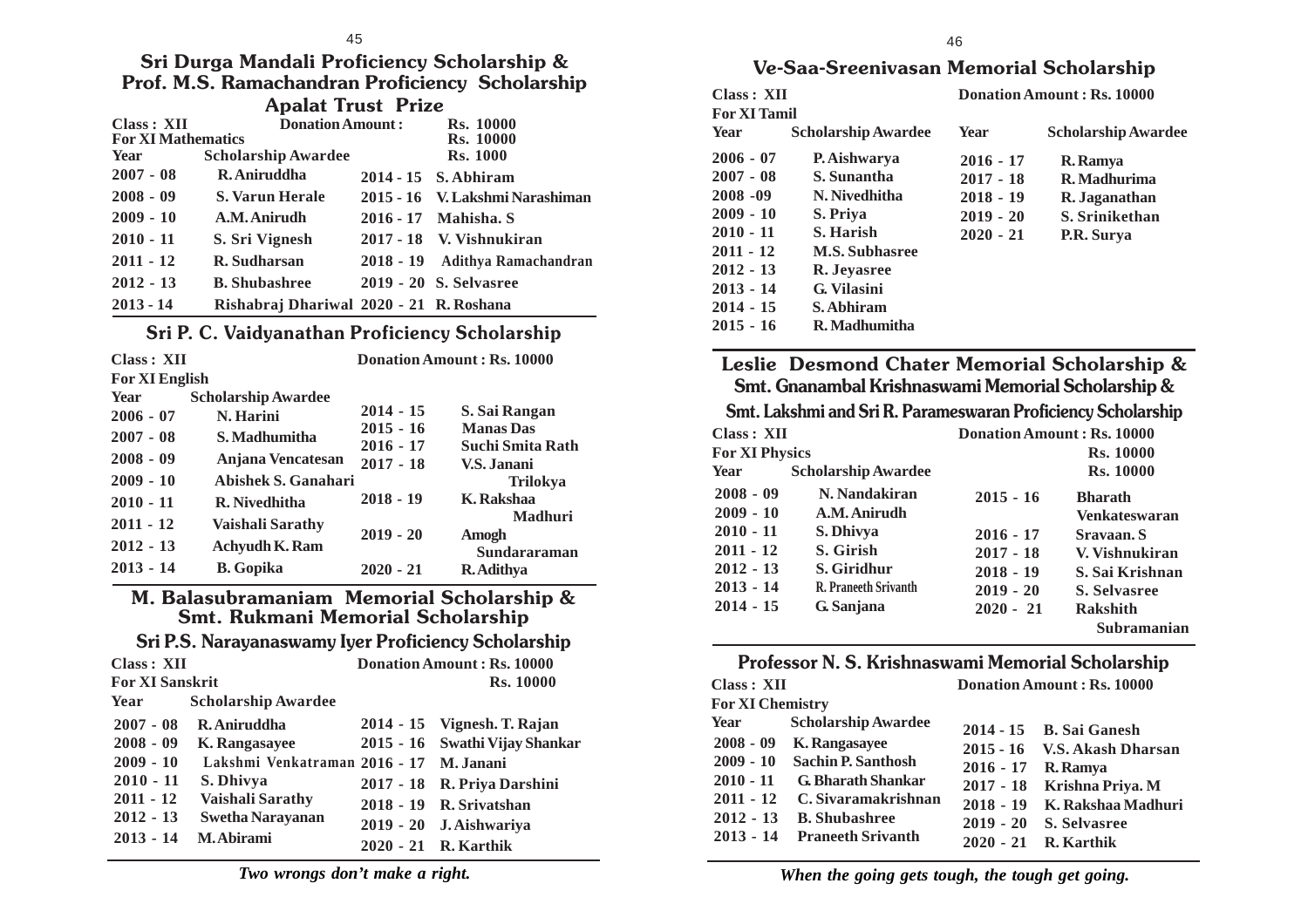## Sri Durga Mandali Proficiency Scholarship & Prof. M.S. Ramachandran Proficiency Scholarship

### Apalat Trust Prize

**Class : XII** — **Donation Amount :** Rs. 10000, Rs. 10000, Rs. 1000

**For XI Mathematics**

| Year | Scholarship Awardee | Year | Scholarship Awardee |
|---|---|---|---|
| 2007 - 08 | R. Aniruddha | 2014 - 15 | S. Abhiram |
| 2008 - 09 | S. Varun Herale | 2015 - 16 | V. Lakshmi Narashiman |
| 2009 - 10 | A.M. Anirudh | 2016 - 17 | Mahisha. S |
| 2010 - 11 | S. Sri Vignesh | 2017 - 18 | V. Vishnukiran |
| 2011 - 12 | R. Sudharsan | 2018 - 19 | Adithya Ramachandran |
| 2012 - 13 | B. Shubashree | 2019 - 20 | S. Selvasree |
| 2013 - 14 | Rishabraj Dhariwal | 2020 - 21 | R. Roshana |

## Sri P. C. Vaidyanathan Proficiency Scholarship

**Class : XII** — **Donation Amount : Rs. 10000**

**For XI English**

| Year | Scholarship Awardee | Year | Scholarship Awardee |
|---|---|---|---|
| 2006 - 07 | N. Harini | 2014 - 15 | S. Sai Rangan |
| 2007 - 08 | S. Madhumitha | 2015 - 16 | Manas Das |
| 2008 - 09 | Anjana Vencatesan | 2016 - 17 | Suchi Smita Rath |
| 2009 - 10 | Abishek S. Ganahari | 2017 - 18 | V.S. Janani Trilokya |
| 2010 - 11 | R. Nivedhitha | 2018 - 19 | K. Rakshaa Madhuri |
| 2011 - 12 | Vaishali Sarathy | 2019 - 20 | Amogh Sundararaman |
| 2012 - 13 | Achyudh K. Ram | 2020 - 21 | R. Adithya |
| 2013 - 14 | B. Gopika | | |

## M. Balasubramaniam Memorial Scholarship & Smt. Rukmani Memorial Scholarship

### Sri P.S. Narayanaswamy Iyer Proficiency Scholarship

**Class : XII** — **Donation Amount : Rs. 10000**, Rs. 10000

**For XI Sanskrit**

| Year | Scholarship Awardee | Year | Scholarship Awardee |
|---|---|---|---|
| 2007 - 08 | R. Aniruddha | 2014 - 15 | Vignesh. T. Rajan |
| 2008 - 09 | K. Rangasayee | 2015 - 16 | Swathi Vijay Shankar |
| 2009 - 10 | Lakshmi Venkatraman | 2016 - 17 | M. Janani |
| 2010 - 11 | S. Dhivya | 2017 - 18 | R. Priya Darshini |
| 2011 - 12 | Vaishali Sarathy | 2018 - 19 | R. Srivatshan |
| 2012 - 13 | Swetha Narayanan | 2019 - 20 | J. Aishwariya |
| 2013 - 14 | M. Abirami | 2020 - 21 | R. Karthik |

*Two wrongs don't make a right.*

## Ve-Saa-Sreenivasan Memorial Scholarship

**Class : XII** — **Donation Amount : Rs. 10000**

**For XI Tamil**

| Year | Scholarship Awardee | Year | Scholarship Awardee |
|---|---|---|---|
| 2006 - 07 | P. Aishwarya | 2016 - 17 | R. Ramya |
| 2007 - 08 | S. Sunantha | 2017 - 18 | R. Madhurima |
| 2008 - 09 | N. Nivedhitha | 2018 - 19 | R. Jaganathan |
| 2009 - 10 | S. Priya | 2019 - 20 | S. Srinikethan |
| 2010 - 11 | S. Harish | 2020 - 21 | P.R. Surya |
| 2011 - 12 | M.S. Subhasree | | |
| 2012 - 13 | R. Jeyasree | | |
| 2013 - 14 | G. Vilasini | | |
| 2014 - 15 | S. Abhiram | | |
| 2015 - 16 | R. Madhumitha | | |

## Leslie Desmond Chater Memorial Scholarship & Smt. Gnanambal Krishnaswami Memorial Scholarship & Smt. Lakshmi and Sri R. Parameswaran Proficiency Scholarship

**Class : XII** — **Donation Amount : Rs. 10000**, Rs. 10000, Rs. 10000

**For XI Physics**

| Year | Scholarship Awardee | Year | Scholarship Awardee |
|---|---|---|---|
| 2008 - 09 | N. Nandakiran | 2015 - 16 | Bharath Venkateswaran |
| 2009 - 10 | A.M. Anirudh | 2016 - 17 | Sravaan. S |
| 2010 - 11 | S. Dhivya | 2017 - 18 | V. Vishnukiran |
| 2011 - 12 | S. Girish | 2018 - 19 | S. Sai Krishnan |
| 2012 - 13 | S. Giridhur | 2019 - 20 | S. Selvasree |
| 2013 - 14 | R. Praneeth Srivanth | 2020 - 21 | Rakshith Subramanian |
| 2014 - 15 | G. Sanjana | | |

## Professor N. S. Krishnaswami Memorial Scholarship

**Class : XII** — **Donation Amount : Rs. 10000**

**For XI Chemistry**

| Year | Scholarship Awardee | Year | Scholarship Awardee |
|---|---|---|---|
| 2008 - 09 | K. Rangasayee | 2014 - 15 | B. Sai Ganesh |
| 2009 - 10 | Sachin P. Santhosh | 2015 - 16 | V.S. Akash Dharsan |
| 2010 - 11 | G. Bharath Shankar | 2016 - 17 | R. Ramya |
| 2011 - 12 | C. Sivaramakrishnan | 2017 - 18 | Krishna Priya. M |
| 2012 - 13 | B. Shubashree | 2018 - 19 | K. Rakshaa Madhuri |
| 2013 - 14 | Praneeth Srivanth | 2019 - 20 | S. Selvasree |
| | | 2020 - 21 | R. Karthik |

*When the going gets tough, the tough get going.*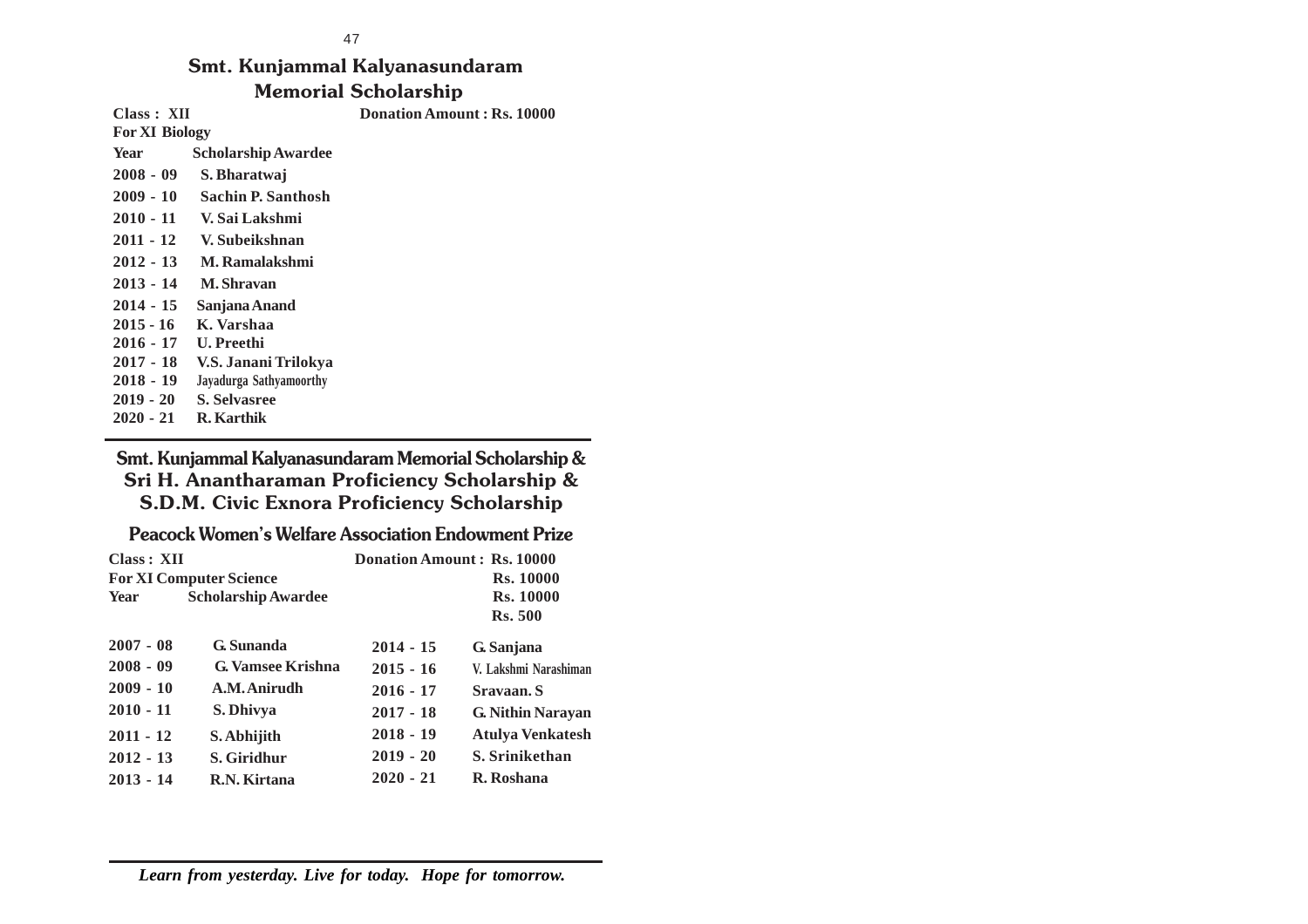## Smt. Kunjammal Kalyanasundaram Memorial Scholarship

**Class : XII** **Donation Amount : Rs. 10000**

**For XI Biology**

| Year | Scholarship Awardee |
|---|---|
| 2008 - 09 | S. Bharatwaj |
| 2009 - 10 | Sachin P. Santhosh |
| 2010 - 11 | V. Sai Lakshmi |
| 2011 - 12 | V. Subeikshnan |
| 2012 - 13 | M. Ramalakshmi |
| 2013 - 14 | M. Shravan |
| 2014 - 15 | Sanjana Anand |
| 2015 - 16 | K. Varshaa |
| 2016 - 17 | U. Preethi |
| 2017 - 18 | V.S. Janani Trilokya |
| 2018 - 19 | Jayadurga Sathyamoorthy |
| 2019 - 20 | S. Selvasree |
| 2020 - 21 | R. Karthik |

## Smt. Kunjammal Kalyanasundaram Memorial Scholarship & Sri H. Anantharaman Proficiency Scholarship & S.D.M. Civic Exnora Proficiency Scholarship

### Peacock Women's Welfare Association Endowment Prize

**Class : XII** **Donation Amount : Rs. 10000**
**Rs. 10000**
**Rs. 10000**
**Rs. 500**

**For XI Computer Science**

| Year | Scholarship Awardee | Year | Scholarship Awardee |
|---|---|---|---|
| 2007 - 08 | G. Sunanda | 2014 - 15 | G. Sanjana |
| 2008 - 09 | G. Vamsee Krishna | 2015 - 16 | V. Lakshmi Narashiman |
| 2009 - 10 | A.M. Anirudh | 2016 - 17 | Sravaan. S |
| 2010 - 11 | S. Dhivya | 2017 - 18 | G. Nithin Narayan |
| 2011 - 12 | S. Abhijith | 2018 - 19 | Atulya Venkatesh |
| 2012 - 13 | S. Giridhur | 2019 - 20 | S. Srinikethan |
| 2013 - 14 | R.N. Kirtana | 2020 - 21 | R. Roshana |

*Learn from yesterday. Live for today. Hope for tomorrow.*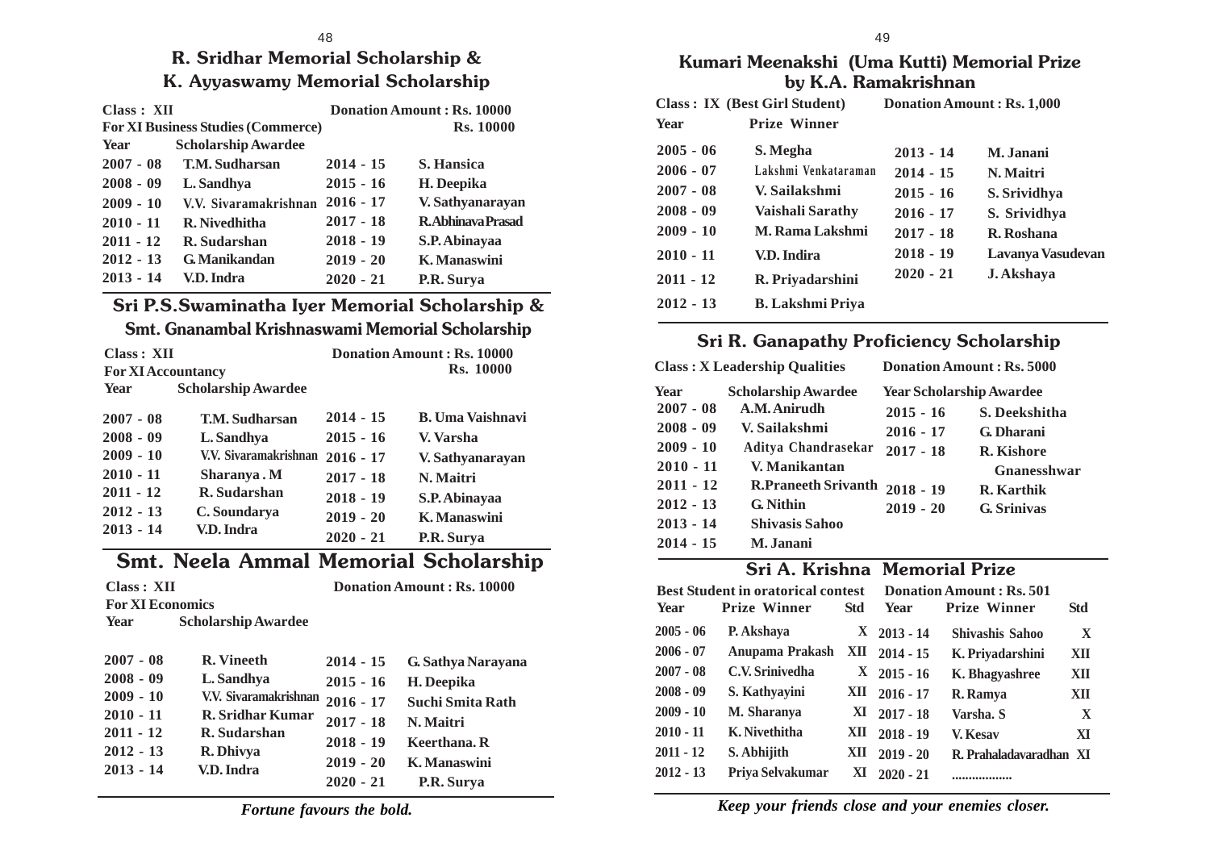## R. Sridhar Memorial Scholarship & K. Ayyaswamy Memorial Scholarship

**Class : XII** — **Donation Amount : Rs. 10000**

**For XI Business Studies (Commerce)** — **Rs. 10000**

| Year | Scholarship Awardee | Year | Scholarship Awardee |
|---|---|---|---|
| 2007 - 08 | T.M. Sudharsan | 2014 - 15 | S. Hansica |
| 2008 - 09 | L. Sandhya | 2015 - 16 | H. Deepika |
| 2009 - 10 | V.V. Sivaramakrishnan | 2016 - 17 | V. Sathyanarayan |
| 2010 - 11 | R. Nivedhitha | 2017 - 18 | R.Abhinava Prasad |
| 2011 - 12 | R. Sudarshan | 2018 - 19 | S.P. Abinayaa |
| 2012 - 13 | G. Manikandan | 2019 - 20 | K. Manaswini |
| 2013 - 14 | V.D. Indra | 2020 - 21 | P.R. Surya |

## Sri P.S.Swaminatha Iyer Memorial Scholarship & Smt. Gnanambal Krishnaswami Memorial Scholarship

**Class : XII** — **Donation Amount : Rs. 10000**

**For XI Accountancy** — **Rs. 10000**

| Year | Scholarship Awardee | Year | Scholarship Awardee |
|---|---|---|---|
| 2007 - 08 | T.M. Sudharsan | 2014 - 15 | B. Uma Vaishnavi |
| 2008 - 09 | L. Sandhya | 2015 - 16 | V. Varsha |
| 2009 - 10 | V.V. Sivaramakrishnan | 2016 - 17 | V. Sathyanarayan |
| 2010 - 11 | Sharanya . M | 2017 - 18 | N. Maitri |
| 2011 - 12 | R. Sudarshan | 2018 - 19 | S.P. Abinayaa |
| 2012 - 13 | C. Soundarya | 2019 - 20 | K. Manaswini |
| 2013 - 14 | V.D. Indra | 2020 - 21 | P.R. Surya |

## Smt. Neela Ammal Memorial Scholarship

**Class : XII** — **Donation Amount : Rs. 10000**

**For XI Economics**

| Year | Scholarship Awardee | Year | Scholarship Awardee |
|---|---|---|---|
| 2007 - 08 | R. Vineeth | 2014 - 15 | G. Sathya Narayana |
| 2008 - 09 | L. Sandhya | 2015 - 16 | H. Deepika |
| 2009 - 10 | V.V. Sivaramakrishnan | 2016 - 17 | Suchi Smita Rath |
| 2010 - 11 | R. Sridhar Kumar | 2017 - 18 | N. Maitri |
| 2011 - 12 | R. Sudarshan | 2018 - 19 | Keerthana. R |
| 2012 - 13 | R. Dhivya | 2019 - 20 | K. Manaswini |
| 2013 - 14 | V.D. Indra | 2020 - 21 | P.R. Surya |

*Fortune favours the bold.*

## Kumari Meenakshi (Uma Kutti) Memorial Prize by K.A. Ramakrishnan

**Class : IX (Best Girl Student)** — **Donation Amount : Rs. 1,000**

| Year | Prize Winner | Year | Prize Winner |
|---|---|---|---|
| 2005 - 06 | S. Megha | 2013 - 14 | M. Janani |
| 2006 - 07 | Lakshmi Venkataraman | 2014 - 15 | N. Maitri |
| 2007 - 08 | V. Sailakshmi | 2015 - 16 | S. Srividhya |
| 2008 - 09 | Vaishali Sarathy | 2016 - 17 | S. Srividhya |
| 2009 - 10 | M. Rama Lakshmi | 2017 - 18 | R. Roshana |
| 2010 - 11 | V.D. Indira | 2018 - 19 | Lavanya Vasudevan |
| 2011 - 12 | R. Priyadarshini | 2020 - 21 | J. Akshaya |
| 2012 - 13 | B. Lakshmi Priya | | |

## Sri R. Ganapathy Proficiency Scholarship

**Class : X Leadership Qualities** — **Donation Amount : Rs. 5000**

| Year | Scholarship Awardee | Year | Scholarship Awardee |
|---|---|---|---|
| 2007 - 08 | A.M. Anirudh | 2015 - 16 | S. Deekshitha |
| 2008 - 09 | V. Sailakshmi | 2016 - 17 | G. Dharani |
| 2009 - 10 | Aditya Chandrasekar | 2017 - 18 | R. Kishore Gnanesshwar |
| 2010 - 11 | V. Manikantan | 2018 - 19 | R. Karthik |
| 2011 - 12 | R.Praneeth Srivanth | 2019 - 20 | G. Srinivas |
| 2012 - 13 | G. Nithin | | |
| 2013 - 14 | Shivasis Sahoo | | |
| 2014 - 15 | M. Janani | | |

## Sri A. Krishna Memorial Prize

**Best Student in oratorical contest** — **Donation Amount : Rs. 501**

| Year | Prize Winner | Std | Year | Prize Winner | Std |
|---|---|---|---|---|---|
| 2005 - 06 | P. Akshaya | X | 2013 - 14 | Shivashis Sahoo | X |
| 2006 - 07 | Anupama Prakash | XII | 2014 - 15 | K. Priyadarshini | XII |
| 2007 - 08 | C.V. Srinivedha | X | 2015 - 16 | K. Bhagyashree | XII |
| 2008 - 09 | S. Kathyayini | XII | 2016 - 17 | R. Ramya | XII |
| 2009 - 10 | M. Sharanya | XI | 2017 - 18 | Varsha. S | X |
| 2010 - 11 | K. Nivethitha | XII | 2018 - 19 | V. Kesav | XI |
| 2011 - 12 | S. Abhijith | XII | 2019 - 20 | R. Prahaladavaradhan | XI |
| 2012 - 13 | Priya Selvakumar | XI | 2020 - 21 | .................. | |

*Keep your friends close and your enemies closer.*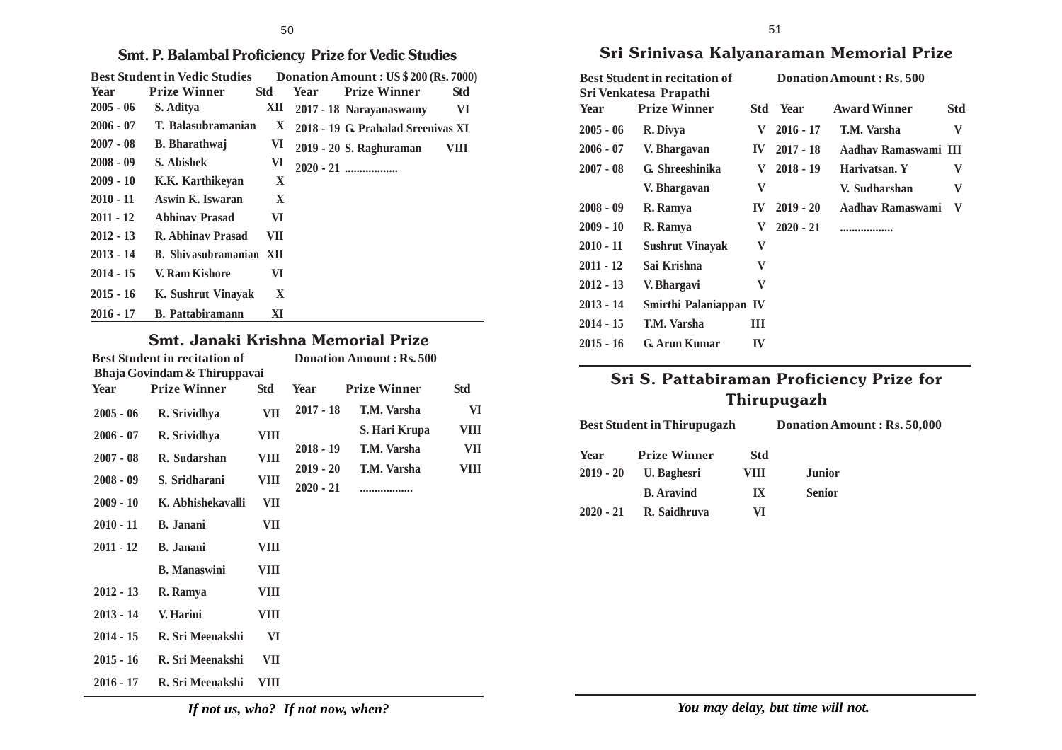## Smt. P. Balambal Proficiency Prize for Vedic Studies

**Best Student in Vedic Studies** **Donation Amount : US $ 200 (Rs. 7000)**

| Year | Prize Winner | Std | Year | Prize Winner | Std |
|---|---|---|---|---|---|
| 2005 - 06 | S. Aditya | XII | 2017 - 18 | Narayanaswamy | VI |
| 2006 - 07 | T. Balasubramanian | X | 2018 - 19 | G. Prahalad Sreenivas | XI |
| 2007 - 08 | B. Bharathwaj | VI | 2019 - 20 | S. Raghuraman | VIII |
| 2008 - 09 | S. Abishek | VI | 2020 - 21 | .................. | |
| 2009 - 10 | K.K. Karthikeyan | X | | | |
| 2010 - 11 | Aswin K. Iswaran | X | | | |
| 2011 - 12 | Abhinav Prasad | VI | | | |
| 2012 - 13 | R. Abhinav Prasad | VII | | | |
| 2013 - 14 | B. Shivasubramanian | XII | | | |
| 2014 - 15 | V. Ram Kishore | VI | | | |
| 2015 - 16 | K. Sushrut Vinayak | X | | | |
| 2016 - 17 | B. Pattabiramann | XI | | | |

## Smt. Janaki Krishna Memorial Prize

**Best Student in recitation of Bhaja Govindam & Thiruppavai** **Donation Amount : Rs. 500**

| Year | Prize Winner | Std | Year | Prize Winner | Std |
|---|---|---|---|---|---|
| 2005 - 06 | R. Srividhya | VII | 2017 - 18 | T.M. Varsha | VI |
| 2006 - 07 | R. Srividhya | VIII | | S. Hari Krupa | VIII |
| 2007 - 08 | R. Sudarshan | VIII | 2018 - 19 | T.M. Varsha | VII |
| 2008 - 09 | S. Sridharani | VIII | 2019 - 20 | T.M. Varsha | VIII |
| 2009 - 10 | K. Abhishekavalli | VII | 2020 - 21 | .................. | |
| 2010 - 11 | B. Janani | VII | | | |
| 2011 - 12 | B. Janani | VIII | | | |
| | B. Manaswini | VIII | | | |
| 2012 - 13 | R. Ramya | VIII | | | |
| 2013 - 14 | V. Harini | VIII | | | |
| 2014 - 15 | R. Sri Meenakshi | VI | | | |
| 2015 - 16 | R. Sri Meenakshi | VII | | | |
| 2016 - 17 | R. Sri Meenakshi | VIII | | | |

*If not us, who? If not now, when?*

## Sri Srinivasa Kalyanaraman Memorial Prize

**Best Student in recitation of Sri Venkatesa Prapathi** **Donation Amount : Rs. 500**

| Year | Prize Winner | Std | Year | Award Winner | Std |
|---|---|---|---|---|---|
| 2005 - 06 | R. Divya | V | 2016 - 17 | T.M. Varsha | V |
| 2006 - 07 | V. Bhargavan | IV | 2017 - 18 | Aadhav Ramaswami | III |
| 2007 - 08 | G. Shreeshinika | V | 2018 - 19 | Harivatsan. Y | V |
| | V. Bhargavan | V | | V. Sudharshan | V |
| 2008 - 09 | R. Ramya | IV | 2019 - 20 | Aadhav Ramaswami | V |
| 2009 - 10 | R. Ramya | V | 2020 - 21 | .................. | |
| 2010 - 11 | Sushrut Vinayak | V | | | |
| 2011 - 12 | Sai Krishna | V | | | |
| 2012 - 13 | V. Bhargavi | V | | | |
| 2013 - 14 | Smirthi Palaniappan | IV | | | |
| 2014 - 15 | T.M. Varsha | III | | | |
| 2015 - 16 | G. Arun Kumar | IV | | | |

## Sri S. Pattabiraman Proficiency Prize for Thirupugazh

**Best Student in Thirupugazh** **Donation Amount : Rs. 50,000**

| Year | Prize Winner | Std | |
|---|---|---|---|
| 2019 - 20 | U. Baghesri | VIII | Junior |
| | B. Aravind | IX | Senior |
| 2020 - 21 | R. Saidhruva | VI | |

*You may delay, but time will not.*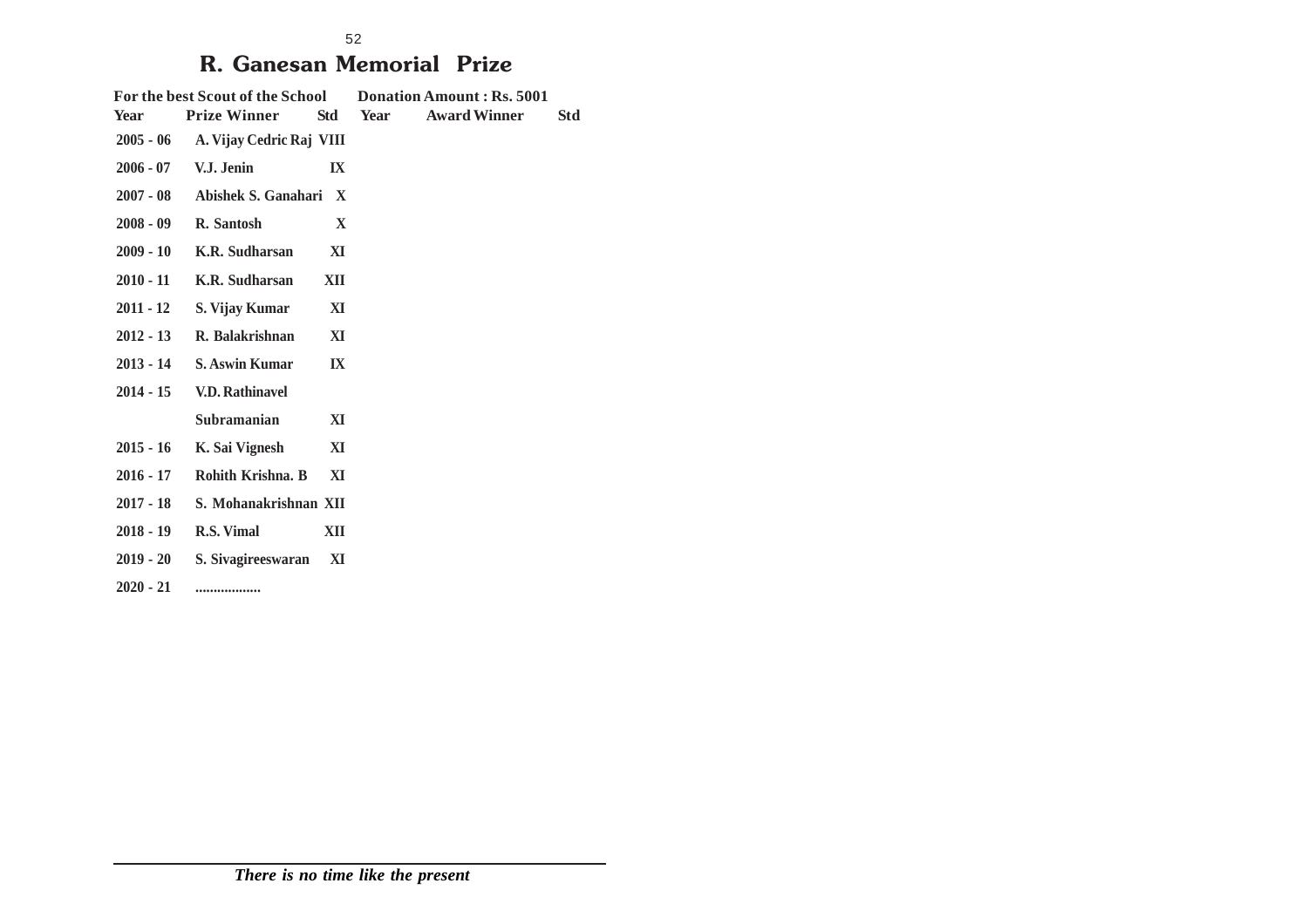# R. Ganesan Memorial Prize

**For the best Scout of the School** **Donation Amount : Rs. 5001**

| Year | Prize Winner | Std | Year | Award Winner | Std |
|---|---|---|---|---|---|
| 2005 - 06 | A. Vijay Cedric Raj | VIII | | | |
| 2006 - 07 | V.J. Jenin | IX | | | |
| 2007 - 08 | Abishek S. Ganahari | X | | | |
| 2008 - 09 | R. Santosh | X | | | |
| 2009 - 10 | K.R. Sudharsan | XI | | | |
| 2010 - 11 | K.R. Sudharsan | XII | | | |
| 2011 - 12 | S. Vijay Kumar | XI | | | |
| 2012 - 13 | R. Balakrishnan | XI | | | |
| 2013 - 14 | S. Aswin Kumar | IX | | | |
| 2014 - 15 | V.D. Rathinavel Subramanian | XI | | | |
| 2015 - 16 | K. Sai Vignesh | XI | | | |
| 2016 - 17 | Rohith Krishna. B | XI | | | |
| 2017 - 18 | S. Mohanakrishnan | XII | | | |
| 2018 - 19 | R.S. Vimal | XII | | | |
| 2019 - 20 | S. Sivagireeswaran | XI | | | |
| 2020 - 21 | .................. | | | | |

*There is no time like the present*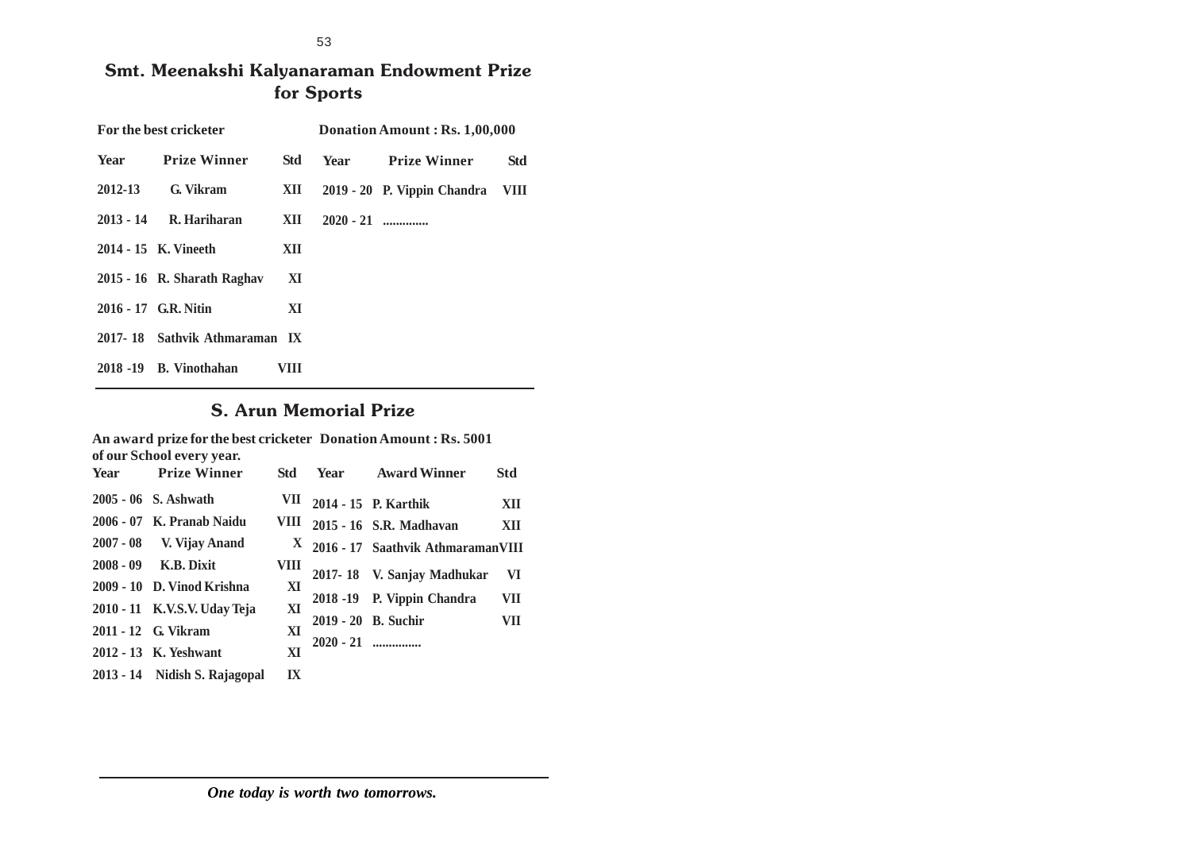## Smt. Meenakshi Kalyanaraman Endowment Prize for Sports

**For the best cricketer** **Donation Amount : Rs. 1,00,000**

| Year | Prize Winner | Std |
|---|---|---|
| 2012-13 | G. Vikram | XII |
| 2013 - 14 | R. Hariharan | XII |
| 2014 - 15 | K. Vineeth | XII |
| 2015 - 16 | R. Sharath Raghav | XI |
| 2016 - 17 | G.R. Nitin | XI |
| 2017- 18 | Sathvik Athmaraman | IX |
| 2018 -19 | B. Vinothahan | VIII |
| 2019 - 20 | P. Vippin Chandra | VIII |
| 2020 - 21 | ............. | |

## S. Arun Memorial Prize

**An award prize for the best cricketer of our School every year.** **Donation Amount : Rs. 5001**

| Year | Prize Winner | Std |
|---|---|---|
| 2005 - 06 | S. Ashwath | VII |
| 2006 - 07 | K. Pranab Naidu | VIII |
| 2007 - 08 | V. Vijay Anand | X |
| 2008 - 09 | K.B. Dixit | VIII |
| 2009 - 10 | D. Vinod Krishna | XI |
| 2010 - 11 | K.V.S.V. Uday Teja | XI |
| 2011 - 12 | G. Vikram | XI |
| 2012 - 13 | K. Yeshwant | XI |
| 2013 - 14 | Nidish S. Rajagopal | IX |

| Year | Award Winner | Std |
|---|---|---|
| 2014 - 15 | P. Karthik | XII |
| 2015 - 16 | S.R. Madhavan | XII |
| 2016 - 17 | Saathvik Athmaraman | VIII |
| 2017- 18 | V. Sanjay Madhukar | VI |
| 2018 -19 | P. Vippin Chandra | VII |
| 2019 - 20 | B. Suchir | VII |
| 2020 - 21 | .............. | |

*One today is worth two tomorrows.*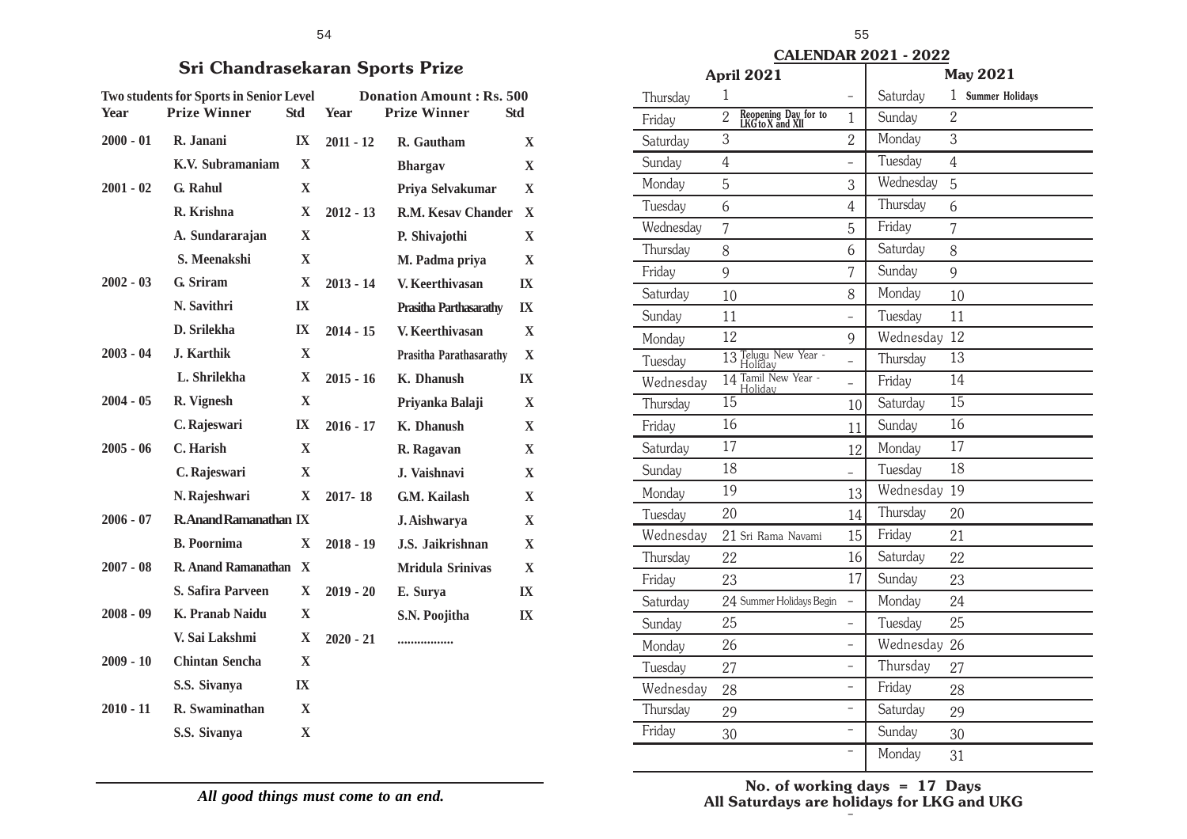## Sri Chandrasekaran Sports Prize

**Two students for Sports in Senior Level** **Donation Amount : Rs. 500**

| Year | Prize Winner | Std | Year | Prize Winner | Std |
|---|---|---|---|---|---|
| 2000 - 01 | R. Janani | IX | 2011 - 12 | R. Gautham | X |
| | K.V. Subramaniam | X | | Bhargav | X |
| 2001 - 02 | G. Rahul | X | | Priya Selvakumar | X |
| | R. Krishna | X | 2012 - 13 | R.M. Kesav Chander | X |
| | A. Sundararajan | X | | P. Shivajothi | X |
| | S. Meenakshi | X | | M. Padma priya | X |
| 2002 - 03 | G. Sriram | X | 2013 - 14 | V. Keerthivasan | IX |
| | N. Savithri | IX | | Prasitha Parthasarathy | IX |
| | D. Srilekha | IX | 2014 - 15 | V. Keerthivasan | X |
| 2003 - 04 | J. Karthik | X | | Prasitha Parathasarathy | X |
| | L. Shrilekha | X | 2015 - 16 | K. Dhanush | IX |
| 2004 - 05 | R. Vignesh | X | | Priyanka Balaji | X |
| | C. Rajeswari | IX | 2016 - 17 | K. Dhanush | X |
| 2005 - 06 | C. Harish | X | | R. Ragavan | X |
| | C. Rajeswari | X | | J. Vaishnavi | X |
| | N. Rajeshwari | X | 2017- 18 | G.M. Kailash | X |
| 2006 - 07 | R.Anand Ramanathan | IX | | J. Aishwarya | X |
| | B. Poornima | X | 2018 - 19 | J.S. Jaikrishnan | X |
| 2007 - 08 | R. Anand Ramanathan | X | | Mridula Srinivas | X |
| | S. Safira Parveen | X | 2019 - 20 | E. Surya | IX |
| 2008 - 09 | K. Pranab Naidu | X | | S.N. Poojitha | IX |
| | V. Sai Lakshmi | X | 2020 - 21 | ................. | |
| 2009 - 10 | Chintan Sencha | X | | | |
| | S.S. Sivanya | IX | | | |
| 2010 - 11 | R. Swaminathan | X | | | |
| | S.S. Sivanya | X | | | |

*All good things must come to an end.*

## CALENDAR 2021 - 2022

| April 2021 | | | May 2021 | |
|---|---|---|---|---|
| Thursday | 1 | - | Saturday | 1 Summer Holidays |
| Friday | 2 Reopening Day for to LKG to X and XII | 1 | Sunday | 2 |
| Saturday | 3 | 2 | Monday | 3 |
| Sunday | 4 | - | Tuesday | 4 |
| Monday | 5 | 3 | Wednesday | 5 |
| Tuesday | 6 | 4 | Thursday | 6 |
| Wednesday | 7 | 5 | Friday | 7 |
| Thursday | 8 | 6 | Saturday | 8 |
| Friday | 9 | 7 | Sunday | 9 |
| Saturday | 10 | 8 | Monday | 10 |
| Sunday | 11 | - | Tuesday | 11 |
| Monday | 12 | 9 | Wednesday | 12 |
| Tuesday | 13 Telugu New Year - Holiday | - | Thursday | 13 |
| Wednesday | 14 Tamil New Year - Holiday | - | Friday | 14 |
| Thursday | 15 | 10 | Saturday | 15 |
| Friday | 16 | 11 | Sunday | 16 |
| Saturday | 17 | 12 | Monday | 17 |
| Sunday | 18 | - | Tuesday | 18 |
| Monday | 19 | 13 | Wednesday | 19 |
| Tuesday | 20 | 14 | Thursday | 20 |
| Wednesday | 21 Sri Rama Navami | 15 | Friday | 21 |
| Thursday | 22 | 16 | Saturday | 22 |
| Friday | 23 | 17 | Sunday | 23 |
| Saturday | 24 Summer Holidays Begin | - | Monday | 24 |
| Sunday | 25 | - | Tuesday | 25 |
| Monday | 26 | - | Wednesday | 26 |
| Tuesday | 27 | - | Thursday | 27 |
| Wednesday | 28 | - | Friday | 28 |
| Thursday | 29 | - | Saturday | 29 |
| Friday | 30 | - | Sunday | 30 |
| | | - | Monday | 31 |

**No. of working days = 17 Days**

**All Saturdays are holidays for LKG and UKG**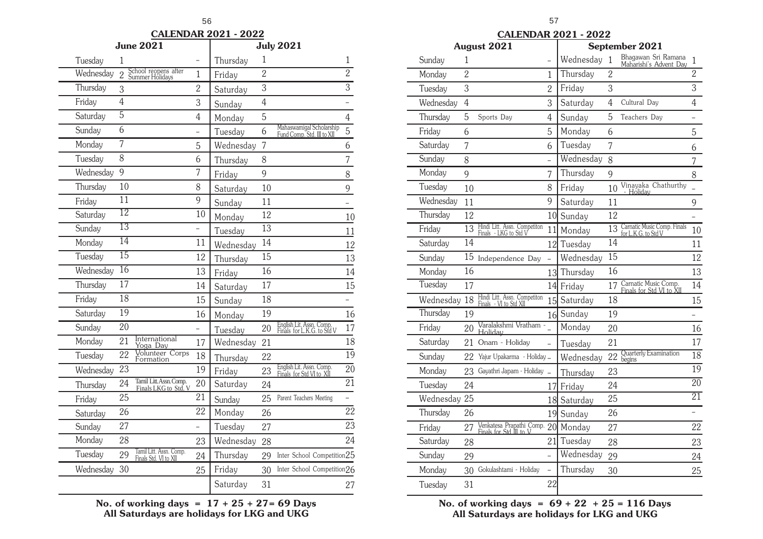## CALENDAR 2021 - 2022

| June 2021 | | | | July 2021 | | | |
|---|---|---|---|---|---|---|---|
| Tuesday | 1 | | – | Thursday | 1 | | 1 |
| Wednesday | 2 | School reopens after Summer Holidays | 1 | Friday | 2 | | 2 |
| Thursday | 3 | | 2 | Saturday | 3 | | 3 |
| Friday | 4 | | 3 | Sunday | 4 | | – |
| Saturday | 5 | | 4 | Monday | 5 | | 4 |
| Sunday | 6 | | – | Tuesday | 6 | Mahaswamigal Scholarship Fund Comp. Std. III to XII | 5 |
| Monday | 7 | | 5 | Wednesday | 7 | | 6 |
| Tuesday | 8 | | 6 | Thursday | 8 | | 7 |
| Wednesday | 9 | | 7 | Friday | 9 | | 8 |
| Thursday | 10 | | 8 | Saturday | 10 | | 9 |
| Friday | 11 | | 9 | Sunday | 11 | | – |
| Saturday | 12 | | 10 | Monday | 12 | | 10 |
| Sunday | 13 | | – | Tuesday | 13 | | 11 |
| Monday | 14 | | 11 | Wednesday | 14 | | 12 |
| Tuesday | 15 | | 12 | Thursday | 15 | | 13 |
| Wednesday | 16 | | 13 | Friday | 16 | | 14 |
| Thursday | 17 | | 14 | Saturday | 17 | | 15 |
| Friday | 18 | | 15 | Sunday | 18 | | – |
| Saturday | 19 | | 16 | Monday | 19 | | 16 |
| Sunday | 20 | | – | Tuesday | 20 | English Lit. Assn. Comp. Finals for L.K.G. to Std V | 17 |
| Monday | 21 | International Yoga Day | 17 | Wednesday | 21 | | 18 |
| Tuesday | 22 | Volunteer Corps Formation | 18 | Thursday | 22 | | 19 |
| Wednesday | 23 | | 19 | Friday | 23 | English Lit. Assn. Comp. Finals for Std VI to XII | 20 |
| Thursday | 24 | Tamil Litt. Assn. Comp. Finals LKG to Std. V | 20 | Saturday | 24 | | 21 |
| Friday | 25 | | 21 | Sunday | 25 | Parent Teachers Meeting | – |
| Saturday | 26 | | 22 | Monday | 26 | | 22 |
| Sunday | 27 | | – | Tuesday | 27 | | 23 |
| Monday | 28 | | 23 | Wednesday | 28 | | 24 |
| Tuesday | 29 | Tamil Litt. Assn. Comp. Finals Std. VI to XII | 24 | Thursday | 29 | Inter School Competition | 25 |
| Wednesday | 30 | | 25 | Friday | 30 | Inter School Competition | 26 |
| | | | | Saturday | 31 | | 27 |

**No. of working days = 17 + 25 + 27= 69 Days**
**All Saturdays are holidays for LKG and UKG**

## CALENDAR 2021 - 2022

| August 2021 | | | | September 2021 | | | |
|---|---|---|---|---|---|---|---|
| Sunday | 1 | | – | Wednesday | 1 | Bhagawan Sri Ramana Maharishi's Advent Day | 1 |
| Monday | 2 | | 1 | Thursday | 2 | | 2 |
| Tuesday | 3 | | 2 | Friday | 3 | | 3 |
| Wednesday | 4 | | 3 | Saturday | 4 | Cultural Day | 4 |
| Thursday | 5 | Sports Day | 4 | Sunday | 5 | Teachers Day | – |
| Friday | 6 | | 5 | Monday | 6 | | 5 |
| Saturday | 7 | | 6 | Tuesday | 7 | | 6 |
| Sunday | 8 | | – | Wednesday | 8 | | 7 |
| Monday | 9 | | 7 | Thursday | 9 | | 8 |
| Tuesday | 10 | | 8 | Friday | 10 | Vinayaka Chathurthy - Holiday | – |
| Wednesday | 11 | | 9 | Saturday | 11 | | 9 |
| Thursday | 12 | | 10 | Sunday | 12 | | – |
| Friday | 13 | Hindi Litt. Assn. Competiton Finals - LKG to Std V | 11 | Monday | 13 | Carnatic Music Comp. Finals for L.K.G. to Std V | 10 |
| Saturday | 14 | | 12 | Tuesday | 14 | | 11 |
| Sunday | 15 | Independence Day | – | Wednesday | 15 | | 12 |
| Monday | 16 | | 13 | Thursday | 16 | | 13 |
| Tuesday | 17 | | 14 | Friday | 17 | Carnatic Music Comp. Finals for Std VI to XII | 14 |
| Wednesday | 18 | Hindi Litt. Assn. Competiton Finals - VI to Std XII | 15 | Saturday | 18 | | 15 |
| Thursday | 19 | | 16 | Sunday | 19 | | – |
| Friday | 20 | Varalakshmi Vratham - Holiday | – | Monday | 20 | | 16 |
| Saturday | 21 | Onam - Holiday | – | Tuesday | 21 | | 17 |
| Sunday | 22 | Yajur Upakarma - Holiday | – | Wednesday | 22 | Quarterly Examination begins | 18 |
| Monday | 23 | Gayathri Japam - Holiday | – | Thursday | 23 | | 19 |
| Tuesday | 24 | | 17 | Friday | 24 | | 20 |
| Wednesday | 25 | | 18 | Saturday | 25 | | 21 |
| Thursday | 26 | | 19 | Sunday | 26 | | – |
| Friday | 27 | Venkatesa Prapathi Comp. Finals for Std III to V | 20 | Monday | 27 | | 22 |
| Saturday | 28 | | 21 | Tuesday | 28 | | 23 |
| Sunday | 29 | | – | Wednesday | 29 | | 24 |
| Monday | 30 | Gokulashtami - Holiday | – | Thursday | 30 | | 25 |
| Tuesday | 31 | | 22 | | | | |

**No. of working days = 69 + 22 + 25 = 116 Days**
**All Saturdays are holidays for LKG and UKG**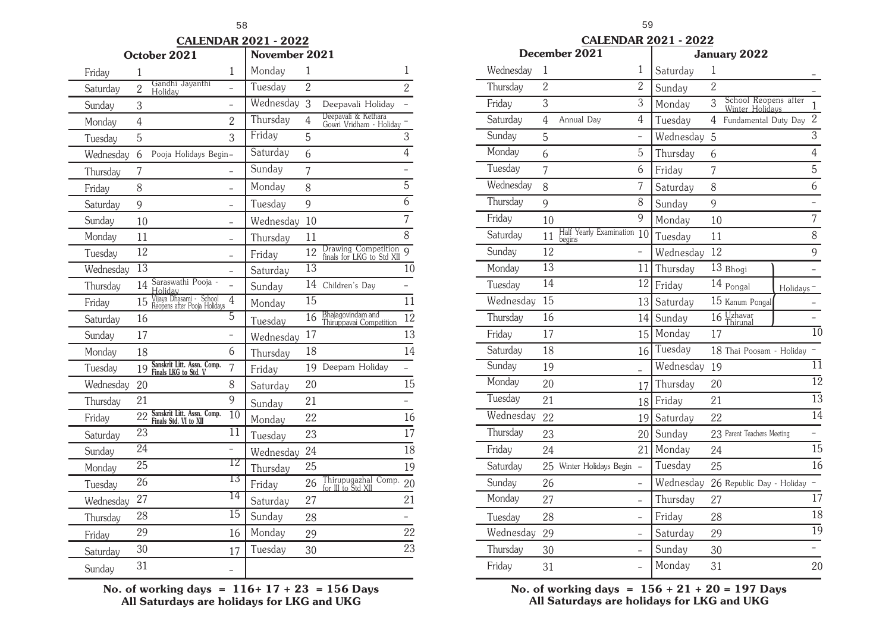## CALENDAR 2021 - 2022

### October 2021

| Day | Date | Event | Working Day |
|---|---|---|---|
| Friday | 1 | | 1 |
| Saturday | 2 | Gandhi Jayanthi Holiday | – |
| Sunday | 3 | | – |
| Monday | 4 | | 2 |
| Tuesday | 5 | | 3 |
| Wednesday | 6 | Pooja Holidays Begin | – |
| Thursday | 7 | | – |
| Friday | 8 | | – |
| Saturday | 9 | | – |
| Sunday | 10 | | – |
| Monday | 11 | | – |
| Tuesday | 12 | | – |
| Wednesday | 13 | | – |
| Thursday | 14 | Saraswathi Pooja - Holiday | – |
| Friday | 15 | Vijaya Dhasami - School Reopens after Pooja Holidays | 4 |
| Saturday | 16 | | 5 |
| Sunday | 17 | | – |
| Monday | 18 | | 6 |
| Tuesday | 19 | **Sanskrit Litt. Assn. Comp. Finals LKG to Std. V** | 7 |
| Wednesday | 20 | | 8 |
| Thursday | 21 | | 9 |
| Friday | 22 | **Sanskrit Litt. Assn. Comp. Finals Std. VI to XII** | 10 |
| Saturday | 23 | | 11 |
| Sunday | 24 | | – |
| Monday | 25 | | 12 |
| Tuesday | 26 | | 13 |
| Wednesday | 27 | | 14 |
| Thursday | 28 | | 15 |
| Friday | 29 | | 16 |
| Saturday | 30 | | 17 |
| Sunday | 31 | | – |

### November 2021

| Day | Date | Event | Working Day |
|---|---|---|---|
| Monday | 1 | | 1 |
| Tuesday | 2 | | 2 |
| Wednesday | 3 | Deepavali Holiday | – |
| Thursday | 4 | Deepavali & Kethara Gowri Vridham - Holiday | – |
| Friday | 5 | | 3 |
| Saturday | 6 | | 4 |
| Sunday | 7 | | – |
| Monday | 8 | | 5 |
| Tuesday | 9 | | 6 |
| Wednesday | 10 | | 7 |
| Thursday | 11 | | 8 |
| Friday | 12 | Drawing Competition finals for LKG to Std XII | 9 |
| Saturday | 13 | | 10 |
| Sunday | 14 | Children's Day | – |
| Monday | 15 | | 11 |
| Tuesday | 16 | Bhajagovindam and Thiruppavai Competition | 12 |
| Wednesday | 17 | | 13 |
| Thursday | 18 | | 14 |
| Friday | 19 | Deepam Holiday | – |
| Saturday | 20 | | 15 |
| Sunday | 21 | | – |
| Monday | 22 | | 16 |
| Tuesday | 23 | | 17 |
| Wednesday | 24 | | 18 |
| Thursday | 25 | | 19 |
| Friday | 26 | Thirupugazhal Comp. for III to Std XII | 20 |
| Saturday | 27 | | 21 |
| Sunday | 28 | | – |
| Monday | 29 | | 22 |
| Tuesday | 30 | | 23 |

**No. of working days = 116+ 17 + 23 = 156 Days**
**All Saturdays are holidays for LKG and UKG**

## CALENDAR 2021 - 2022

### December 2021

| Day | Date | Event | Working Day |
|---|---|---|---|
| Wednesday | 1 | | 1 |
| Thursday | 2 | | 2 |
| Friday | 3 | | 3 |
| Saturday | 4 | Annual Day | 4 |
| Sunday | 5 | | – |
| Monday | 6 | | 5 |
| Tuesday | 7 | | 6 |
| Wednesday | 8 | | 7 |
| Thursday | 9 | | 8 |
| Friday | 10 | | 9 |
| Saturday | 11 | Half Yearly Examination begins | 10 |
| Sunday | 12 | | – |
| Monday | 13 | | 11 |
| Tuesday | 14 | | 12 |
| Wednesday | 15 | | 13 |
| Thursday | 16 | | 14 |
| Friday | 17 | | 15 |
| Saturday | 18 | | 16 |
| Sunday | 19 | | – |
| Monday | 20 | | 17 |
| Tuesday | 21 | | 18 |
| Wednesday | 22 | | 19 |
| Thursday | 23 | | 20 |
| Friday | 24 | | 21 |
| Saturday | 25 | Winter Holidays Begin | – |
| Sunday | 26 | | – |
| Monday | 27 | | – |
| Tuesday | 28 | | – |
| Wednesday | 29 | | – |
| Thursday | 30 | | – |
| Friday | 31 | | – |

### January 2022

| Day | Date | Event | Working Day |
|---|---|---|---|
| Saturday | 1 | | – |
| Sunday | 2 | | – |
| Monday | 3 | School Reopens after Winter Holidays | 1 |
| Tuesday | 4 | Fundamental Duty Day | 2 |
| Wednesday | 5 | | 3 |
| Thursday | 6 | | 4 |
| Friday | 7 | | 5 |
| Saturday | 8 | | 6 |
| Sunday | 9 | | – |
| Monday | 10 | | 7 |
| Tuesday | 11 | | 8 |
| Wednesday | 12 | | 9 |
| Thursday | 13 | Bhogi (Holidays) | – |
| Friday | 14 | Pongal (Holidays) | – |
| Saturday | 15 | Kanum Pongal (Holidays) | – |
| Sunday | 16 | Uzhavar Thirunal (Holidays) | – |
| Monday | 17 | | 10 |
| Tuesday | 18 | Thai Poosam - Holiday | – |
| Wednesday | 19 | | 11 |
| Thursday | 20 | | 12 |
| Friday | 21 | | 13 |
| Saturday | 22 | | 14 |
| Sunday | 23 | Parent Teachers Meeting | – |
| Monday | 24 | | 15 |
| Tuesday | 25 | | 16 |
| Wednesday | 26 | Republic Day - Holiday | – |
| Thursday | 27 | | 17 |
| Friday | 28 | | 18 |
| Saturday | 29 | | 19 |
| Sunday | 30 | | – |
| Monday | 31 | | 20 |

**No. of working days = 156 + 21 + 20 = 197 Days**
**All Saturdays are holidays for LKG and UKG**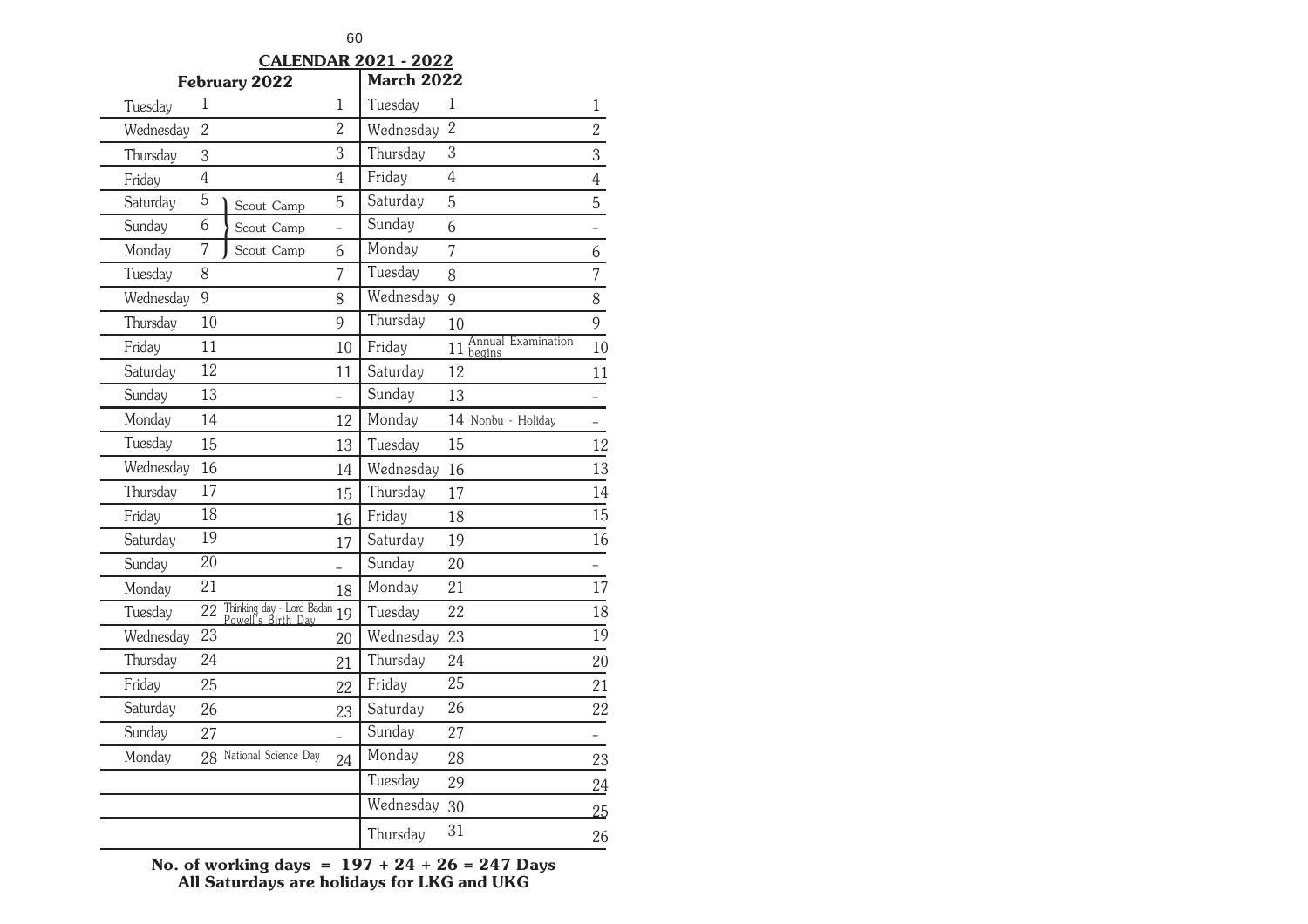## CALENDAR 2021 - 2022

### February 2022

| Day | Date | Event | Working Day |
|---|---|---|---|
| Tuesday | 1 | | 1 |
| Wednesday | 2 | | 2 |
| Thursday | 3 | | 3 |
| Friday | 4 | | 4 |
| Saturday | 5 | Scout Camp | 5 |
| Sunday | 6 | Scout Camp | – |
| Monday | 7 | Scout Camp | 6 |
| Tuesday | 8 | | 7 |
| Wednesday | 9 | | 8 |
| Thursday | 10 | | 9 |
| Friday | 11 | | 10 |
| Saturday | 12 | | 11 |
| Sunday | 13 | | – |
| Monday | 14 | | 12 |
| Tuesday | 15 | | 13 |
| Wednesday | 16 | | 14 |
| Thursday | 17 | | 15 |
| Friday | 18 | | 16 |
| Saturday | 19 | | 17 |
| Sunday | 20 | | – |
| Monday | 21 | | 18 |
| Tuesday | 22 | Thinking day - Lord Badan Powell's Birth Day | 19 |
| Wednesday | 23 | | 20 |
| Thursday | 24 | | 21 |
| Friday | 25 | | 22 |
| Saturday | 26 | | 23 |
| Sunday | 27 | | – |
| Monday | 28 | National Science Day | 24 |

### March 2022

| Day | Date | Event | Working Day |
|---|---|---|---|
| Tuesday | 1 | | 1 |
| Wednesday | 2 | | 2 |
| Thursday | 3 | | 3 |
| Friday | 4 | | 4 |
| Saturday | 5 | | 5 |
| Sunday | 6 | | – |
| Monday | 7 | | 6 |
| Tuesday | 8 | | 7 |
| Wednesday | 9 | | 8 |
| Thursday | 10 | | 9 |
| Friday | 11 | Annual Examination begins | 10 |
| Saturday | 12 | | 11 |
| Sunday | 13 | | – |
| Monday | 14 | Nonbu - Holiday | – |
| Tuesday | 15 | | 12 |
| Wednesday | 16 | | 13 |
| Thursday | 17 | | 14 |
| Friday | 18 | | 15 |
| Saturday | 19 | | 16 |
| Sunday | 20 | | – |
| Monday | 21 | | 17 |
| Tuesday | 22 | | 18 |
| Wednesday | 23 | | 19 |
| Thursday | 24 | | 20 |
| Friday | 25 | | 21 |
| Saturday | 26 | | 22 |
| Sunday | 27 | | – |
| Monday | 28 | | 23 |
| Tuesday | 29 | | 24 |
| Wednesday | 30 | | 25 |
| Thursday | 31 | | 26 |

**No. of working days = 197 + 24 + 26 = 247 Days**

**All Saturdays are holidays for LKG and UKG**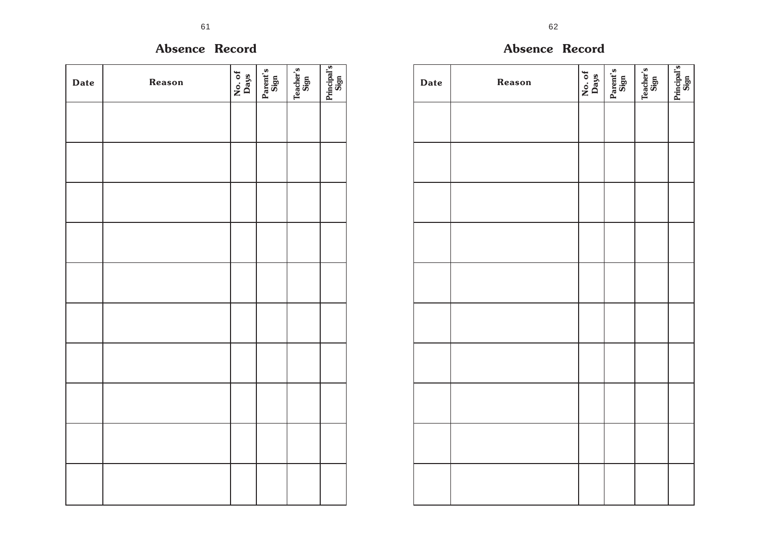## Absence Record

| Date | Reason | No. of Days | Parent's Sign | Teacher's Sign | Principal's Sign |
|---|---|---|---|---|---|
| | | | | | |
| | | | | | |
| | | | | | |
| | | | | | |
| | | | | | |
| | | | | | |
| | | | | | |
| | | | | | |
| | | | | | |
| | | | | | |

## Absence Record

| Date | Reason | No. of Days | Parent's Sign | Teacher's Sign | Principal's Sign |
|---|---|---|---|---|---|
| | | | | | |
| | | | | | |
| | | | | | |
| | | | | | |
| | | | | | |
| | | | | | |
| | | | | | |
| | | | | | |
| | | | | | |
| | | | | | |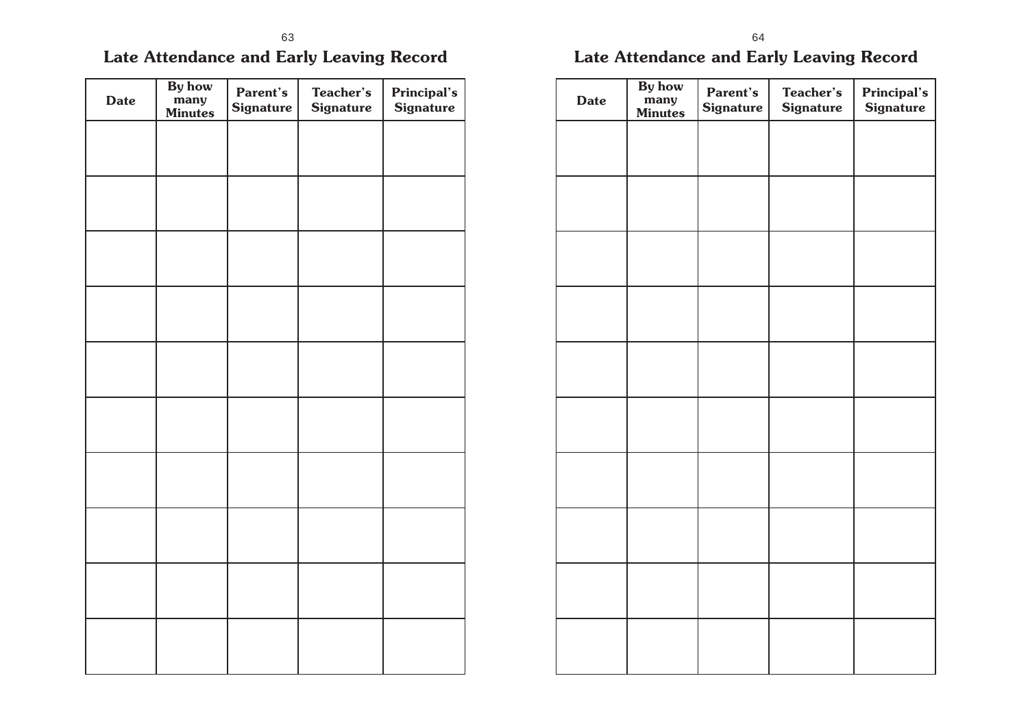## Late Attendance and Early Leaving Record

| Date | By how many Minutes | Parent's Signature | Teacher's Signature | Principal's Signature |
|---|---|---|---|---|
| | | | | |
| | | | | |
| | | | | |
| | | | | |
| | | | | |
| | | | | |
| | | | | |
| | | | | |
| | | | | |
| | | | | |

## Late Attendance and Early Leaving Record

| Date | By how many Minutes | Parent's Signature | Teacher's Signature | Principal's Signature |
|---|---|---|---|---|
| | | | | |
| | | | | |
| | | | | |
| | | | | |
| | | | | |
| | | | | |
| | | | | |
| | | | | |
| | | | | |
| | | | | |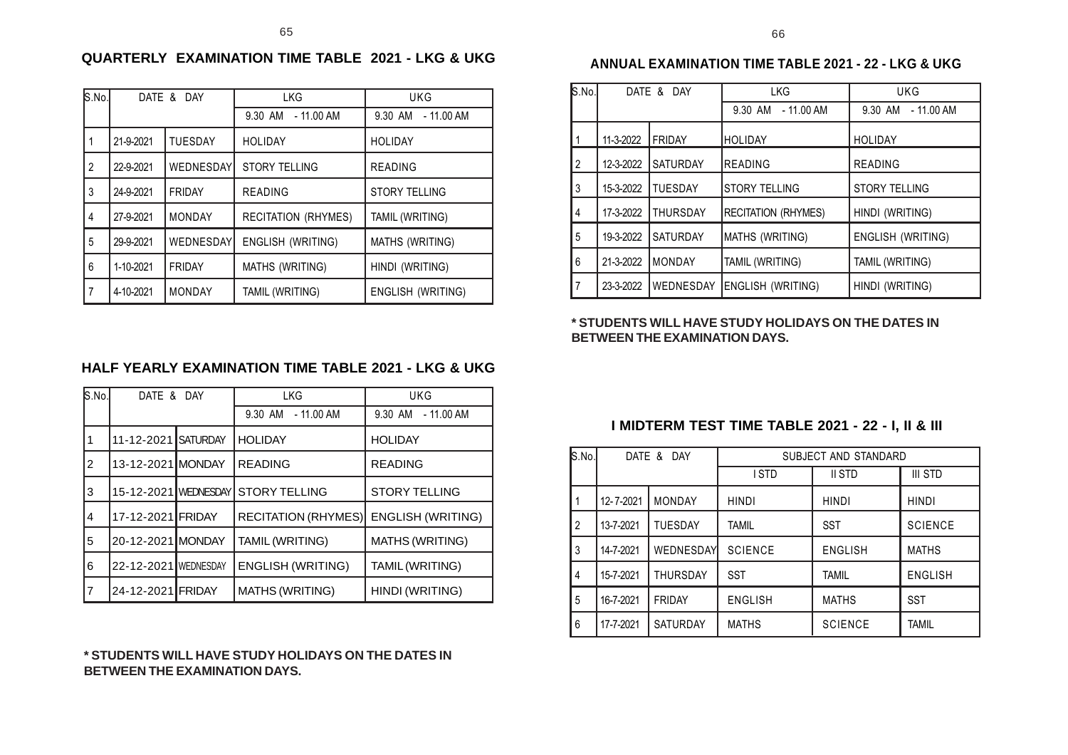## QUARTERLY EXAMINATION TIME TABLE 2021 - LKG & UKG

| S.No. | DATE & DAY | | LKG | UKG |
|---|---|---|---|---|
| | | | 9.30 AM - 11.00 AM | 9.30 AM - 11.00 AM |
| 1 | 21-9-2021 | TUESDAY | HOLIDAY | HOLIDAY |
| 2 | 22-9-2021 | WEDNESDAY | STORY TELLING | READING |
| 3 | 24-9-2021 | FRIDAY | READING | STORY TELLING |
| 4 | 27-9-2021 | MONDAY | RECITATION (RHYMES) | TAMIL (WRITING) |
| 5 | 29-9-2021 | WEDNESDAY | ENGLISH (WRITING) | MATHS (WRITING) |
| 6 | 1-10-2021 | FRIDAY | MATHS (WRITING) | HINDI (WRITING) |
| 7 | 4-10-2021 | MONDAY | TAMIL (WRITING) | ENGLISH (WRITING) |

## HALF YEARLY EXAMINATION TIME TABLE 2021 - LKG & UKG

| S.No. | DATE & DAY | | LKG | UKG |
|---|---|---|---|---|
| | | | 9.30 AM - 11.00 AM | 9.30 AM - 11.00 AM |
| 1 | 11-12-2021 | SATURDAY | HOLIDAY | HOLIDAY |
| 2 | 13-12-2021 | MONDAY | READING | READING |
| 3 | 15-12-2021 | WEDNESDAY | STORY TELLING | STORY TELLING |
| 4 | 17-12-2021 | FRIDAY | RECITATION (RHYMES) | ENGLISH (WRITING) |
| 5 | 20-12-2021 | MONDAY | TAMIL (WRITING) | MATHS (WRITING) |
| 6 | 22-12-2021 | WEDNESDAY | ENGLISH (WRITING) | TAMIL (WRITING) |
| 7 | 24-12-2021 | FRIDAY | MATHS (WRITING) | HINDI (WRITING) |

**\* STUDENTS WILL HAVE STUDY HOLIDAYS ON THE DATES IN BETWEEN THE EXAMINATION DAYS.**

## ANNUAL EXAMINATION TIME TABLE 2021 - 22 - LKG & UKG

| S.No. | DATE & DAY | | LKG | UKG |
|---|---|---|---|---|
| | | | 9.30 AM - 11.00 AM | 9.30 AM - 11.00 AM |
| 1 | 11-3-2022 | FRIDAY | HOLIDAY | HOLIDAY |
| 2 | 12-3-2022 | SATURDAY | READING | READING |
| 3 | 15-3-2022 | TUESDAY | STORY TELLING | STORY TELLING |
| 4 | 17-3-2022 | THURSDAY | RECITATION (RHYMES) | HINDI (WRITING) |
| 5 | 19-3-2022 | SATURDAY | MATHS (WRITING) | ENGLISH (WRITING) |
| 6 | 21-3-2022 | MONDAY | TAMIL (WRITING) | TAMIL (WRITING) |
| 7 | 23-3-2022 | WEDNESDAY | ENGLISH (WRITING) | HINDI (WRITING) |

**\* STUDENTS WILL HAVE STUDY HOLIDAYS ON THE DATES IN BETWEEN THE EXAMINATION DAYS.**

## I MIDTERM TEST TIME TABLE 2021 - 22 - I, II & III

| S.No. | DATE & DAY | | SUBJECT AND STANDARD | | |
|---|---|---|---|---|---|
| | | | I STD | II STD | III STD |
| 1 | 12-7-2021 | MONDAY | HINDI | HINDI | HINDI |
| 2 | 13-7-2021 | TUESDAY | TAMIL | SST | SCIENCE |
| 3 | 14-7-2021 | WEDNESDAY | SCIENCE | ENGLISH | MATHS |
| 4 | 15-7-2021 | THURSDAY | SST | TAMIL | ENGLISH |
| 5 | 16-7-2021 | FRIDAY | ENGLISH | MATHS | SST |
| 6 | 17-7-2021 | SATURDAY | MATHS | SCIENCE | TAMIL |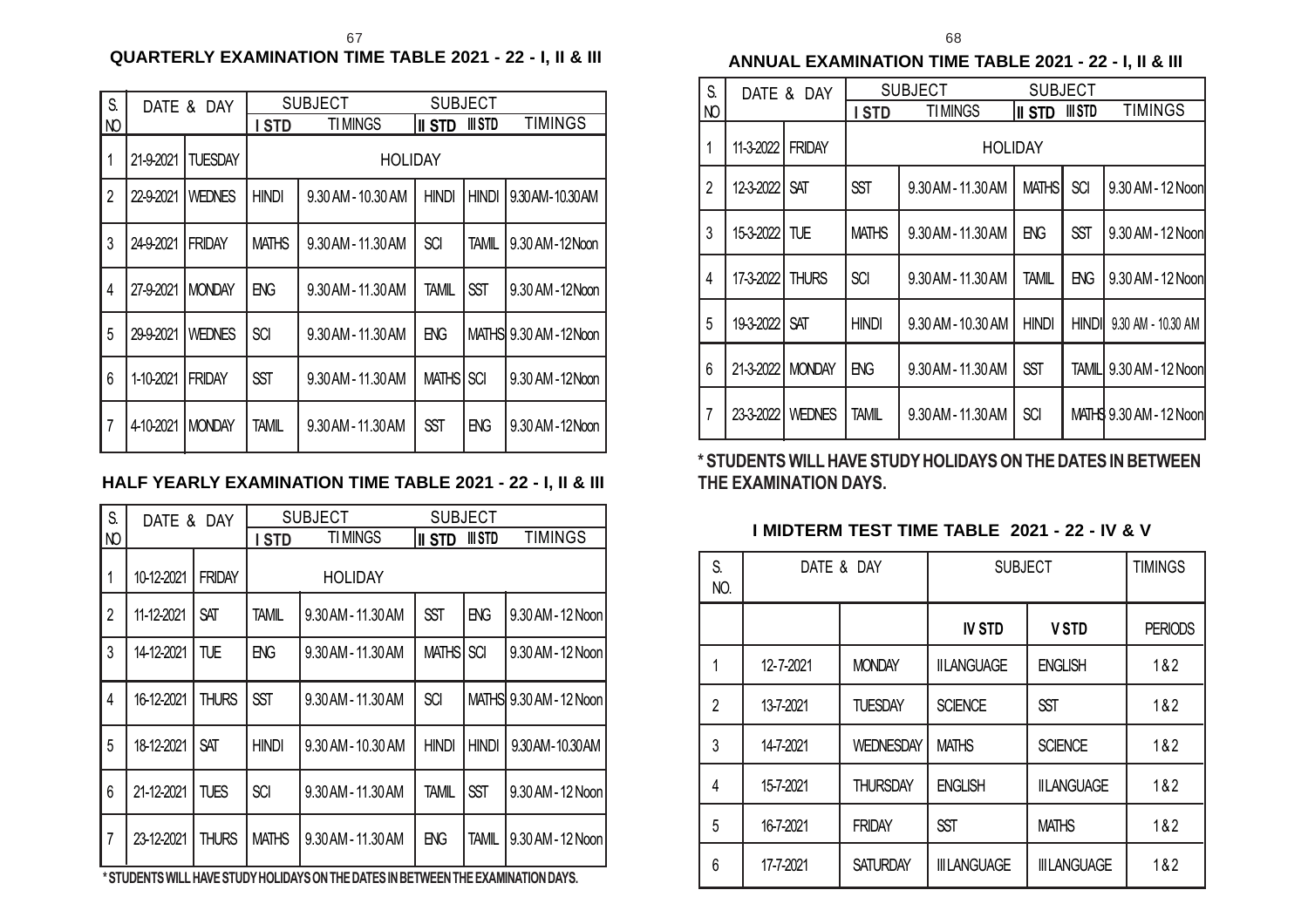## QUARTERLY EXAMINATION TIME TABLE 2021 - 22 - I, II & III

| S. NO | DATE & DAY | | SUBJECT | | SUBJECT | | |
|---|---|---|---|---|---|---|---|
| | | | I STD | TIMINGS | II STD | III STD | TIMINGS |
| 1 | 21-9-2021 | TUESDAY | HOLIDAY | | | | |
| 2 | 22-9-2021 | WEDNES | HINDI | 9.30 AM - 10.30 AM | HINDI | HINDI | 9.30 AM - 10.30 AM |
| 3 | 24-9-2021 | FRIDAY | MATHS | 9.30 AM - 11.30 AM | SCI | TAMIL | 9.30 AM - 12 Noon |
| 4 | 27-9-2021 | MONDAY | ENG | 9.30 AM - 11.30 AM | TAMIL | SST | 9.30 AM - 12 Noon |
| 5 | 29-9-2021 | WEDNES | SCI | 9.30 AM - 11.30 AM | ENG | MATHS | 9.30 AM - 12 Noon |
| 6 | 1-10-2021 | FRIDAY | SST | 9.30 AM - 11.30 AM | MATHS | SCI | 9.30 AM - 12 Noon |
| 7 | 4-10-2021 | MONDAY | TAMIL | 9.30 AM - 11.30 AM | SST | ENG | 9.30 AM - 12 Noon |

## HALF YEARLY EXAMINATION TIME TABLE 2021 - 22 - I, II & III

| S. NO | DATE & DAY | | SUBJECT | | SUBJECT | | |
|---|---|---|---|---|---|---|---|
| | | | I STD | TIMINGS | II STD | III STD | TIMINGS |
| 1 | 10-12-2021 | FRIDAY | HOLIDAY | | | | |
| 2 | 11-12-2021 | SAT | TAMIL | 9.30 AM - 11.30 AM | SST | ENG | 9.30 AM - 12 Noon |
| 3 | 14-12-2021 | TUE | ENG | 9.30 AM - 11.30 AM | MATHS | SCI | 9.30 AM - 12 Noon |
| 4 | 16-12-2021 | THURS | SST | 9.30 AM - 11.30 AM | SCI | MATHS | 9.30 AM - 12 Noon |
| 5 | 18-12-2021 | SAT | HINDI | 9.30 AM - 10.30 AM | HINDI | HINDI | 9.30 AM - 10.30 AM |
| 6 | 21-12-2021 | TUES | SCI | 9.30 AM - 11.30 AM | TAMIL | SST | 9.30 AM - 12 Noon |
| 7 | 23-12-2021 | THURS | MATHS | 9.30 AM - 11.30 AM | ENG | TAMIL | 9.30 AM - 12 Noon |

**\* STUDENTS WILL HAVE STUDY HOLIDAYS ON THE DATES IN BETWEEN THE EXAMINATION DAYS.**

## ANNUAL EXAMINATION TIME TABLE 2021 - 22 - I, II & III

| S. NO | DATE & DAY | | SUBJECT | | SUBJECT | | |
|---|---|---|---|---|---|---|---|
| | | | I STD | TIMINGS | II STD | III STD | TIMINGS |
| 1 | 11-3-2022 | FRIDAY | HOLIDAY | | | | |
| 2 | 12-3-2022 | SAT | SST | 9.30 AM - 11.30 AM | MATHS | SCI | 9.30 AM - 12 Noon |
| 3 | 15-3-2022 | TUE | MATHS | 9.30 AM - 11.30 AM | ENG | SST | 9.30 AM - 12 Noon |
| 4 | 17-3-2022 | THURS | SCI | 9.30 AM - 11.30 AM | TAMIL | ENG | 9.30 AM - 12 Noon |
| 5 | 19-3-2022 | SAT | HINDI | 9.30 AM - 10.30 AM | HINDI | HINDI | 9.30 AM - 10.30 AM |
| 6 | 21-3-2022 | MONDAY | ENG | 9.30 AM - 11.30 AM | SST | TAMIL | 9.30 AM - 12 Noon |
| 7 | 23-3-2022 | WEDNES | TAMIL | 9.30 AM - 11.30 AM | SCI | MATHS | 9.30 AM - 12 Noon |

**\* STUDENTS WILL HAVE STUDY HOLIDAYS ON THE DATES IN BETWEEN THE EXAMINATION DAYS.**

## I MIDTERM TEST TIME TABLE 2021 - 22 - IV & V

| S. NO. | DATE & DAY | | SUBJECT | | TIMINGS |
|---|---|---|---|---|---|
| | | | IV STD | V STD | PERIODS |
| 1 | 12-7-2021 | MONDAY | II LANGUAGE | ENGLISH | 1 & 2 |
| 2 | 13-7-2021 | TUESDAY | SCIENCE | SST | 1 & 2 |
| 3 | 14-7-2021 | WEDNESDAY | MATHS | SCIENCE | 1 & 2 |
| 4 | 15-7-2021 | THURSDAY | ENGLISH | II LANGUAGE | 1 & 2 |
| 5 | 16-7-2021 | FRIDAY | SST | MATHS | 1 & 2 |
| 6 | 17-7-2021 | SATURDAY | III LANGUAGE | III LANGUAGE | 1 & 2 |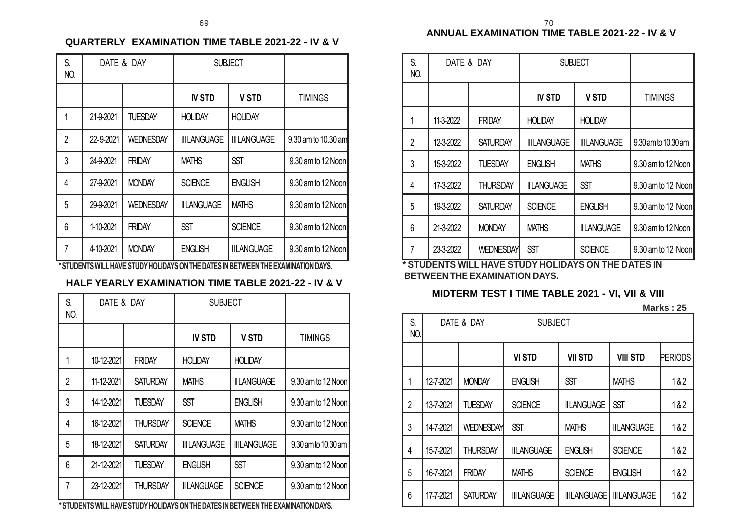## QUARTERLY EXAMINATION TIME TABLE 2021-22 - IV & V

| S. NO. | DATE & DAY | | SUBJECT | | |
|---|---|---|---|---|---|
| | | | IV STD | V STD | TIMINGS |
| 1 | 21-9-2021 | TUESDAY | HOLIDAY | HOLIDAY | |
| 2 | 22-9-2021 | WEDNESDAY | III LANGUAGE | III LANGUAGE | 9.30 am to 10.30 am |
| 3 | 24-9-2021 | FRIDAY | MATHS | SST | 9.30 am to 12 Noon |
| 4 | 27-9-2021 | MONDAY | SCIENCE | ENGLISH | 9.30 am to 12 Noon |
| 5 | 29-9-2021 | WEDNESDAY | II LANGUAGE | MATHS | 9.30 am to 12 Noon |
| 6 | 1-10-2021 | FRIDAY | SST | SCIENCE | 9.30 am to 12 Noon |
| 7 | 4-10-2021 | MONDAY | ENGLISH | II LANGUAGE | 9.30 am to 12 Noon |

* STUDENTS WILL HAVE STUDY HOLIDAYS ON THE DATES IN BETWEEN THE EXAMINATION DAYS.

## HALF YEARLY EXAMINATION TIME TABLE 2021-22 - IV & V

| S. NO. | DATE & DAY | | SUBJECT | | |
|---|---|---|---|---|---|
| | | | IV STD | V STD | TIMINGS |
| 1 | 10-12-2021 | FRIDAY | HOLIDAY | HOLIDAY | |
| 2 | 11-12-2021 | SATURDAY | MATHS | II LANGUAGE | 9.30 am to 12 Noon |
| 3 | 14-12-2021 | TUESDAY | SST | ENGLISH | 9.30 am to 12 Noon |
| 4 | 16-12-2021 | THURSDAY | SCIENCE | MATHS | 9.30 am to 12 Noon |
| 5 | 18-12-2021 | SATURDAY | III LANGUAGE | III LANGUAGE | 9.30 am to 10.30 am |
| 6 | 21-12-2021 | TUESDAY | ENGLISH | SST | 9.30 am to 12 Noon |
| 7 | 23-12-2021 | THURSDAY | II LANGUAGE | SCIENCE | 9.30 am to 12 Noon |

* STUDENTS WILL HAVE STUDY HOLIDAYS ON THE DATES IN BETWEEN THE EXAMINATION DAYS.

## ANNUAL EXAMINATION TIME TABLE 2021-22 - IV & V

| S. NO. | DATE & DAY | | SUBJECT | | |
|---|---|---|---|---|---|
| | | | IV STD | V STD | TIMINGS |
| 1 | 11-3-2022 | FRIDAY | HOLIDAY | HOLIDAY | |
| 2 | 12-3-2022 | SATURDAY | III LANGUAGE | III LANGUAGE | 9.30 am to 10.30 am |
| 3 | 15-3-2022 | TUESDAY | ENGLISH | MATHS | 9.30 am to 12 Noon |
| 4 | 17-3-2022 | THURSDAY | II LANGUAGE | SST | 9.30 am to 12 Noon |
| 5 | 19-3-2022 | SATURDAY | SCIENCE | ENGLISH | 9.30 am to 12 Noon |
| 6 | 21-3-2022 | MONDAY | MATHS | II LANGUAGE | 9.30 am to 12 Noon |
| 7 | 23-3-2022 | WEDNESDAY | SST | SCIENCE | 9.30 am to 12 Noon |

* STUDENTS WILL HAVE STUDY HOLIDAYS ON THE DATES IN BETWEEN THE EXAMINATION DAYS.

## MIDTERM TEST I TIME TABLE 2021 - VI, VII & VIII

**Marks : 25**

| S. NO. | DATE & DAY | | SUBJECT | | | |
|---|---|---|---|---|---|---|
| | | | VI STD | VII STD | VIII STD | PERIODS |
| 1 | 12-7-2021 | MONDAY | ENGLISH | SST | MATHS | 1 & 2 |
| 2 | 13-7-2021 | TUESDAY | SCIENCE | II LANGUAGE | SST | 1 & 2 |
| 3 | 14-7-2021 | WEDNESDAY | SST | MATHS | II LANGUAGE | 1 & 2 |
| 4 | 15-7-2021 | THURSDAY | II LANGUAGE | ENGLISH | SCIENCE | 1 & 2 |
| 5 | 16-7-2021 | FRIDAY | MATHS | SCIENCE | ENGLISH | 1 & 2 |
| 6 | 17-7-2021 | SATURDAY | III LANGUAGE | III LANGUAGE | III LANGUAGE | 1 & 2 |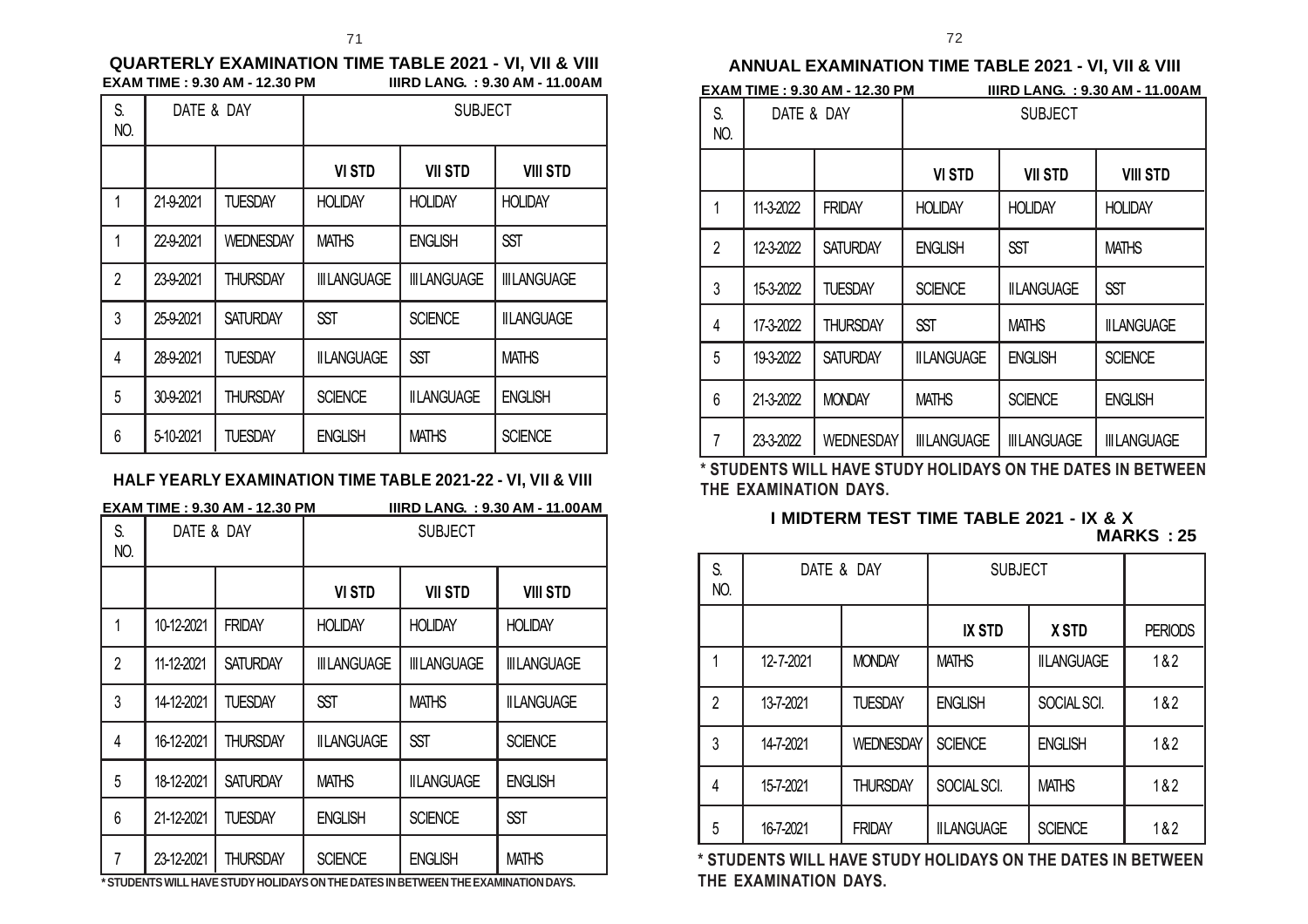## QUARTERLY EXAMINATION TIME TABLE 2021 - VI, VII & VIII

**EXAM TIME : 9.30 AM - 12.30 PM** **IIIRD LANG. : 9.30 AM - 11.00AM**

| S. NO. | DATE & DAY | | SUBJECT | | |
|---|---|---|---|---|---|
| | | | **VI STD** | **VII STD** | **VIII STD** |
| 1 | 21-9-2021 | TUESDAY | HOLIDAY | HOLIDAY | HOLIDAY |
| 1 | 22-9-2021 | WEDNESDAY | MATHS | ENGLISH | SST |
| 2 | 23-9-2021 | THURSDAY | III LANGUAGE | III LANGUAGE | III LANGUAGE |
| 3 | 25-9-2021 | SATURDAY | SST | SCIENCE | II LANGUAGE |
| 4 | 28-9-2021 | TUESDAY | II LANGUAGE | SST | MATHS |
| 5 | 30-9-2021 | THURSDAY | SCIENCE | II LANGUAGE | ENGLISH |
| 6 | 5-10-2021 | TUESDAY | ENGLISH | MATHS | SCIENCE |

## HALF YEARLY EXAMINATION TIME TABLE 2021-22 - VI, VII & VIII

**EXAM TIME : 9.30 AM - 12.30 PM** **IIIRD LANG. : 9.30 AM - 11.00AM**

| S. NO. | DATE & DAY | | SUBJECT | | |
|---|---|---|---|---|---|
| | | | **VI STD** | **VII STD** | **VIII STD** |
| 1 | 10-12-2021 | FRIDAY | HOLIDAY | HOLIDAY | HOLIDAY |
| 2 | 11-12-2021 | SATURDAY | III LANGUAGE | III LANGUAGE | III LANGUAGE |
| 3 | 14-12-2021 | TUESDAY | SST | MATHS | II LANGUAGE |
| 4 | 16-12-2021 | THURSDAY | II LANGUAGE | SST | SCIENCE |
| 5 | 18-12-2021 | SATURDAY | MATHS | II LANGUAGE | ENGLISH |
| 6 | 21-12-2021 | TUESDAY | ENGLISH | SCIENCE | SST |
| 7 | 23-12-2021 | THURSDAY | SCIENCE | ENGLISH | MATHS |

**\* STUDENTS WILL HAVE STUDY HOLIDAYS ON THE DATES IN BETWEEN THE EXAMINATION DAYS.**

## ANNUAL EXAMINATION TIME TABLE 2021 - VI, VII & VIII

**EXAM TIME : 9.30 AM - 12.30 PM** **IIIRD LANG. : 9.30 AM - 11.00AM**

| S. NO. | DATE & DAY | | SUBJECT | | |
|---|---|---|---|---|---|
| | | | **VI STD** | **VII STD** | **VIII STD** |
| 1 | 11-3-2022 | FRIDAY | HOLIDAY | HOLIDAY | HOLIDAY |
| 2 | 12-3-2022 | SATURDAY | ENGLISH | SST | MATHS |
| 3 | 15-3-2022 | TUESDAY | SCIENCE | II LANGUAGE | SST |
| 4 | 17-3-2022 | THURSDAY | SST | MATHS | II LANGUAGE |
| 5 | 19-3-2022 | SATURDAY | II LANGUAGE | ENGLISH | SCIENCE |
| 6 | 21-3-2022 | MONDAY | MATHS | SCIENCE | ENGLISH |
| 7 | 23-3-2022 | WEDNESDAY | III LANGUAGE | III LANGUAGE | III LANGUAGE |

**\* STUDENTS WILL HAVE STUDY HOLIDAYS ON THE DATES IN BETWEEN THE EXAMINATION DAYS.**

## I MIDTERM TEST TIME TABLE 2021 - IX & X

**MARKS : 25**

| S. NO. | DATE & DAY | | SUBJECT | | |
|---|---|---|---|---|---|
| | | | **IX STD** | **X STD** | PERIODS |
| 1 | 12-7-2021 | MONDAY | MATHS | II LANGUAGE | 1 & 2 |
| 2 | 13-7-2021 | TUESDAY | ENGLISH | SOCIAL SCI. | 1 & 2 |
| 3 | 14-7-2021 | WEDNESDAY | SCIENCE | ENGLISH | 1 & 2 |
| 4 | 15-7-2021 | THURSDAY | SOCIAL SCI. | MATHS | 1 & 2 |
| 5 | 16-7-2021 | FRIDAY | II LANGUAGE | SCIENCE | 1 & 2 |

**\* STUDENTS WILL HAVE STUDY HOLIDAYS ON THE DATES IN BETWEEN THE EXAMINATION DAYS.**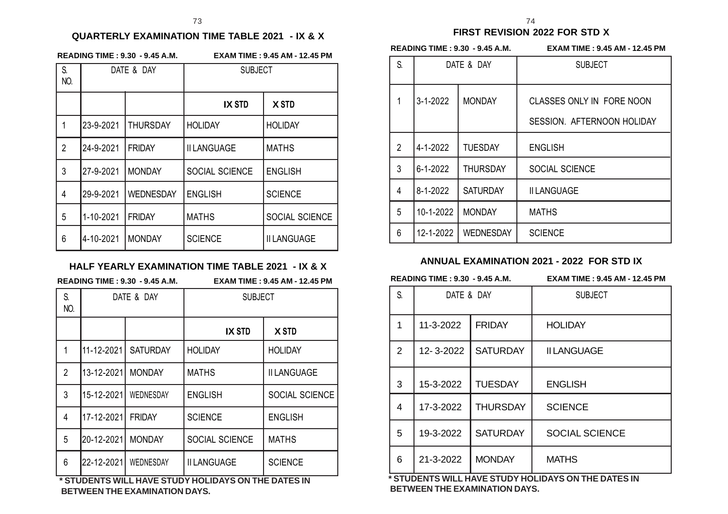## QUARTERLY EXAMINATION TIME TABLE 2021 - IX & X

**READING TIME : 9.30 - 9.45 A.M.** **EXAM TIME : 9.45 AM - 12.45 PM**

| S. NO. | DATE & DAY | | SUBJECT | |
|---|---|---|---|---|
| | | | **IX STD** | **X STD** |
| 1 | 23-9-2021 | THURSDAY | HOLIDAY | HOLIDAY |
| 2 | 24-9-2021 | FRIDAY | II LANGUAGE | MATHS |
| 3 | 27-9-2021 | MONDAY | SOCIAL SCIENCE | ENGLISH |
| 4 | 29-9-2021 | WEDNESDAY | ENGLISH | SCIENCE |
| 5 | 1-10-2021 | FRIDAY | MATHS | SOCIAL SCIENCE |
| 6 | 4-10-2021 | MONDAY | SCIENCE | II LANGUAGE |

## HALF YEARLY EXAMINATION TIME TABLE 2021 - IX & X

**READING TIME : 9.30 - 9.45 A.M.** **EXAM TIME : 9.45 AM - 12.45 PM**

| S. NO. | DATE & DAY | | SUBJECT | |
|---|---|---|---|---|
| | | | **IX STD** | **X STD** |
| 1 | 11-12-2021 | SATURDAY | HOLIDAY | HOLIDAY |
| 2 | 13-12-2021 | MONDAY | MATHS | II LANGUAGE |
| 3 | 15-12-2021 | WEDNESDAY | ENGLISH | SOCIAL SCIENCE |
| 4 | 17-12-2021 | FRIDAY | SCIENCE | ENGLISH |
| 5 | 20-12-2021 | MONDAY | SOCIAL SCIENCE | MATHS |
| 6 | 22-12-2021 | WEDNESDAY | II LANGUAGE | SCIENCE |

**\* STUDENTS WILL HAVE STUDY HOLIDAYS ON THE DATES IN BETWEEN THE EXAMINATION DAYS.**

## FIRST REVISION 2022 FOR STD X

**READING TIME : 9.30 - 9.45 A.M.** **EXAM TIME : 9.45 AM - 12.45 PM**

| S. | DATE & DAY | | SUBJECT |
|---|---|---|---|
| 1 | 3-1-2022 | MONDAY | CLASSES ONLY IN FORE NOON SESSION. AFTERNOON HOLIDAY |
| 2 | 4-1-2022 | TUESDAY | ENGLISH |
| 3 | 6-1-2022 | THURSDAY | SOCIAL SCIENCE |
| 4 | 8-1-2022 | SATURDAY | II LANGUAGE |
| 5 | 10-1-2022 | MONDAY | MATHS |
| 6 | 12-1-2022 | WEDNESDAY | SCIENCE |

## ANNUAL EXAMINATION 2021 - 2022 FOR STD IX

**READING TIME : 9.30 - 9.45 A.M.** **EXAM TIME : 9.45 AM - 12.45 PM**

| S. | DATE & DAY | | SUBJECT |
|---|---|---|---|
| 1 | 11-3-2022 | FRIDAY | HOLIDAY |
| 2 | 12- 3-2022 | SATURDAY | II LANGUAGE |
| 3 | 15-3-2022 | TUESDAY | ENGLISH |
| 4 | 17-3-2022 | THURSDAY | SCIENCE |
| 5 | 19-3-2022 | SATURDAY | SOCIAL SCIENCE |
| 6 | 21-3-2022 | MONDAY | MATHS |

**\* STUDENTS WILL HAVE STUDY HOLIDAYS ON THE DATES IN BETWEEN THE EXAMINATION DAYS.**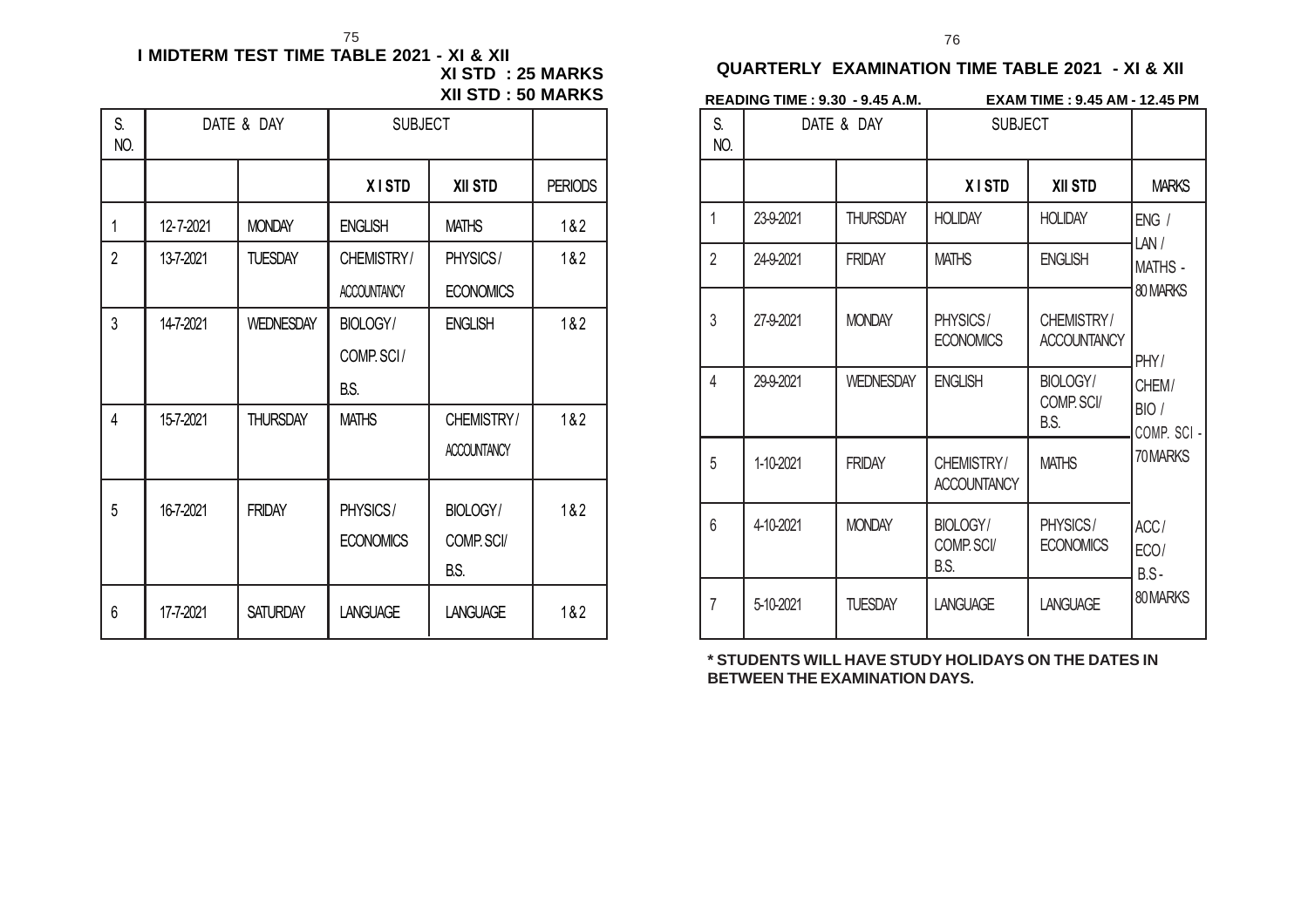## I MIDTERM TEST TIME TABLE 2021 - XI & XII

**XI STD : 25 MARKS**
**XII STD : 50 MARKS**

| S. NO. | DATE & DAY | | SUBJECT | | |
|---|---|---|---|---|---|
| | | | XI STD | XII STD | PERIODS |
| 1 | 12-7-2021 | MONDAY | ENGLISH | MATHS | 1 & 2 |
| 2 | 13-7-2021 | TUESDAY | CHEMISTRY / ACCOUNTANCY | PHYSICS / ECONOMICS | 1 & 2 |
| 3 | 14-7-2021 | WEDNESDAY | BIOLOGY / COMP. SCI / B.S. | ENGLISH | 1 & 2 |
| 4 | 15-7-2021 | THURSDAY | MATHS | CHEMISTRY / ACCOUNTANCY | 1 & 2 |
| 5 | 16-7-2021 | FRIDAY | PHYSICS / ECONOMICS | BIOLOGY / COMP. SCI/ B.S. | 1 & 2 |
| 6 | 17-7-2021 | SATURDAY | LANGUAGE | LANGUAGE | 1 & 2 |

## QUARTERLY EXAMINATION TIME TABLE 2021 - XI & XII

**READING TIME : 9.30 - 9.45 A.M.** **EXAM TIME : 9.45 AM - 12.45 PM**

| S. NO. | DATE & DAY | | SUBJECT | | |
|---|---|---|---|---|---|
| | | | XI STD | XII STD | MARKS |
| 1 | 23-9-2021 | THURSDAY | HOLIDAY | HOLIDAY | ENG / LAN / MATHS - 80 MARKS |
| 2 | 24-9-2021 | FRIDAY | MATHS | ENGLISH | |
| 3 | 27-9-2021 | MONDAY | PHYSICS / ECONOMICS | CHEMISTRY / ACCOUNTANCY | PHY / CHEM / BIO / COMP. SCI - 70 MARKS |
| 4 | 29-9-2021 | WEDNESDAY | ENGLISH | BIOLOGY / COMP. SCI/ B.S. | |
| 5 | 1-10-2021 | FRIDAY | CHEMISTRY / ACCOUNTANCY | MATHS | |
| 6 | 4-10-2021 | MONDAY | BIOLOGY / COMP. SCI/ B.S. | PHYSICS / ECONOMICS | ACC / ECO / B.S - 80 MARKS |
| 7 | 5-10-2021 | TUESDAY | LANGUAGE | LANGUAGE | |

**\* STUDENTS WILL HAVE STUDY HOLIDAYS ON THE DATES IN BETWEEN THE EXAMINATION DAYS.**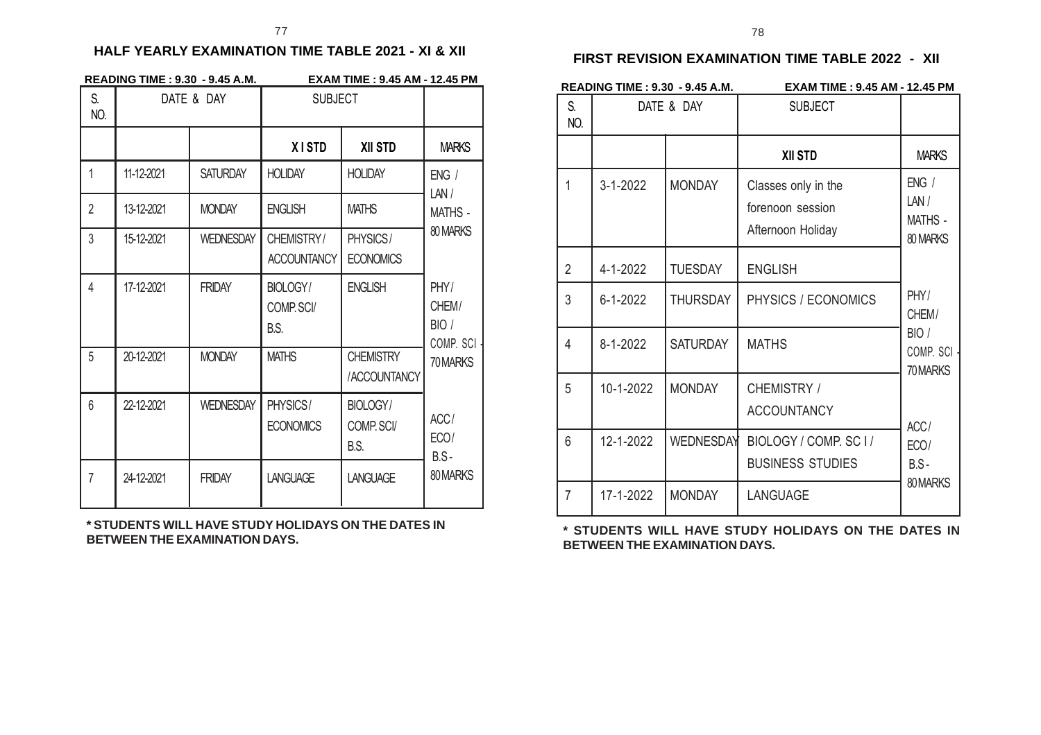## HALF YEARLY EXAMINATION TIME TABLE 2021 - XI & XII

**READING TIME : 9.30 - 9.45 A.M.** **EXAM TIME : 9.45 AM - 12.45 PM**

| S. NO. | DATE & DAY | | SUBJECT | | |
|---|---|---|---|---|---|
| | | | **X I STD** | **XII STD** | MARKS |
| 1 | 11-12-2021 | SATURDAY | HOLIDAY | HOLIDAY | ENG / LAN / MATHS - 80 MARKS |
| 2 | 13-12-2021 | MONDAY | ENGLISH | MATHS | |
| 3 | 15-12-2021 | WEDNESDAY | CHEMISTRY / ACCOUNTANCY | PHYSICS / ECONOMICS | |
| 4 | 17-12-2021 | FRIDAY | BIOLOGY / COMP. SCI/ B.S. | ENGLISH | PHY / CHEM / BIO / COMP. SCI - 70 MARKS |
| 5 | 20-12-2021 | MONDAY | MATHS | CHEMISTRY /ACCOUNTANCY | |
| 6 | 22-12-2021 | WEDNESDAY | PHYSICS / ECONOMICS | BIOLOGY / COMP. SCI/ B.S. | ACC / ECO / B.S - 80 MARKS |
| 7 | 24-12-2021 | FRIDAY | LANGUAGE | LANGUAGE | |

**\* STUDENTS WILL HAVE STUDY HOLIDAYS ON THE DATES IN BETWEEN THE EXAMINATION DAYS.**

## FIRST REVISION EXAMINATION TIME TABLE 2022 - XII

**READING TIME : 9.30 - 9.45 A.M.** **EXAM TIME : 9.45 AM - 12.45 PM**

| S. NO. | DATE & DAY | | SUBJECT | |
|---|---|---|---|---|
| | | | **XII STD** | MARKS |
| 1 | 3-1-2022 | MONDAY | Classes only in the forenoon session Afternoon Holiday | ENG / LAN / MATHS - 80 MARKS |
| 2 | 4-1-2022 | TUESDAY | ENGLISH | |
| 3 | 6-1-2022 | THURSDAY | PHYSICS / ECONOMICS | PHY / CHEM / BIO / COMP. SCI - 70 MARKS |
| 4 | 8-1-2022 | SATURDAY | MATHS | |
| 5 | 10-1-2022 | MONDAY | CHEMISTRY / ACCOUNTANCY | |
| 6 | 12-1-2022 | WEDNESDAY | BIOLOGY / COMP. SC I / BUSINESS STUDIES | ACC / ECO / B.S - 80 MARKS |
| 7 | 17-1-2022 | MONDAY | LANGUAGE | |

**\* STUDENTS WILL HAVE STUDY HOLIDAYS ON THE DATES IN BETWEEN THE EXAMINATION DAYS.**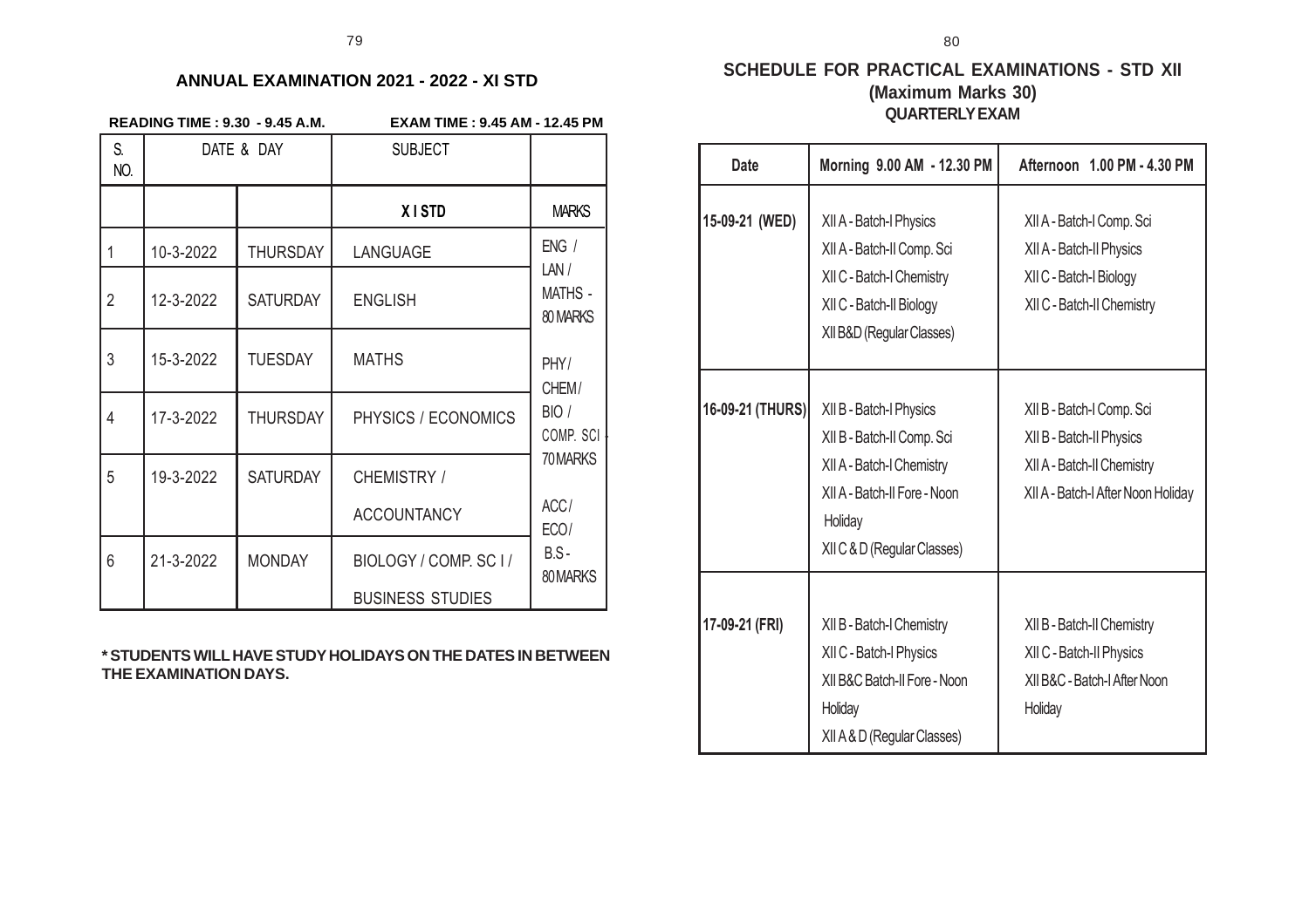## ANNUAL EXAMINATION 2021 - 2022 - XI STD

**READING TIME : 9.30 - 9.45 A.M.** **EXAM TIME : 9.45 AM - 12.45 PM**

| S. NO. | DATE & DAY | | SUBJECT | |
|---|---|---|---|---|
| | | | **X I STD** | MARKS |
| 1 | 10-3-2022 | THURSDAY | LANGUAGE | ENG / LAN / MATHS - 80 MARKS |
| 2 | 12-3-2022 | SATURDAY | ENGLISH | |
| 3 | 15-3-2022 | TUESDAY | MATHS | PHY / CHEM / BIO / COMP. SCI - 70 MARKS |
| 4 | 17-3-2022 | THURSDAY | PHYSICS / ECONOMICS | |
| 5 | 19-3-2022 | SATURDAY | CHEMISTRY / ACCOUNTANCY | ACC / ECO / B.S - 80 MARKS |
| 6 | 21-3-2022 | MONDAY | BIOLOGY / COMP. SC I / BUSINESS STUDIES | |

**\* STUDENTS WILL HAVE STUDY HOLIDAYS ON THE DATES IN BETWEEN THE EXAMINATION DAYS.**

## SCHEDULE FOR PRACTICAL EXAMINATIONS - STD XII
### (Maximum Marks 30)
### QUARTERLY EXAM

| Date | Morning 9.00 AM - 12.30 PM | Afternoon 1.00 PM - 4.30 PM |
|---|---|---|
| 15-09-21 (WED) | XII A - Batch-I Physics<br>XII A - Batch-II Comp. Sci<br>XII C - Batch-I Chemistry<br>XII C - Batch-II Biology<br>XII B&D (Regular Classes) | XII A - Batch-I Comp. Sci<br>XII A - Batch-II Physics<br>XII C - Batch-I Biology<br>XII C - Batch-II Chemistry |
| 16-09-21 (THURS) | XII B - Batch-I Physics<br>XII B - Batch-II Comp. Sci<br>XII A - Batch-I Chemistry<br>XII A - Batch-II Fore - Noon Holiday<br>XII C & D (Regular Classes) | XII B - Batch-I Comp. Sci<br>XII B - Batch-II Physics<br>XII A - Batch-II Chemistry<br>XII A - Batch-I After Noon Holiday |
| 17-09-21 (FRI) | XII B - Batch-I Chemistry<br>XII C - Batch-I Physics<br>XII B&C Batch-II Fore - Noon Holiday<br>XII A & D (Regular Classes) | XII B - Batch-II Chemistry<br>XII C - Batch-II Physics<br>XII B&C - Batch-I After Noon Holiday |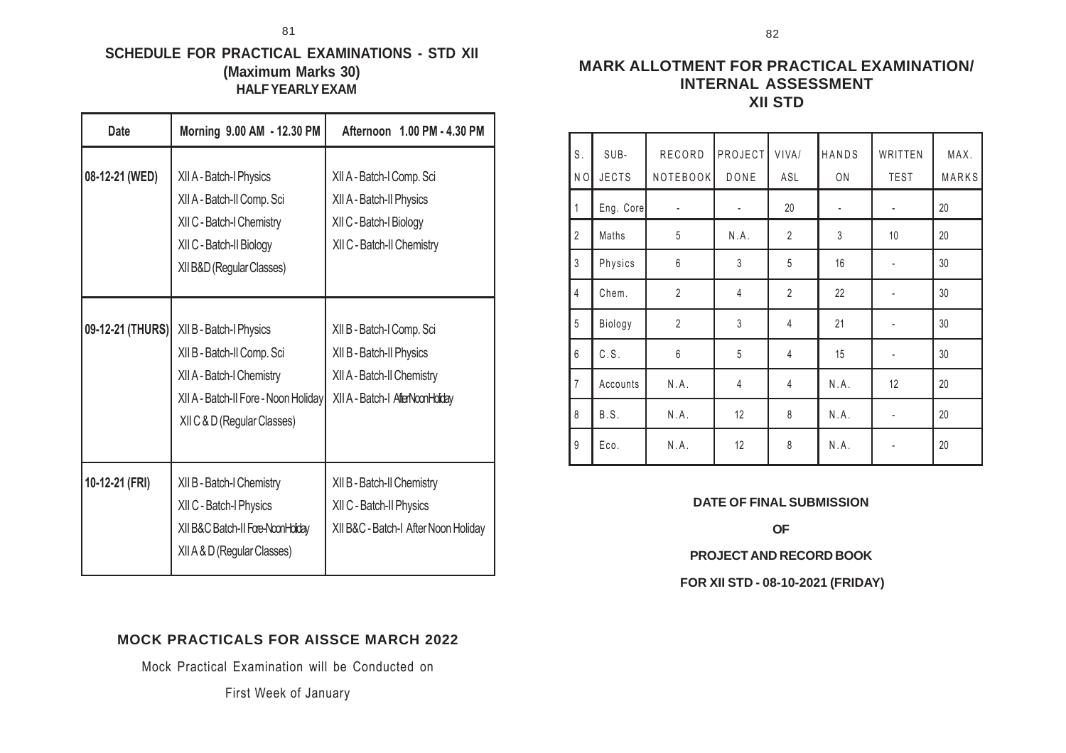## SCHEDULE FOR PRACTICAL EXAMINATIONS - STD XII
### (Maximum Marks 30)
### HALF YEARLY EXAM

| Date | Morning 9.00 AM - 12.30 PM | Afternoon 1.00 PM - 4.30 PM |
|---|---|---|
| 08-12-21 (WED) | XII A - Batch-I Physics<br>XII A - Batch-II Comp. Sci<br>XII C - Batch-I Chemistry<br>XII C - Batch-II Biology<br>XII B&D (Regular Classes) | XII A - Batch-I Comp. Sci<br>XII A - Batch-II Physics<br>XII C - Batch-I Biology<br>XII C - Batch-II Chemistry |
| 09-12-21 (THURS) | XII B - Batch-I Physics<br>XII B - Batch-II Comp. Sci<br>XII A - Batch-I Chemistry<br>XII A - Batch-II Fore - Noon Holiday<br>XII C & D (Regular Classes) | XII B - Batch-I Comp. Sci<br>XII B - Batch-II Physics<br>XII A - Batch-II Chemistry<br>XII A - Batch-I AfterNoon Holiday |
| 10-12-21 (FRI) | XII B - Batch-I Chemistry<br>XII C - Batch-I Physics<br>XII B&C Batch-II Fore-Noon Holiday<br>XII A & D (Regular Classes) | XII B - Batch-II Chemistry<br>XII C - Batch-II Physics<br>XII B&C - Batch-I After Noon Holiday |

## MOCK PRACTICALS FOR AISSCE MARCH 2022

Mock Practical Examination will be Conducted on

First Week of January

## MARK ALLOTMENT FOR PRACTICAL EXAMINATION/ INTERNAL ASSESSMENT
### XII STD

| S. NO | SUBJECTS | RECORD NOTEBOOK | PROJECT DONE | VIVA/ ASL | HANDS ON | WRITTEN TEST | MAX. MARKS |
|---|---|---|---|---|---|---|---|
| 1 | Eng. Core | - | - | 20 | - | - | 20 |
| 2 | Maths | 5 | N.A. | 2 | 3 | 10 | 20 |
| 3 | Physics | 6 | 3 | 5 | 16 | - | 30 |
| 4 | Chem. | 2 | 4 | 2 | 22 | - | 30 |
| 5 | Biology | 2 | 3 | 4 | 21 | - | 30 |
| 6 | C.S. | 6 | 5 | 4 | 15 | - | 30 |
| 7 | Accounts | N.A. | 4 | 4 | N.A. | 12 | 20 |
| 8 | B.S. | N.A. | 12 | 8 | N.A. | - | 20 |
| 9 | Eco. | N.A. | 12 | 8 | N.A. | - | 20 |

**DATE OF FINAL SUBMISSION**

**OF**

**PROJECT AND RECORD BOOK**

**FOR XII STD - 08-10-2021 (FRIDAY)**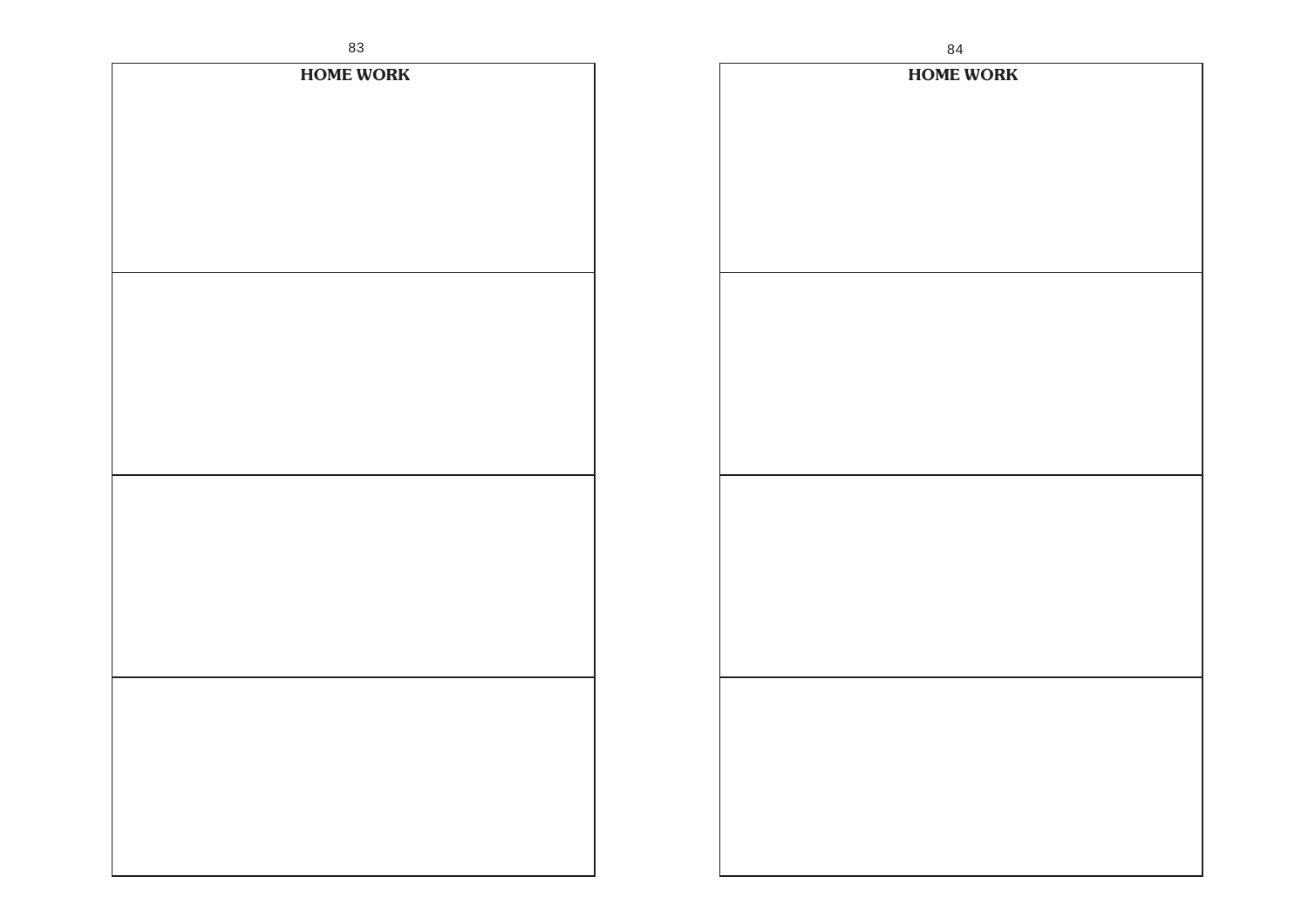## HOME WORK

## HOME WORK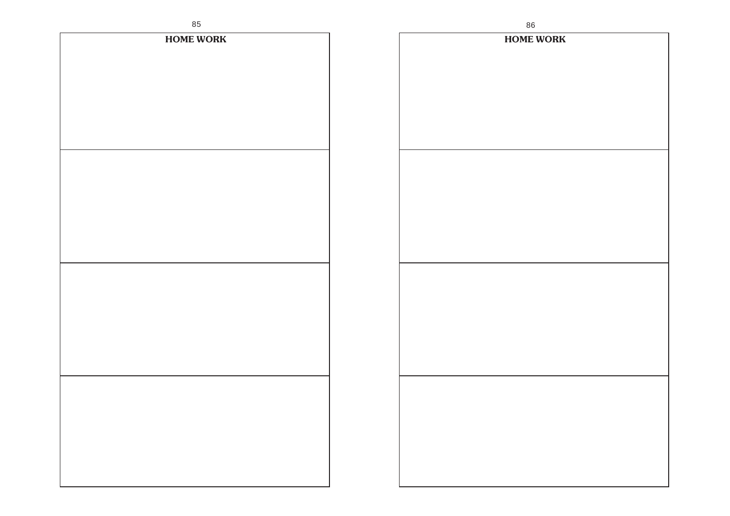## HOME WORK

## HOME WORK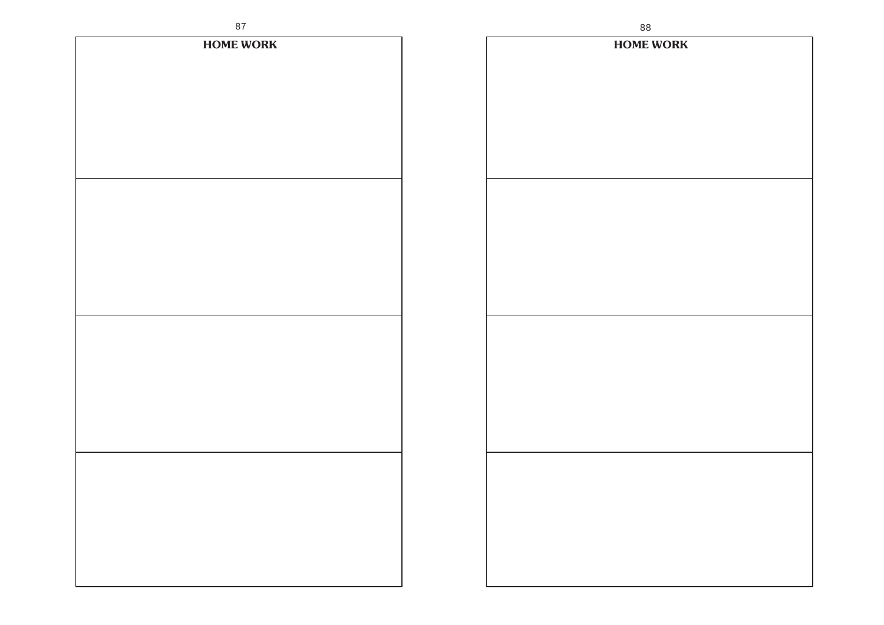## HOME WORK

## HOME WORK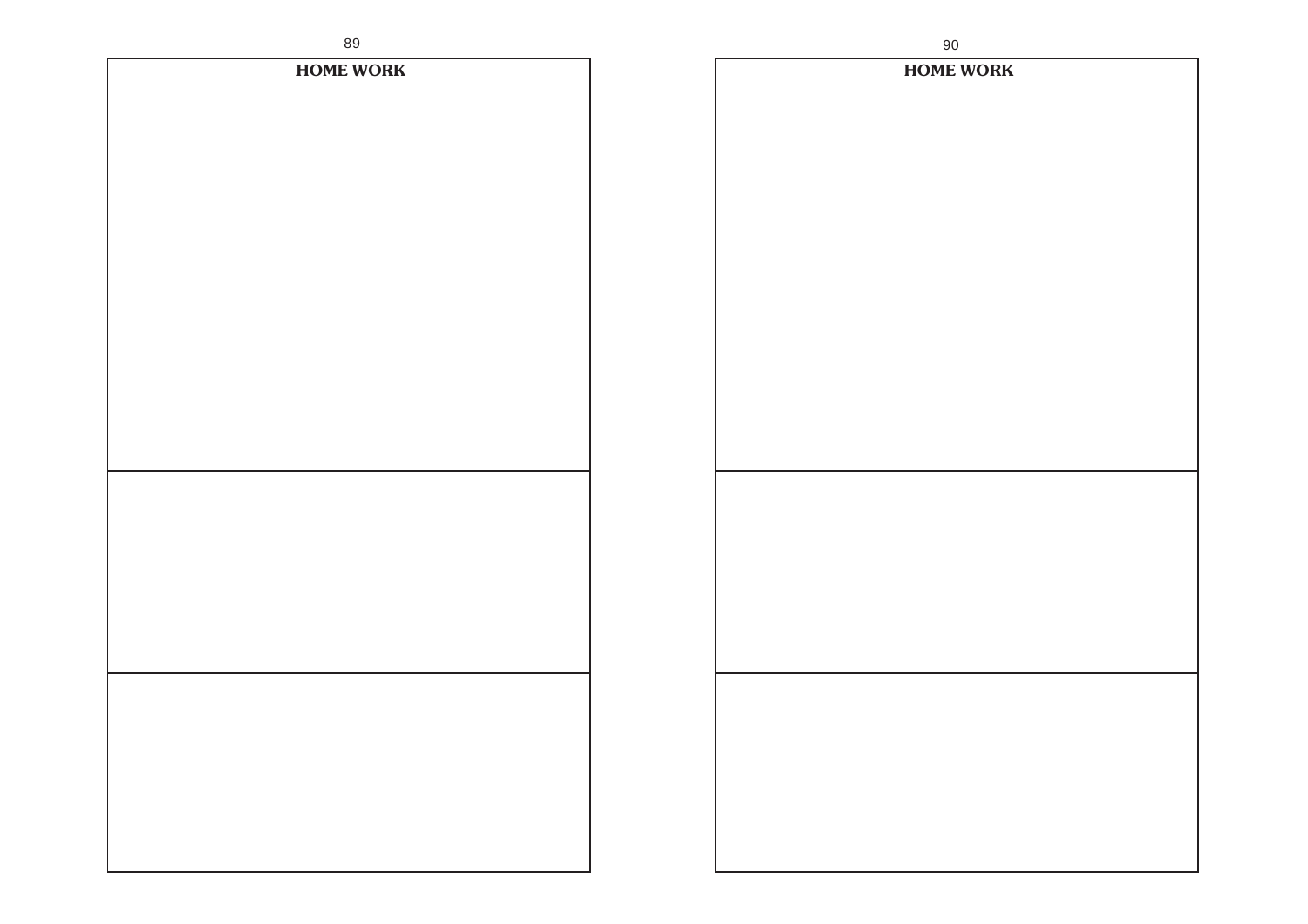## HOME WORK

## HOME WORK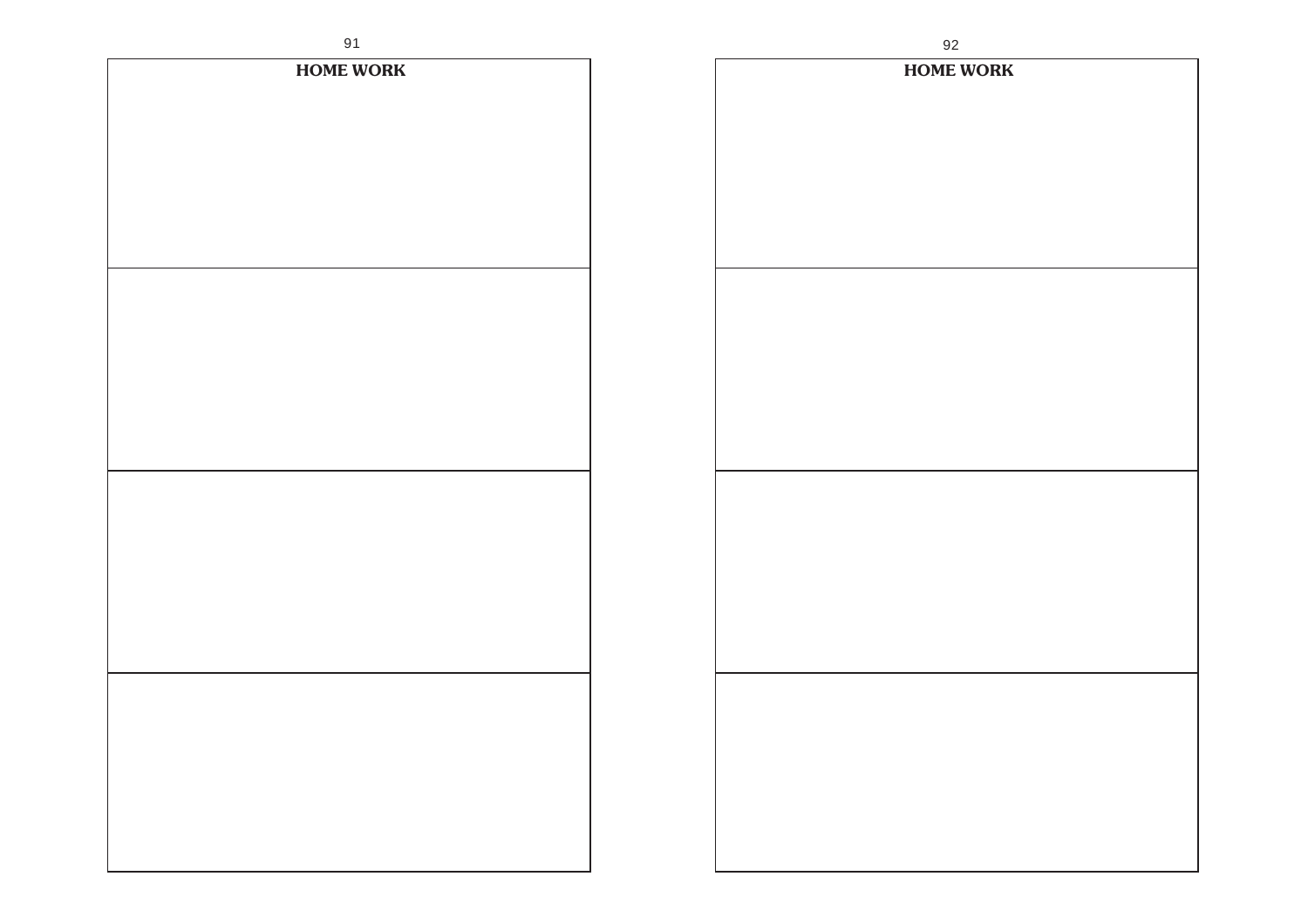## HOME WORK

## HOME WORK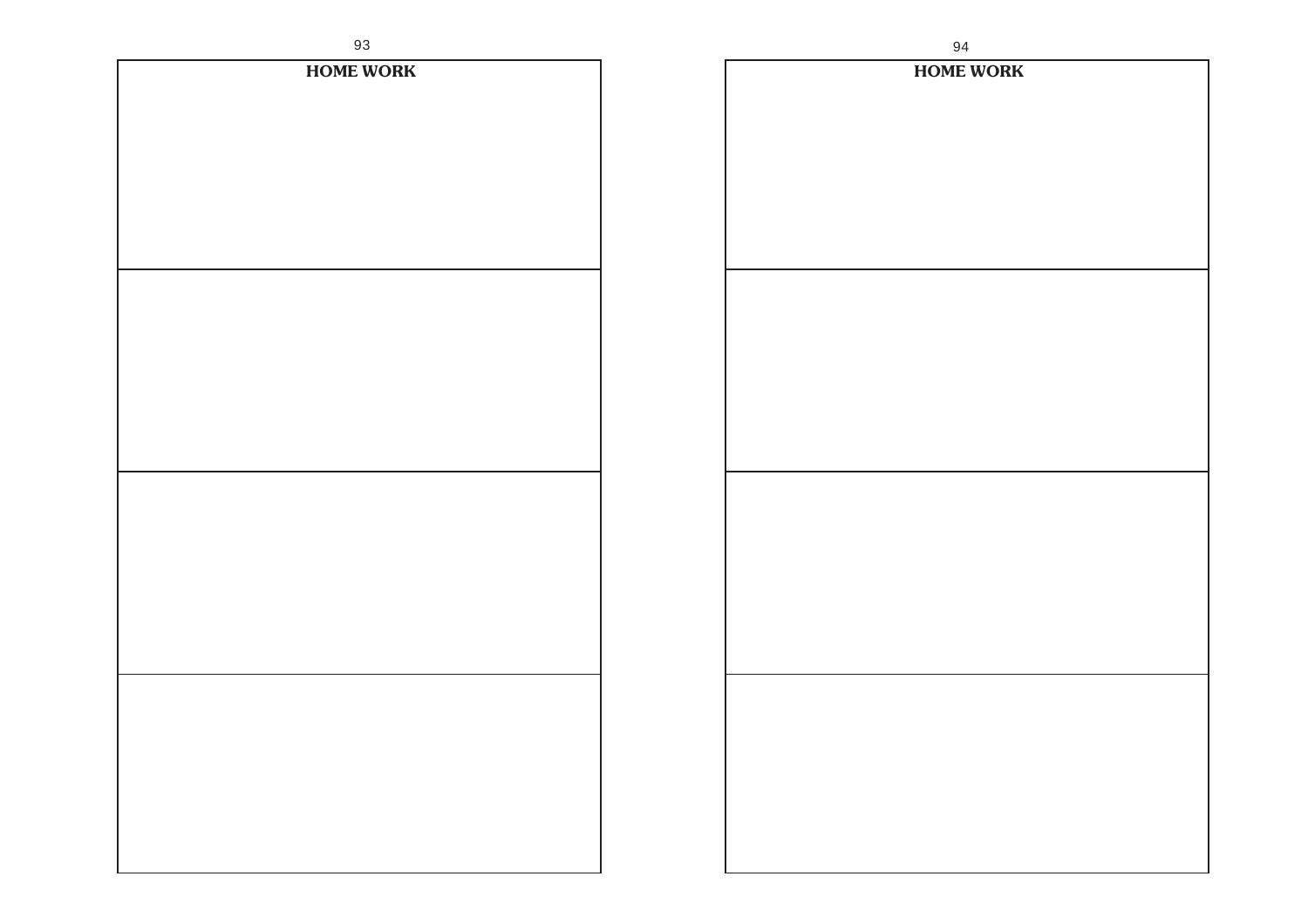## HOME WORK

## HOME WORK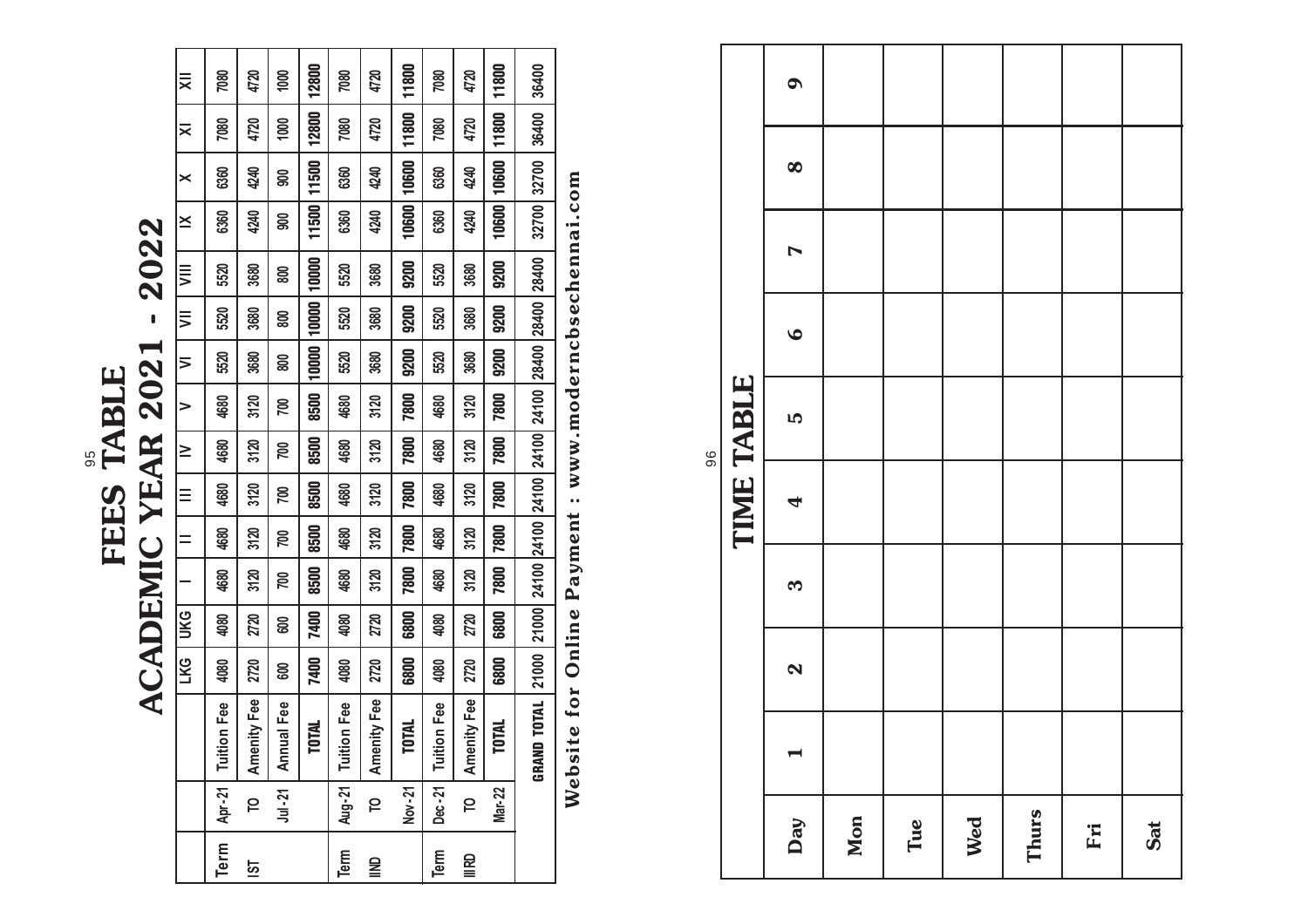# FEES TABLE

## ACADEMIC YEAR 2021 - 2022

| | | | LKG | UKG | I | II | III | IV | V | VI | VII | VIII | IX | X | XI | XII |
|---|---|---|---|---|---|---|---|---|---|---|---|---|---|---|---|---|
| Term | Apr-21 | Tuition Fee | 4080 | 4080 | 4680 | 4680 | 4680 | 4680 | 4680 | 5520 | 5520 | 5520 | 6360 | 6360 | 7080 | 7080 |
| IST | TO | Amenity Fee | 2720 | 2720 | 3120 | 3120 | 3120 | 3120 | 3120 | 3680 | 3680 | 3680 | 4240 | 4240 | 4720 | 4720 |
| | Jul-21 | Annual Fee | 600 | 600 | 700 | 700 | 700 | 700 | 700 | 800 | 800 | 800 | 900 | 900 | 1000 | 1000 |
| | | TOTAL | 7400 | 7400 | 8500 | 8500 | 8500 | 8500 | 8500 | 10000 | 10000 | 10000 | 11500 | 11500 | 12800 | 12800 |
| Term | Aug-21 | Tuition Fee | 4080 | 4080 | 4680 | 4680 | 4680 | 4680 | 4680 | 5520 | 5520 | 5520 | 6360 | 6360 | 7080 | 7080 |
| IIND | TO | Amenity Fee | 2720 | 2720 | 3120 | 3120 | 3120 | 3120 | 3120 | 3680 | 3680 | 3680 | 4240 | 4240 | 4720 | 4720 |
| | Nov-21 | TOTAL | 6800 | 6800 | 7800 | 7800 | 7800 | 7800 | 7800 | 9200 | 9200 | 9200 | 10600 | 10600 | 11800 | 11800 |
| Term | Dec-21 | Tuition Fee | 4080 | 4080 | 4680 | 4680 | 4680 | 4680 | 4680 | 5520 | 5520 | 5520 | 6360 | 6360 | 7080 | 7080 |
| IIIRD | TO | Amenity Fee | 2720 | 2720 | 3120 | 3120 | 3120 | 3120 | 3120 | 3680 | 3680 | 3680 | 4240 | 4240 | 4720 | 4720 |
| | Mar-22 | TOTAL | 6800 | 6800 | 7800 | 7800 | 7800 | 7800 | 7800 | 9200 | 9200 | 9200 | 10600 | 10600 | 11800 | 11800 |
| | | GRAND TOTAL | 21000 | 21000 | 24100 | 24100 | 24100 | 24100 | 24100 | 28400 | 28400 | 28400 | 32700 | 32700 | 36400 | 36400 |

**Website for Online Payment : www.moderncbsechennai.com**

# TIME TABLE

| Day | 1 | 2 | 3 | 4 | 5 | 6 | 7 | 8 | 9 |
|---|---|---|---|---|---|---|---|---|---|
| Mon | | | | | | | | | |
| Tue | | | | | | | | | |
| Wed | | | | | | | | | |
| Thurs | | | | | | | | | |
| Fri | | | | | | | | | |
| Sat | | | | | | | | | |